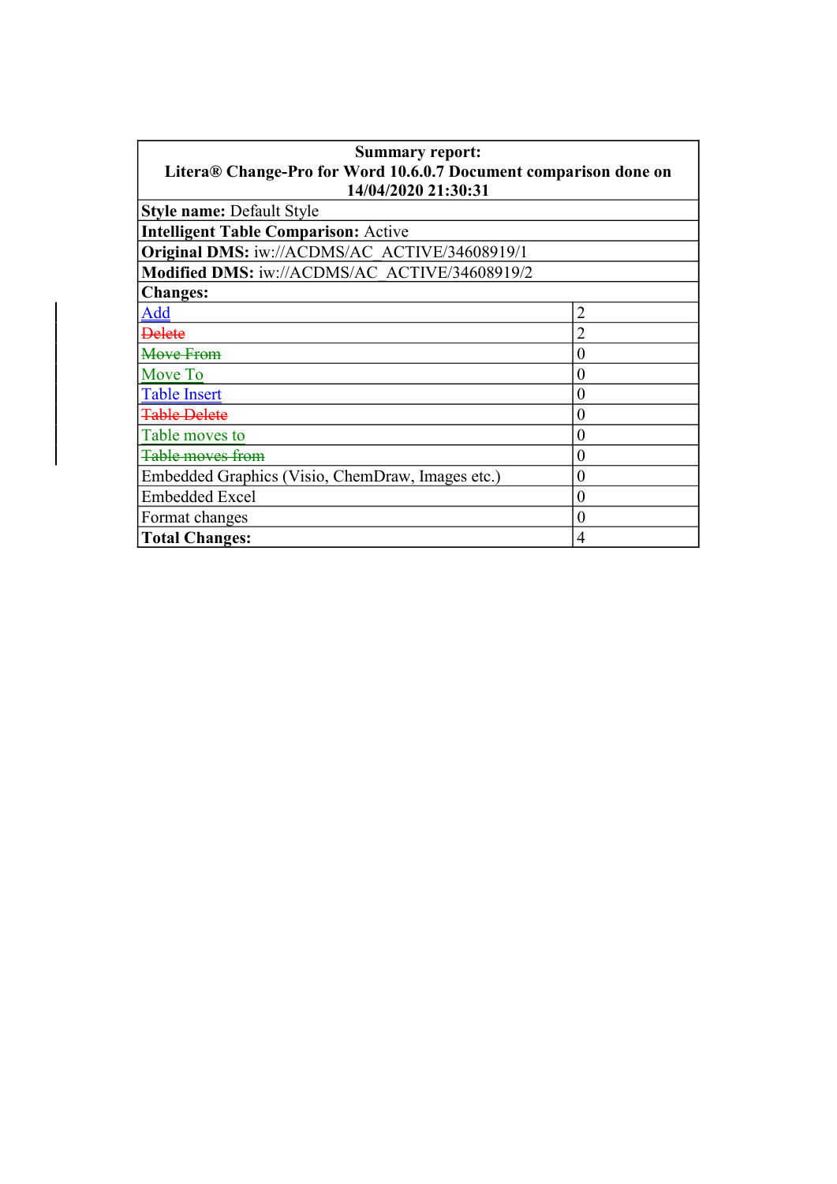| **Summary report: Litera® Change-Pro for Word 10.6.0.7 Document comparison done on 14/04/2020 21:30:31** | |
|---|---|
| **Style name:** Default Style | |
| **Intelligent Table Comparison:** Active | |
| **Original DMS:** iw://ACDMS/AC_ACTIVE/34608919/1 | |
| **Modified DMS:** iw://ACDMS/AC_ACTIVE/34608919/2 | |
| **Changes:** | |
| Add | 2 |
| ~~Delete~~ | 2 |
| ~~Move From~~ | 0 |
| Move To | 0 |
| Table Insert | 0 |
| ~~Table Delete~~ | 0 |
| Table moves to | 0 |
| ~~Table moves from~~ | 0 |
| Embedded Graphics (Visio, ChemDraw, Images etc.) | 0 |
| Embedded Excel | 0 |
| Format changes | 0 |
| **Total Changes:** | 4 |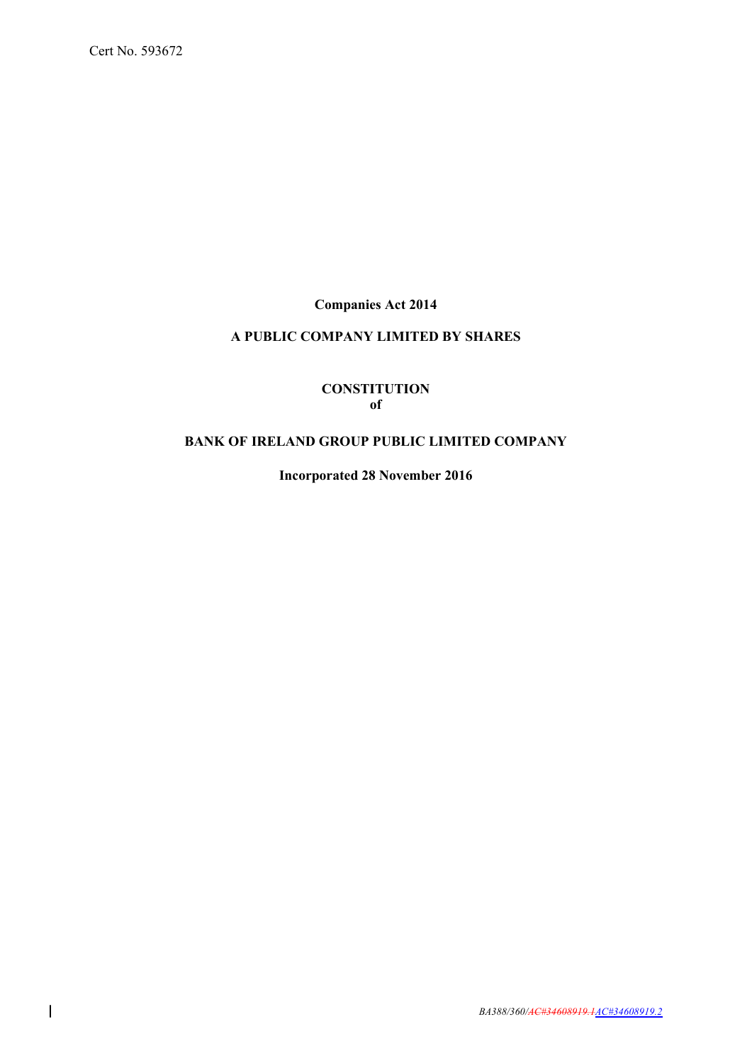Cert No. 593672

**Companies Act 2014**

**A PUBLIC COMPANY LIMITED BY SHARES**

**CONSTITUTION**
**of**

**BANK OF IRELAND GROUP PUBLIC LIMITED COMPANY**

**Incorporated 28 November 2016**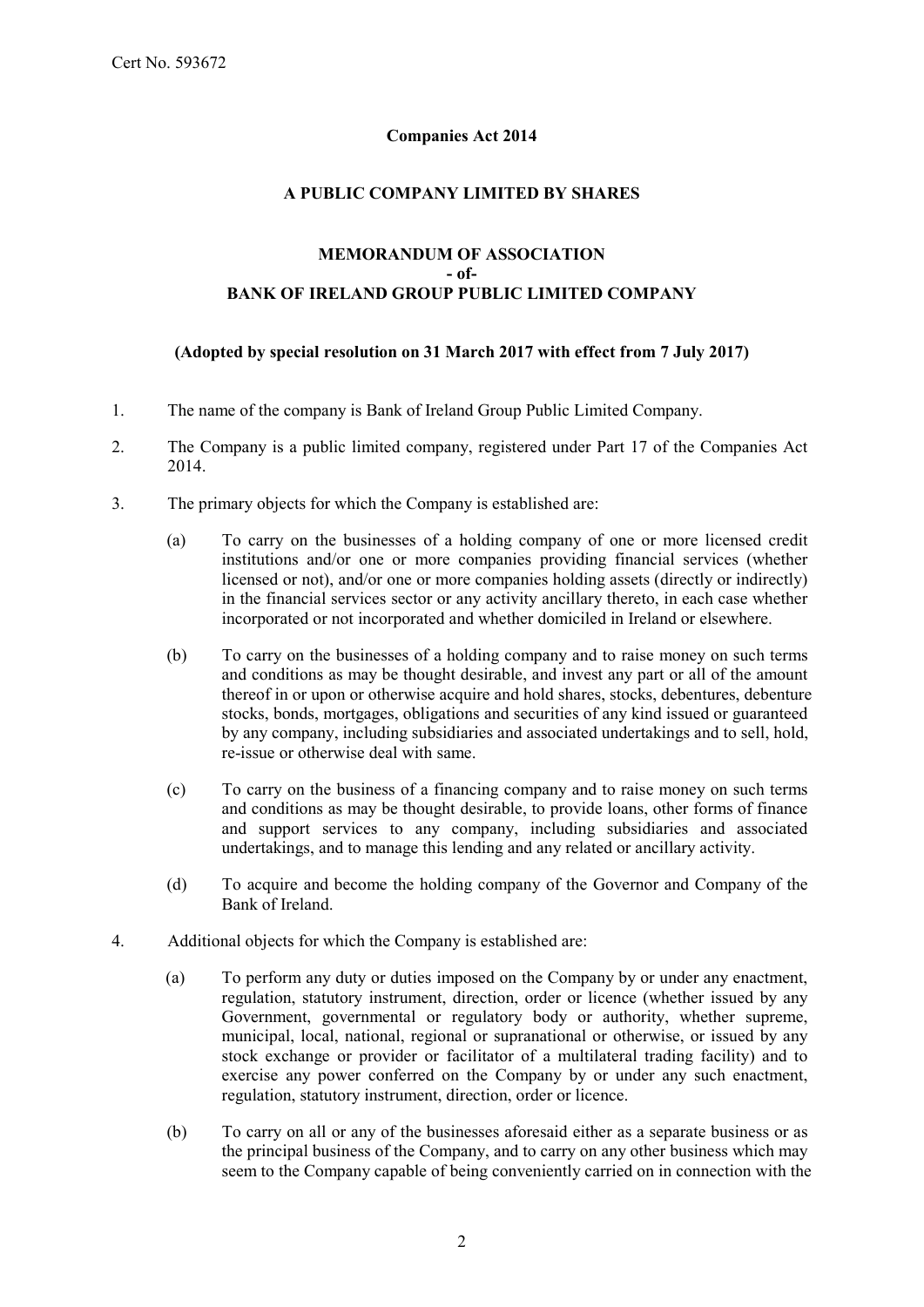Cert No. 593672

**Companies Act 2014**

**A PUBLIC COMPANY LIMITED BY SHARES**

**MEMORANDUM OF ASSOCIATION**
**- of-**
**BANK OF IRELAND GROUP PUBLIC LIMITED COMPANY**

**(Adopted by special resolution on 31 March 2017 with effect from 7 July 2017)**

1. The name of the company is Bank of Ireland Group Public Limited Company.

2. The Company is a public limited company, registered under Part 17 of the Companies Act 2014.

3. The primary objects for which the Company is established are:

    (a) To carry on the businesses of a holding company of one or more licensed credit institutions and/or one or more companies providing financial services (whether licensed or not), and/or one or more companies holding assets (directly or indirectly) in the financial services sector or any activity ancillary thereto, in each case whether incorporated or not incorporated and whether domiciled in Ireland or elsewhere.

    (b) To carry on the businesses of a holding company and to raise money on such terms and conditions as may be thought desirable, and invest any part or all of the amount thereof in or upon or otherwise acquire and hold shares, stocks, debentures, debenture stocks, bonds, mortgages, obligations and securities of any kind issued or guaranteed by any company, including subsidiaries and associated undertakings and to sell, hold, re-issue or otherwise deal with same.

    (c) To carry on the business of a financing company and to raise money on such terms and conditions as may be thought desirable, to provide loans, other forms of finance and support services to any company, including subsidiaries and associated undertakings, and to manage this lending and any related or ancillary activity.

    (d) To acquire and become the holding company of the Governor and Company of the Bank of Ireland.

4. Additional objects for which the Company is established are:

    (a) To perform any duty or duties imposed on the Company by or under any enactment, regulation, statutory instrument, direction, order or licence (whether issued by any Government, governmental or regulatory body or authority, whether supreme, municipal, local, national, regional or supranational or otherwise, or issued by any stock exchange or provider or facilitator of a multilateral trading facility) and to exercise any power conferred on the Company by or under any such enactment, regulation, statutory instrument, direction, order or licence.

    (b) To carry on all or any of the businesses aforesaid either as a separate business or as the principal business of the Company, and to carry on any other business which may seem to the Company capable of being conveniently carried on in connection with the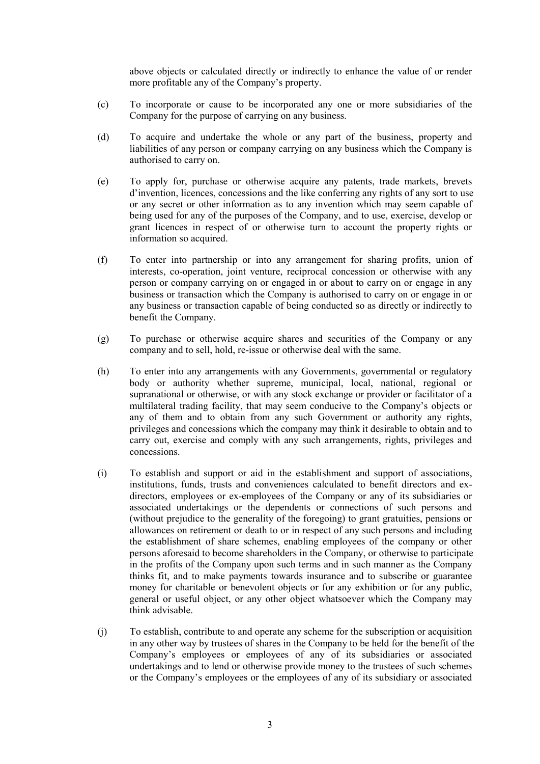above objects or calculated directly or indirectly to enhance the value of or render more profitable any of the Company's property.

(c) To incorporate or cause to be incorporated any one or more subsidiaries of the Company for the purpose of carrying on any business.

(d) To acquire and undertake the whole or any part of the business, property and liabilities of any person or company carrying on any business which the Company is authorised to carry on.

(e) To apply for, purchase or otherwise acquire any patents, trade markets, brevets d'invention, licences, concessions and the like conferring any rights of any sort to use or any secret or other information as to any invention which may seem capable of being used for any of the purposes of the Company, and to use, exercise, develop or grant licences in respect of or otherwise turn to account the property rights or information so acquired.

(f) To enter into partnership or into any arrangement for sharing profits, union of interests, co-operation, joint venture, reciprocal concession or otherwise with any person or company carrying on or engaged in or about to carry on or engage in any business or transaction which the Company is authorised to carry on or engage in or any business or transaction capable of being conducted so as directly or indirectly to benefit the Company.

(g) To purchase or otherwise acquire shares and securities of the Company or any company and to sell, hold, re-issue or otherwise deal with the same.

(h) To enter into any arrangements with any Governments, governmental or regulatory body or authority whether supreme, municipal, local, national, regional or supranational or otherwise, or with any stock exchange or provider or facilitator of a multilateral trading facility, that may seem conducive to the Company's objects or any of them and to obtain from any such Government or authority any rights, privileges and concessions which the company may think it desirable to obtain and to carry out, exercise and comply with any such arrangements, rights, privileges and concessions.

(i) To establish and support or aid in the establishment and support of associations, institutions, funds, trusts and conveniences calculated to benefit directors and ex-directors, employees or ex-employees of the Company or any of its subsidiaries or associated undertakings or the dependents or connections of such persons and (without prejudice to the generality of the foregoing) to grant gratuities, pensions or allowances on retirement or death to or in respect of any such persons and including the establishment of share schemes, enabling employees of the company or other persons aforesaid to become shareholders in the Company, or otherwise to participate in the profits of the Company upon such terms and in such manner as the Company thinks fit, and to make payments towards insurance and to subscribe or guarantee money for charitable or benevolent objects or for any exhibition or for any public, general or useful object, or any other object whatsoever which the Company may think advisable.

(j) To establish, contribute to and operate any scheme for the subscription or acquisition in any other way by trustees of shares in the Company to be held for the benefit of the Company's employees or employees of any of its subsidiaries or associated undertakings and to lend or otherwise provide money to the trustees of such schemes or the Company's employees or the employees of any of its subsidiary or associated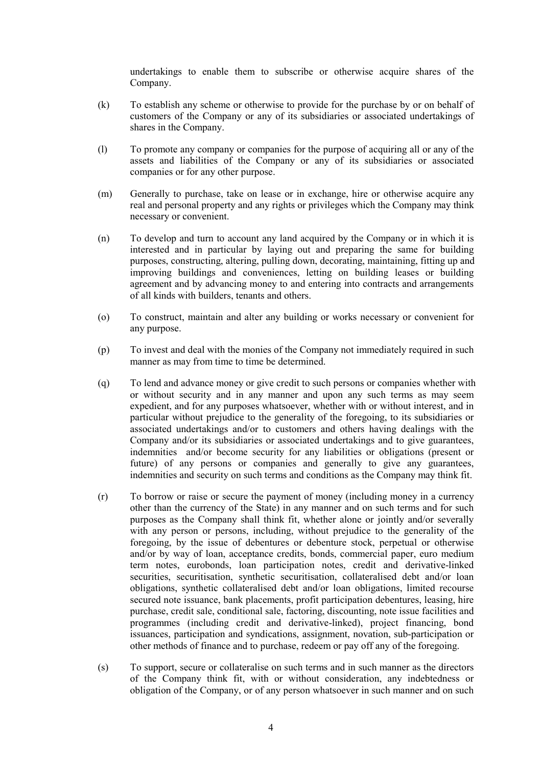undertakings to enable them to subscribe or otherwise acquire shares of the Company.

(k) To establish any scheme or otherwise to provide for the purchase by or on behalf of customers of the Company or any of its subsidiaries or associated undertakings of shares in the Company.

(l) To promote any company or companies for the purpose of acquiring all or any of the assets and liabilities of the Company or any of its subsidiaries or associated companies or for any other purpose.

(m) Generally to purchase, take on lease or in exchange, hire or otherwise acquire any real and personal property and any rights or privileges which the Company may think necessary or convenient.

(n) To develop and turn to account any land acquired by the Company or in which it is interested and in particular by laying out and preparing the same for building purposes, constructing, altering, pulling down, decorating, maintaining, fitting up and improving buildings and conveniences, letting on building leases or building agreement and by advancing money to and entering into contracts and arrangements of all kinds with builders, tenants and others.

(o) To construct, maintain and alter any building or works necessary or convenient for any purpose.

(p) To invest and deal with the monies of the Company not immediately required in such manner as may from time to time be determined.

(q) To lend and advance money or give credit to such persons or companies whether with or without security and in any manner and upon any such terms as may seem expedient, and for any purposes whatsoever, whether with or without interest, and in particular without prejudice to the generality of the foregoing, to its subsidiaries or associated undertakings and/or to customers and others having dealings with the Company and/or its subsidiaries or associated undertakings and to give guarantees, indemnities and/or become security for any liabilities or obligations (present or future) of any persons or companies and generally to give any guarantees, indemnities and security on such terms and conditions as the Company may think fit.

(r) To borrow or raise or secure the payment of money (including money in a currency other than the currency of the State) in any manner and on such terms and for such purposes as the Company shall think fit, whether alone or jointly and/or severally with any person or persons, including, without prejudice to the generality of the foregoing, by the issue of debentures or debenture stock, perpetual or otherwise and/or by way of loan, acceptance credits, bonds, commercial paper, euro medium term notes, eurobonds, loan participation notes, credit and derivative-linked securities, securitisation, synthetic securitisation, collateralised debt and/or loan obligations, synthetic collateralised debt and/or loan obligations, limited recourse secured note issuance, bank placements, profit participation debentures, leasing, hire purchase, credit sale, conditional sale, factoring, discounting, note issue facilities and programmes (including credit and derivative-linked), project financing, bond issuances, participation and syndications, assignment, novation, sub-participation or other methods of finance and to purchase, redeem or pay off any of the foregoing.

(s) To support, secure or collateralise on such terms and in such manner as the directors of the Company think fit, with or without consideration, any indebtedness or obligation of the Company, or of any person whatsoever in such manner and on such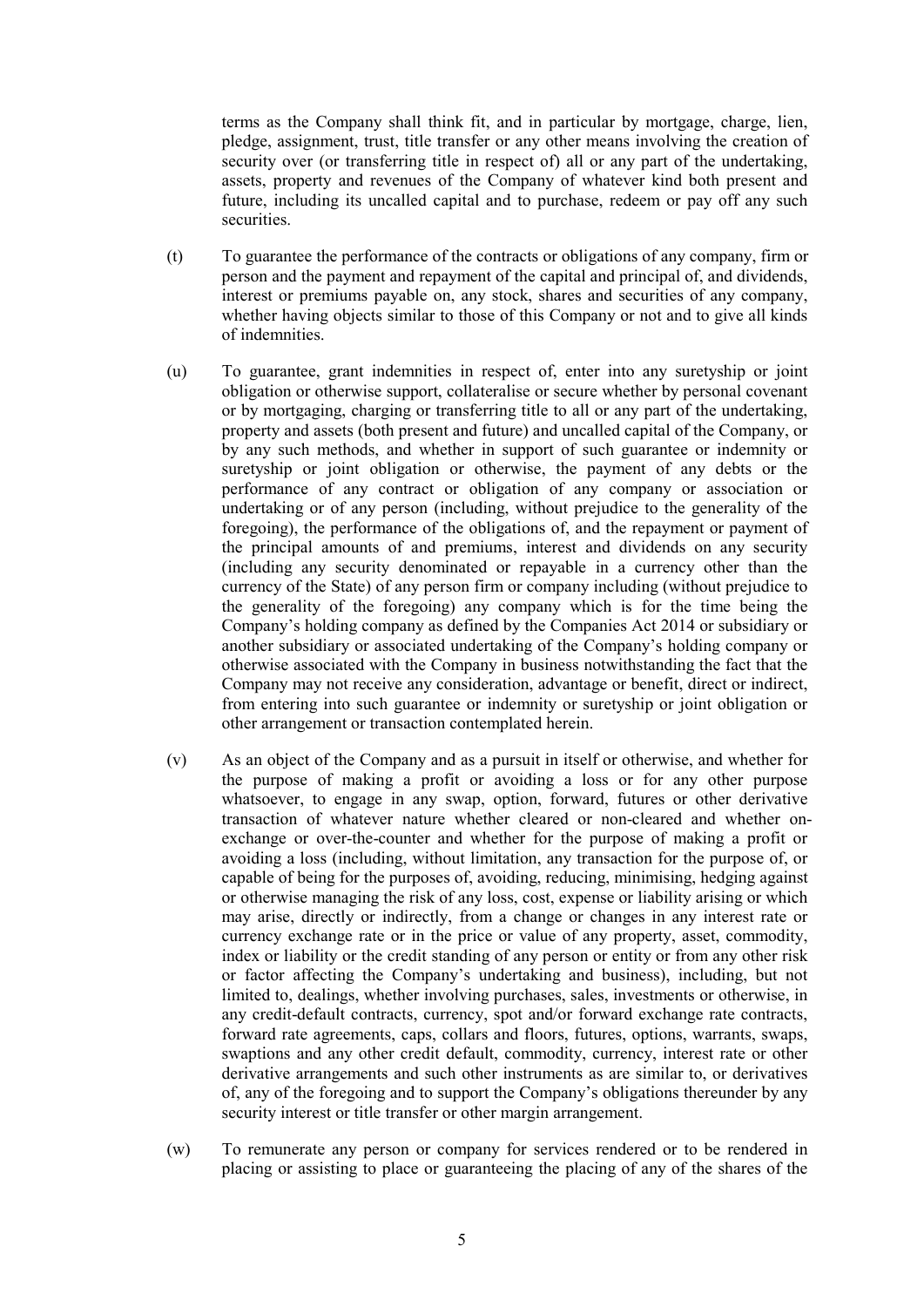terms as the Company shall think fit, and in particular by mortgage, charge, lien, pledge, assignment, trust, title transfer or any other means involving the creation of security over (or transferring title in respect of) all or any part of the undertaking, assets, property and revenues of the Company of whatever kind both present and future, including its uncalled capital and to purchase, redeem or pay off any such securities.

(t) To guarantee the performance of the contracts or obligations of any company, firm or person and the payment and repayment of the capital and principal of, and dividends, interest or premiums payable on, any stock, shares and securities of any company, whether having objects similar to those of this Company or not and to give all kinds of indemnities.

(u) To guarantee, grant indemnities in respect of, enter into any suretyship or joint obligation or otherwise support, collateralise or secure whether by personal covenant or by mortgaging, charging or transferring title to all or any part of the undertaking, property and assets (both present and future) and uncalled capital of the Company, or by any such methods, and whether in support of such guarantee or indemnity or suretyship or joint obligation or otherwise, the payment of any debts or the performance of any contract or obligation of any company or association or undertaking or of any person (including, without prejudice to the generality of the foregoing), the performance of the obligations of, and the repayment or payment of the principal amounts of and premiums, interest and dividends on any security (including any security denominated or repayable in a currency other than the currency of the State) of any person firm or company including (without prejudice to the generality of the foregoing) any company which is for the time being the Company's holding company as defined by the Companies Act 2014 or subsidiary or another subsidiary or associated undertaking of the Company's holding company or otherwise associated with the Company in business notwithstanding the fact that the Company may not receive any consideration, advantage or benefit, direct or indirect, from entering into such guarantee or indemnity or suretyship or joint obligation or other arrangement or transaction contemplated herein.

(v) As an object of the Company and as a pursuit in itself or otherwise, and whether for the purpose of making a profit or avoiding a loss or for any other purpose whatsoever, to engage in any swap, option, forward, futures or other derivative transaction of whatever nature whether cleared or non-cleared and whether on-exchange or over-the-counter and whether for the purpose of making a profit or avoiding a loss (including, without limitation, any transaction for the purpose of, or capable of being for the purposes of, avoiding, reducing, minimising, hedging against or otherwise managing the risk of any loss, cost, expense or liability arising or which may arise, directly or indirectly, from a change or changes in any interest rate or currency exchange rate or in the price or value of any property, asset, commodity, index or liability or the credit standing of any person or entity or from any other risk or factor affecting the Company's undertaking and business), including, but not limited to, dealings, whether involving purchases, sales, investments or otherwise, in any credit-default contracts, currency, spot and/or forward exchange rate contracts, forward rate agreements, caps, collars and floors, futures, options, warrants, swaps, swaptions and any other credit default, commodity, currency, interest rate or other derivative arrangements and such other instruments as are similar to, or derivatives of, any of the foregoing and to support the Company's obligations thereunder by any security interest or title transfer or other margin arrangement.

(w) To remunerate any person or company for services rendered or to be rendered in placing or assisting to place or guaranteeing the placing of any of the shares of the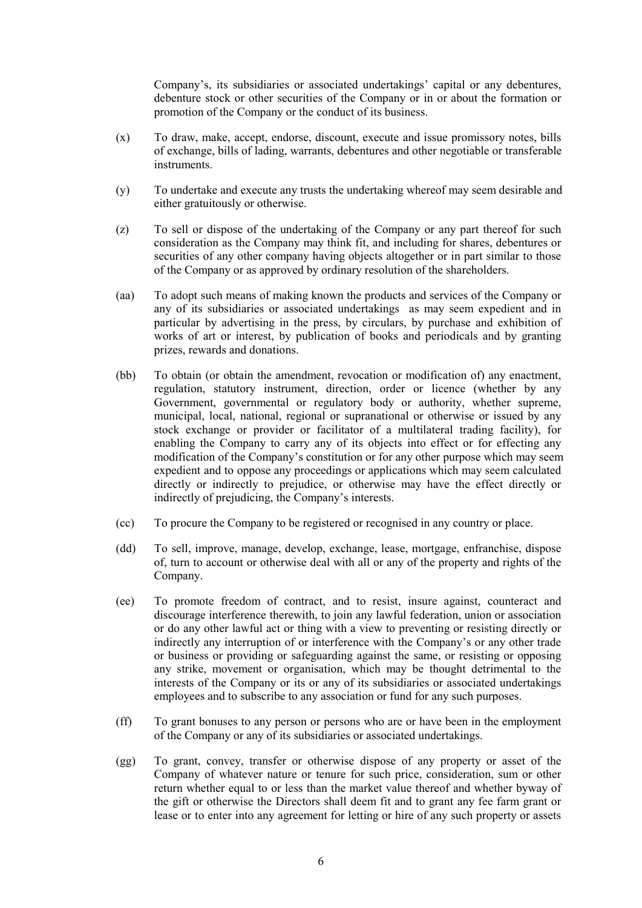Company's, its subsidiaries or associated undertakings' capital or any debentures, debenture stock or other securities of the Company or in or about the formation or promotion of the Company or the conduct of its business.

(x) To draw, make, accept, endorse, discount, execute and issue promissory notes, bills of exchange, bills of lading, warrants, debentures and other negotiable or transferable instruments.

(y) To undertake and execute any trusts the undertaking whereof may seem desirable and either gratuitously or otherwise.

(z) To sell or dispose of the undertaking of the Company or any part thereof for such consideration as the Company may think fit, and including for shares, debentures or securities of any other company having objects altogether or in part similar to those of the Company or as approved by ordinary resolution of the shareholders.

(aa) To adopt such means of making known the products and services of the Company or any of its subsidiaries or associated undertakings as may seem expedient and in particular by advertising in the press, by circulars, by purchase and exhibition of works of art or interest, by publication of books and periodicals and by granting prizes, rewards and donations.

(bb) To obtain (or obtain the amendment, revocation or modification of) any enactment, regulation, statutory instrument, direction, order or licence (whether by any Government, governmental or regulatory body or authority, whether supreme, municipal, local, national, regional or supranational or otherwise or issued by any stock exchange or provider or facilitator of a multilateral trading facility), for enabling the Company to carry any of its objects into effect or for effecting any modification of the Company's constitution or for any other purpose which may seem expedient and to oppose any proceedings or applications which may seem calculated directly or indirectly to prejudice, or otherwise may have the effect directly or indirectly of prejudicing, the Company's interests.

(cc) To procure the Company to be registered or recognised in any country or place.

(dd) To sell, improve, manage, develop, exchange, lease, mortgage, enfranchise, dispose of, turn to account or otherwise deal with all or any of the property and rights of the Company.

(ee) To promote freedom of contract, and to resist, insure against, counteract and discourage interference therewith, to join any lawful federation, union or association or do any other lawful act or thing with a view to preventing or resisting directly or indirectly any interruption of or interference with the Company's or any other trade or business or providing or safeguarding against the same, or resisting or opposing any strike, movement or organisation, which may be thought detrimental to the interests of the Company or its or any of its subsidiaries or associated undertakings employees and to subscribe to any association or fund for any such purposes.

(ff) To grant bonuses to any person or persons who are or have been in the employment of the Company or any of its subsidiaries or associated undertakings.

(gg) To grant, convey, transfer or otherwise dispose of any property or asset of the Company of whatever nature or tenure for such price, consideration, sum or other return whether equal to or less than the market value thereof and whether byway of the gift or otherwise the Directors shall deem fit and to grant any fee farm grant or lease or to enter into any agreement for letting or hire of any such property or assets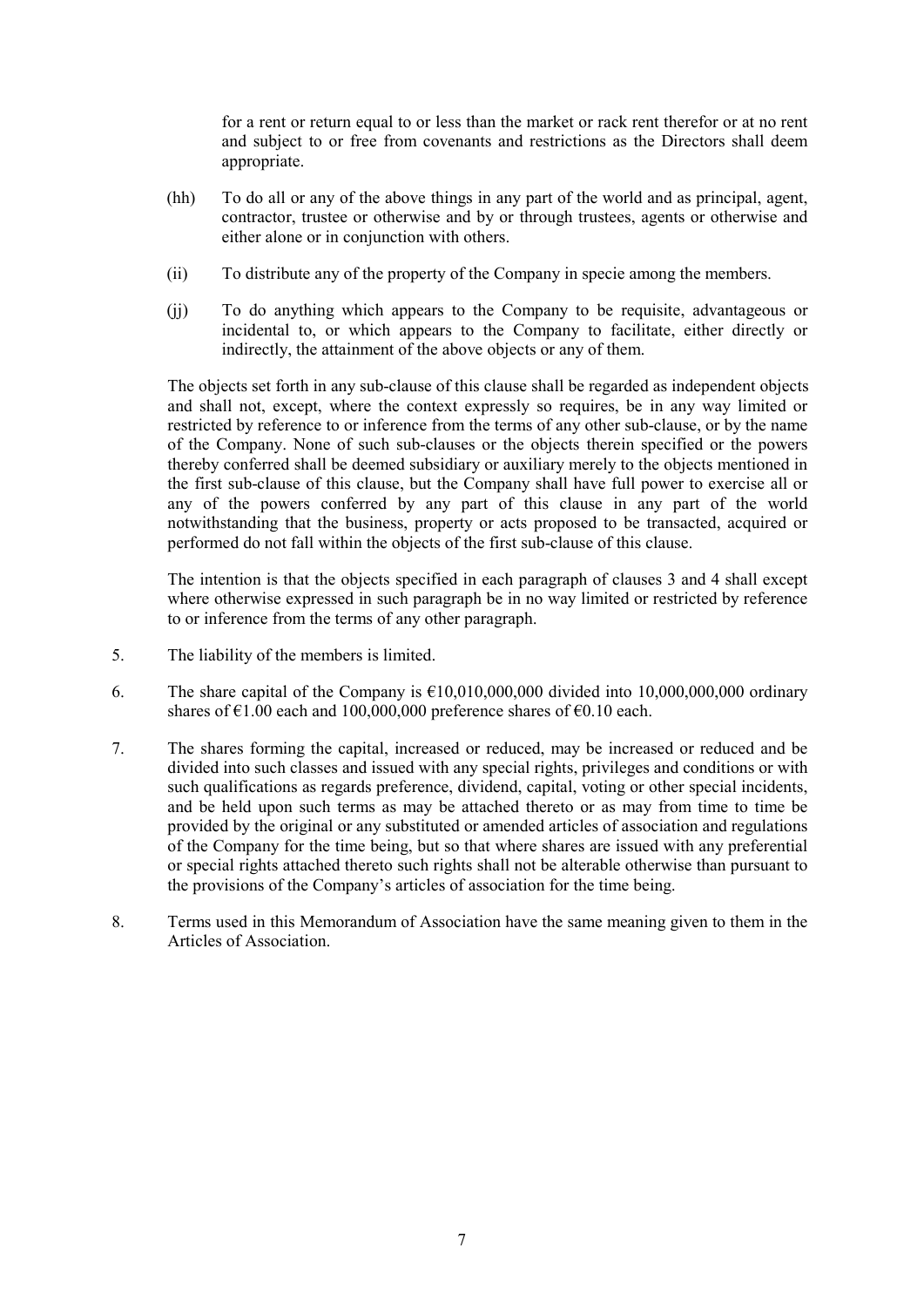for a rent or return equal to or less than the market or rack rent therefor or at no rent and subject to or free from covenants and restrictions as the Directors shall deem appropriate.

(hh) To do all or any of the above things in any part of the world and as principal, agent, contractor, trustee or otherwise and by or through trustees, agents or otherwise and either alone or in conjunction with others.

(ii) To distribute any of the property of the Company in specie among the members.

(jj) To do anything which appears to the Company to be requisite, advantageous or incidental to, or which appears to the Company to facilitate, either directly or indirectly, the attainment of the above objects or any of them.

The objects set forth in any sub-clause of this clause shall be regarded as independent objects and shall not, except, where the context expressly so requires, be in any way limited or restricted by reference to or inference from the terms of any other sub-clause, or by the name of the Company. None of such sub-clauses or the objects therein specified or the powers thereby conferred shall be deemed subsidiary or auxiliary merely to the objects mentioned in the first sub-clause of this clause, but the Company shall have full power to exercise all or any of the powers conferred by any part of this clause in any part of the world notwithstanding that the business, property or acts proposed to be transacted, acquired or performed do not fall within the objects of the first sub-clause of this clause.

The intention is that the objects specified in each paragraph of clauses 3 and 4 shall except where otherwise expressed in such paragraph be in no way limited or restricted by reference to or inference from the terms of any other paragraph.

5. The liability of the members is limited.

6. The share capital of the Company is €10,010,000,000 divided into 10,000,000,000 ordinary shares of €1.00 each and 100,000,000 preference shares of €0.10 each.

7. The shares forming the capital, increased or reduced, may be increased or reduced and be divided into such classes and issued with any special rights, privileges and conditions or with such qualifications as regards preference, dividend, capital, voting or other special incidents, and be held upon such terms as may be attached thereto or as may from time to time be provided by the original or any substituted or amended articles of association and regulations of the Company for the time being, but so that where shares are issued with any preferential or special rights attached thereto such rights shall not be alterable otherwise than pursuant to the provisions of the Company's articles of association for the time being.

8. Terms used in this Memorandum of Association have the same meaning given to them in the Articles of Association.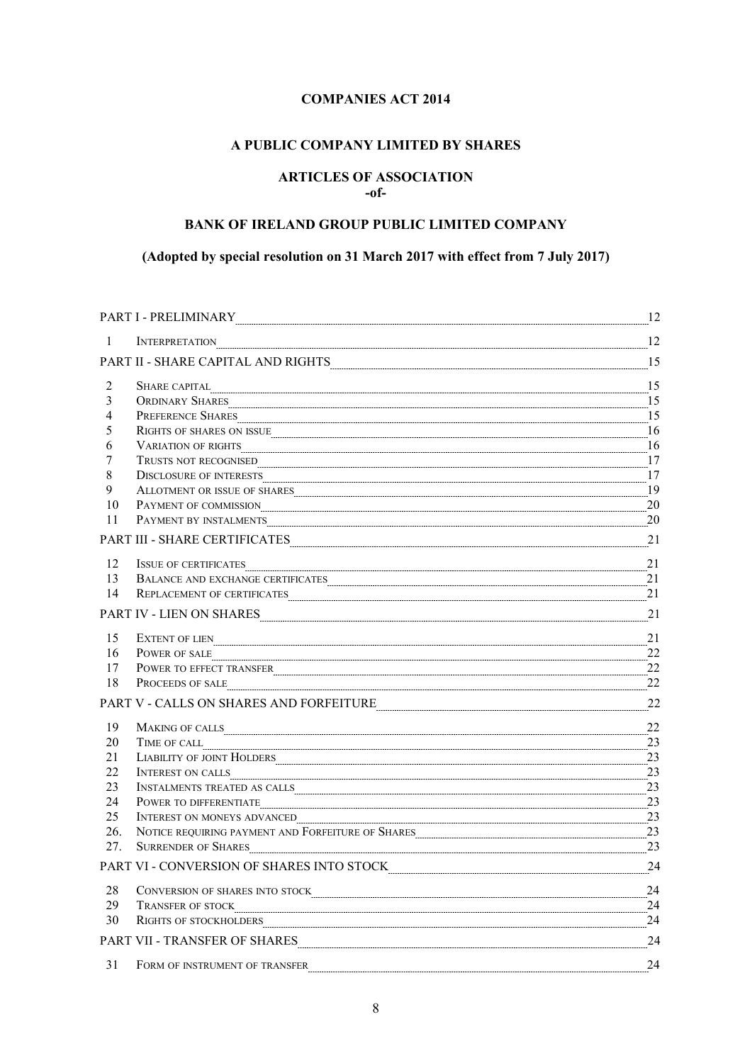**COMPANIES ACT 2014**

**A PUBLIC COMPANY LIMITED BY SHARES**

**ARTICLES OF ASSOCIATION**
**-of-**

**BANK OF IRELAND GROUP PUBLIC LIMITED COMPANY**

**(Adopted by special resolution on 31 March 2017 with effect from 7 July 2017)**

| | | |
|---|---|---|
| PART I - PRELIMINARY | | 12 |
| 1 | INTERPRETATION | 12 |
| PART II - SHARE CAPITAL AND RIGHTS | | 15 |
| 2 | SHARE CAPITAL | 15 |
| 3 | ORDINARY SHARES | 15 |
| 4 | PREFERENCE SHARES | 15 |
| 5 | RIGHTS OF SHARES ON ISSUE | 16 |
| 6 | VARIATION OF RIGHTS | 16 |
| 7 | TRUSTS NOT RECOGNISED | 17 |
| 8 | DISCLOSURE OF INTERESTS | 17 |
| 9 | ALLOTMENT OR ISSUE OF SHARES | 19 |
| 10 | PAYMENT OF COMMISSION | 20 |
| 11 | PAYMENT BY INSTALMENTS | 20 |
| PART III - SHARE CERTIFICATES | | 21 |
| 12 | ISSUE OF CERTIFICATES | 21 |
| 13 | BALANCE AND EXCHANGE CERTIFICATES | 21 |
| 14 | REPLACEMENT OF CERTIFICATES | 21 |
| PART IV - LIEN ON SHARES | | 21 |
| 15 | EXTENT OF LIEN | 21 |
| 16 | POWER OF SALE | 22 |
| 17 | POWER TO EFFECT TRANSFER | 22 |
| 18 | PROCEEDS OF SALE | 22 |
| PART V - CALLS ON SHARES AND FORFEITURE | | 22 |
| 19 | MAKING OF CALLS | 22 |
| 20 | TIME OF CALL | 23 |
| 21 | LIABILITY OF JOINT HOLDERS | 23 |
| 22 | INTEREST ON CALLS | 23 |
| 23 | INSTALMENTS TREATED AS CALLS | 23 |
| 24 | POWER TO DIFFERENTIATE | 23 |
| 25 | INTEREST ON MONEYS ADVANCED | 23 |
| 26. | NOTICE REQUIRING PAYMENT AND FORFEITURE OF SHARES | 23 |
| 27. | SURRENDER OF SHARES | 23 |
| PART VI - CONVERSION OF SHARES INTO STOCK | | 24 |
| 28 | CONVERSION OF SHARES INTO STOCK | 24 |
| 29 | TRANSFER OF STOCK | 24 |
| 30 | RIGHTS OF STOCKHOLDERS | 24 |
| PART VII - TRANSFER OF SHARES | | 24 |
| 31 | FORM OF INSTRUMENT OF TRANSFER | 24 |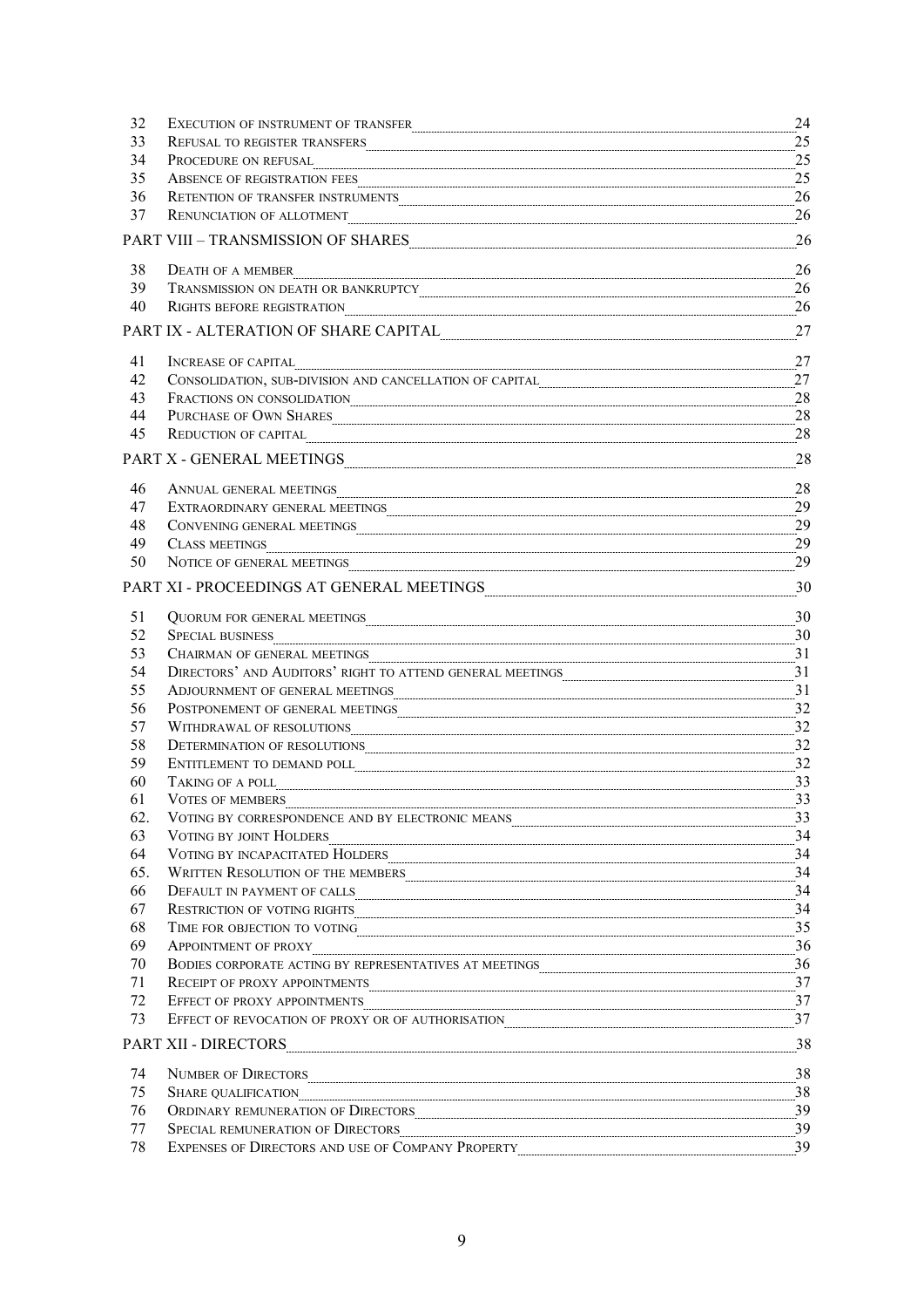| | | |
|---|---|---|
| 32 | Execution of instrument of transfer | 24 |
| 33 | Refusal to register transfers | 25 |
| 34 | Procedure on refusal | 25 |
| 35 | Absence of registration fees | 25 |
| 36 | Retention of transfer instruments | 26 |
| 37 | Renunciation of allotment | 26 |
| | **PART VIII – TRANSMISSION OF SHARES** | 26 |
| 38 | Death of a member | 26 |
| 39 | Transmission on death or bankruptcy | 26 |
| 40 | Rights before registration | 26 |
| | **PART IX - ALTERATION OF SHARE CAPITAL** | 27 |
| 41 | Increase of capital | 27 |
| 42 | Consolidation, sub-division and cancellation of capital | 27 |
| 43 | Fractions on consolidation | 28 |
| 44 | Purchase of Own Shares | 28 |
| 45 | Reduction of capital | 28 |
| | **PART X - GENERAL MEETINGS** | 28 |
| 46 | Annual general meetings | 28 |
| 47 | Extraordinary general meetings | 29 |
| 48 | Convening general meetings | 29 |
| 49 | Class meetings | 29 |
| 50 | Notice of general meetings | 29 |
| | **PART XI - PROCEEDINGS AT GENERAL MEETINGS** | 30 |
| 51 | Quorum for general meetings | 30 |
| 52 | Special business | 30 |
| 53 | Chairman of general meetings | 31 |
| 54 | Directors' and Auditors' right to attend general meetings | 31 |
| 55 | Adjournment of general meetings | 31 |
| 56 | Postponement of general meetings | 32 |
| 57 | Withdrawal of resolutions | 32 |
| 58 | Determination of resolutions | 32 |
| 59 | Entitlement to demand poll | 32 |
| 60 | Taking of a poll | 33 |
| 61 | Votes of members | 33 |
| 62. | Voting by correspondence and by electronic means | 33 |
| 63 | Voting by joint Holders | 34 |
| 64 | Voting by incapacitated Holders | 34 |
| 65. | Written Resolution of the members | 34 |
| 66 | Default in payment of calls | 34 |
| 67 | Restriction of voting rights | 34 |
| 68 | Time for objection to voting | 35 |
| 69 | Appointment of proxy | 36 |
| 70 | Bodies corporate acting by representatives at meetings | 36 |
| 71 | Receipt of proxy appointments | 37 |
| 72 | Effect of proxy appointments | 37 |
| 73 | Effect of revocation of proxy or of authorisation | 37 |
| | **PART XII - DIRECTORS** | 38 |
| 74 | Number of Directors | 38 |
| 75 | Share qualification | 38 |
| 76 | Ordinary remuneration of Directors | 39 |
| 77 | Special remuneration of Directors | 39 |
| 78 | Expenses of Directors and use of Company Property | 39 |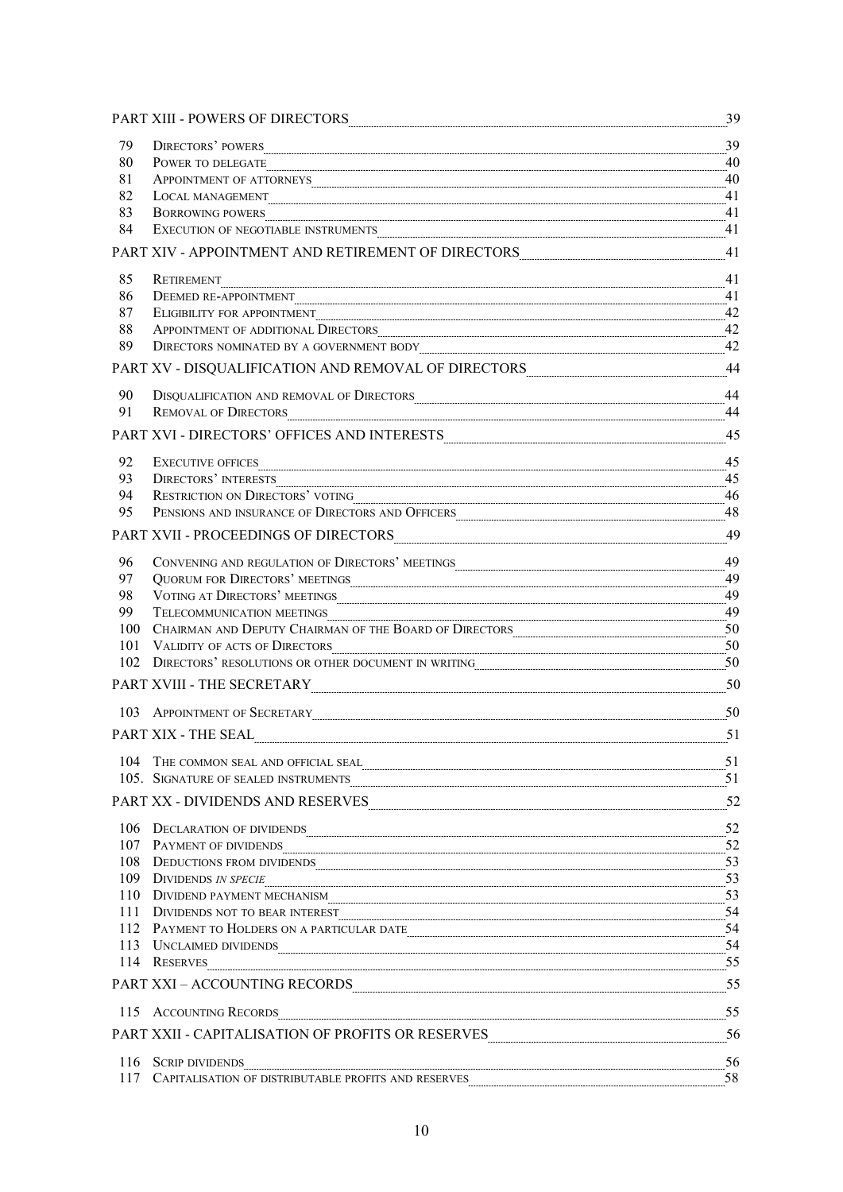| | | |
|---|---|---|
| PART XIII - POWERS OF DIRECTORS | | 39 |
| 79 | Directors' powers | 39 |
| 80 | Power to delegate | 40 |
| 81 | Appointment of attorneys | 40 |
| 82 | Local management | 41 |
| 83 | Borrowing powers | 41 |
| 84 | Execution of negotiable instruments | 41 |
| PART XIV - APPOINTMENT AND RETIREMENT OF DIRECTORS | | 41 |
| 85 | Retirement | 41 |
| 86 | Deemed re-appointment | 41 |
| 87 | Eligibility for appointment | 42 |
| 88 | Appointment of additional Directors | 42 |
| 89 | Directors nominated by a government body | 42 |
| PART XV - DISQUALIFICATION AND REMOVAL OF DIRECTORS | | 44 |
| 90 | Disqualification and removal of Directors | 44 |
| 91 | Removal of Directors | 44 |
| PART XVI - DIRECTORS' OFFICES AND INTERESTS | | 45 |
| 92 | Executive offices | 45 |
| 93 | Directors' interests | 45 |
| 94 | Restriction on Directors' voting | 46 |
| 95 | Pensions and insurance of Directors and Officers | 48 |
| PART XVII - PROCEEDINGS OF DIRECTORS | | 49 |
| 96 | Convening and regulation of Directors' meetings | 49 |
| 97 | Quorum for Directors' meetings | 49 |
| 98 | Voting at Directors' meetings | 49 |
| 99 | Telecommunication meetings | 49 |
| 100 | Chairman and Deputy Chairman of the Board of Directors | 50 |
| 101 | Validity of acts of Directors | 50 |
| 102 | Directors' resolutions or other document in writing | 50 |
| PART XVIII - THE SECRETARY | | 50 |
| 103 | Appointment of Secretary | 50 |
| PART XIX - THE SEAL | | 51 |
| 104 | The common seal and official seal | 51 |
| 105. | Signature of sealed instruments | 51 |
| PART XX - DIVIDENDS AND RESERVES | | 52 |
| 106 | Declaration of dividends | 52 |
| 107 | Payment of dividends | 52 |
| 108 | Deductions from dividends | 53 |
| 109 | Dividends *in specie* | 53 |
| 110 | Dividend payment mechanism | 53 |
| 111 | Dividends not to bear interest | 54 |
| 112 | Payment to Holders on a particular date | 54 |
| 113 | Unclaimed dividends | 54 |
| 114 | Reserves | 55 |
| PART XXI – ACCOUNTING RECORDS | | 55 |
| 115 | Accounting Records | 55 |
| PART XXII - CAPITALISATION OF PROFITS OR RESERVES | | 56 |
| 116 | Scrip dividends | 56 |
| 117 | Capitalisation of distributable profits and reserves | 58 |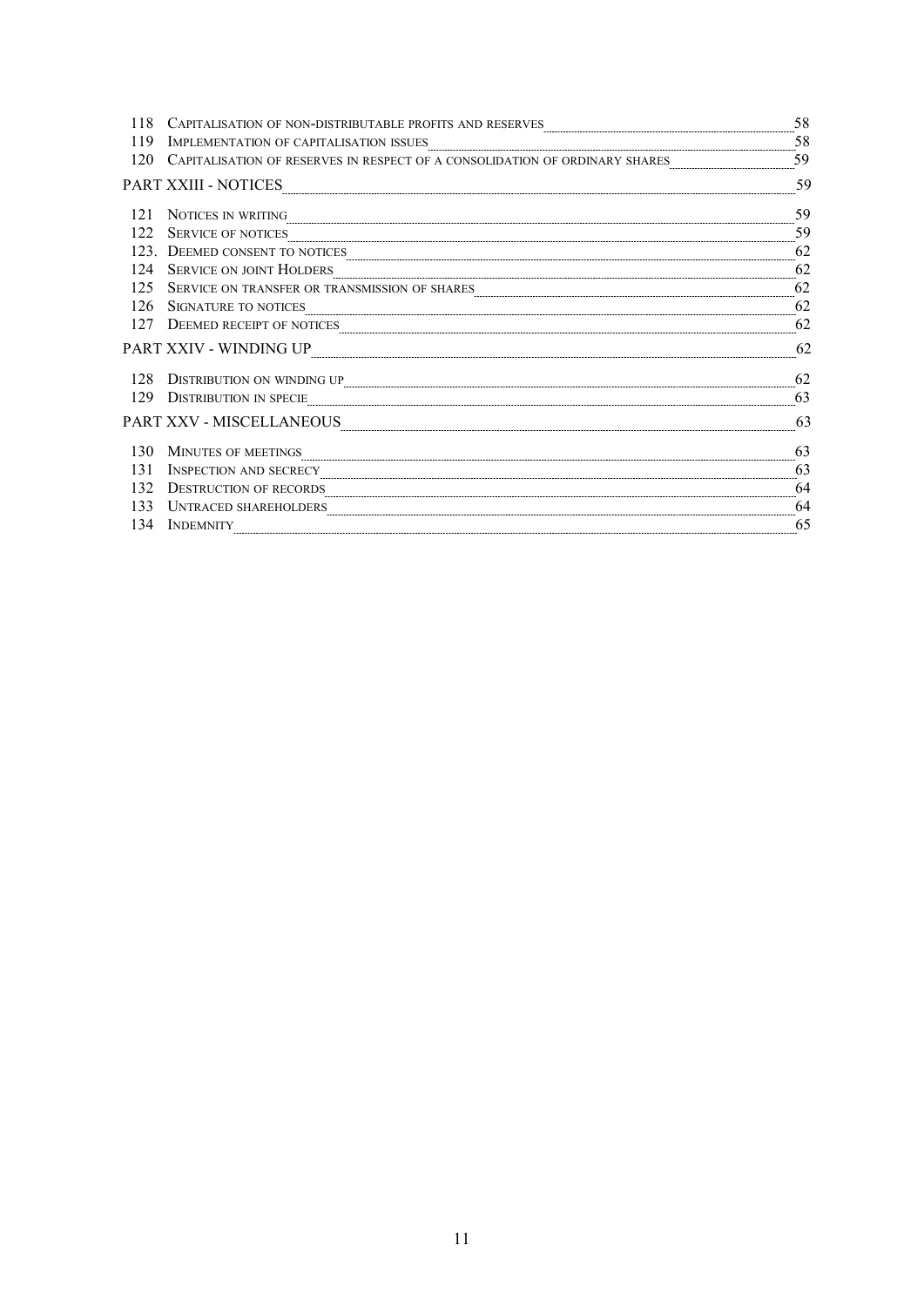| | | |
|---|---|---|
| 118 | Capitalisation of non-distributable profits and reserves | 58 |
| 119 | Implementation of capitalisation issues | 58 |
| 120 | Capitalisation of reserves in respect of a consolidation of ordinary shares | 59 |
| PART XXIII - NOTICES | | 59 |
| 121 | Notices in writing | 59 |
| 122 | Service of notices | 59 |
| 123. | Deemed consent to notices | 62 |
| 124 | Service on joint Holders | 62 |
| 125 | Service on transfer or transmission of shares | 62 |
| 126 | Signature to notices | 62 |
| 127 | Deemed receipt of notices | 62 |
| PART XXIV - WINDING UP | | 62 |
| 128 | Distribution on winding up | 62 |
| 129 | Distribution in specie | 63 |
| PART XXV - MISCELLANEOUS | | 63 |
| 130 | Minutes of meetings | 63 |
| 131 | Inspection and secrecy | 63 |
| 132 | Destruction of records | 64 |
| 133 | Untraced shareholders | 64 |
| 134 | Indemnity | 65 |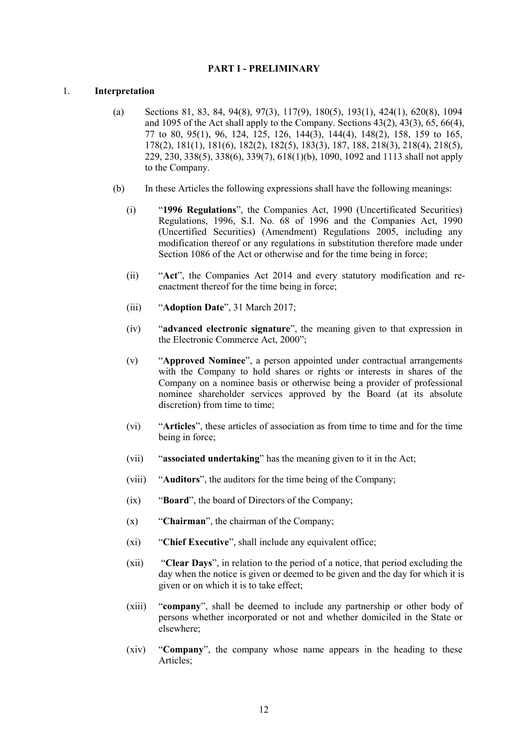## PART I - PRELIMINARY

1. **Interpretation**

   (a) Sections 81, 83, 84, 94(8), 97(3), 117(9), 180(5), 193(1), 424(1), 620(8), 1094 and 1095 of the Act shall apply to the Company. Sections 43(2), 43(3), 65, 66(4), 77 to 80, 95(1), 96, 124, 125, 126, 144(3), 144(4), 148(2), 158, 159 to 165, 178(2), 181(1), 181(6), 182(2), 182(5), 183(3), 187, 188, 218(3), 218(4), 218(5), 229, 230, 338(5), 338(6), 339(7), 618(1)(b), 1090, 1092 and 1113 shall not apply to the Company.

   (b) In these Articles the following expressions shall have the following meanings:

      (i) "**1996 Regulations**", the Companies Act, 1990 (Uncertificated Securities) Regulations, 1996, S.I. No. 68 of 1996 and the Companies Act, 1990 (Uncertified Securities) (Amendment) Regulations 2005, including any modification thereof or any regulations in substitution therefore made under Section 1086 of the Act or otherwise and for the time being in force;

      (ii) "**Act**", the Companies Act 2014 and every statutory modification and re-enactment thereof for the time being in force;

      (iii) "**Adoption Date**", 31 March 2017;

      (iv) "**advanced electronic signature**", the meaning given to that expression in the Electronic Commerce Act, 2000";

      (v) "**Approved Nominee**", a person appointed under contractual arrangements with the Company to hold shares or rights or interests in shares of the Company on a nominee basis or otherwise being a provider of professional nominee shareholder services approved by the Board (at its absolute discretion) from time to time;

      (vi) "**Articles**", these articles of association as from time to time and for the time being in force;

      (vii) "**associated undertaking**" has the meaning given to it in the Act;

      (viii) "**Auditors**", the auditors for the time being of the Company;

      (ix) "**Board**", the board of Directors of the Company;

      (x) "**Chairman**", the chairman of the Company;

      (xi) "**Chief Executive**", shall include any equivalent office;

      (xii) "**Clear Days**", in relation to the period of a notice, that period excluding the day when the notice is given or deemed to be given and the day for which it is given or on which it is to take effect;

      (xiii) "**company**", shall be deemed to include any partnership or other body of persons whether incorporated or not and whether domiciled in the State or elsewhere;

      (xiv) "**Company**", the company whose name appears in the heading to these Articles;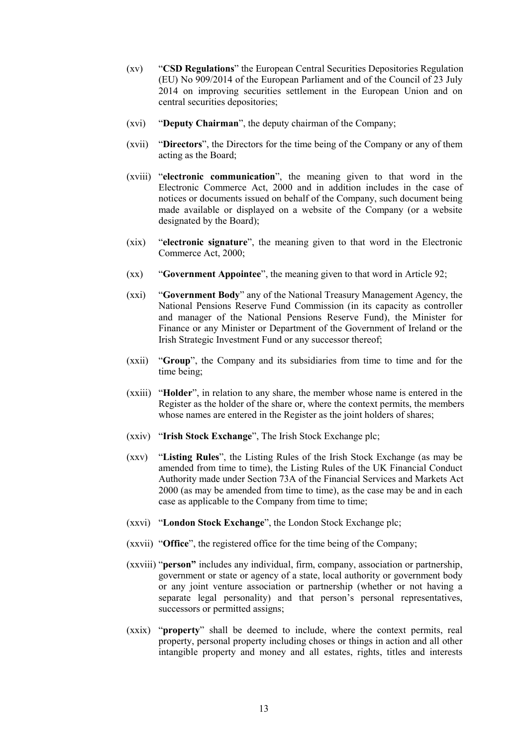(xv) "**CSD Regulations**" the European Central Securities Depositories Regulation (EU) No 909/2014 of the European Parliament and of the Council of 23 July 2014 on improving securities settlement in the European Union and on central securities depositories;

(xvi) "**Deputy Chairman**", the deputy chairman of the Company;

(xvii) "**Directors**", the Directors for the time being of the Company or any of them acting as the Board;

(xviii) "**electronic communication**", the meaning given to that word in the Electronic Commerce Act, 2000 and in addition includes in the case of notices or documents issued on behalf of the Company, such document being made available or displayed on a website of the Company (or a website designated by the Board);

(xix) "**electronic signature**", the meaning given to that word in the Electronic Commerce Act, 2000;

(xx) "**Government Appointee**", the meaning given to that word in Article 92;

(xxi) "**Government Body**" any of the National Treasury Management Agency, the National Pensions Reserve Fund Commission (in its capacity as controller and manager of the National Pensions Reserve Fund), the Minister for Finance or any Minister or Department of the Government of Ireland or the Irish Strategic Investment Fund or any successor thereof;

(xxii) "**Group**", the Company and its subsidiaries from time to time and for the time being;

(xxiii) "**Holder**", in relation to any share, the member whose name is entered in the Register as the holder of the share or, where the context permits, the members whose names are entered in the Register as the joint holders of shares;

(xxiv) "**Irish Stock Exchange**", The Irish Stock Exchange plc;

(xxv) "**Listing Rules**", the Listing Rules of the Irish Stock Exchange (as may be amended from time to time), the Listing Rules of the UK Financial Conduct Authority made under Section 73A of the Financial Services and Markets Act 2000 (as may be amended from time to time), as the case may be and in each case as applicable to the Company from time to time;

(xxvi) "**London Stock Exchange**", the London Stock Exchange plc;

(xxvii) "**Office**", the registered office for the time being of the Company;

(xxviii) "**person"** includes any individual, firm, company, association or partnership, government or state or agency of a state, local authority or government body or any joint venture association or partnership (whether or not having a separate legal personality) and that person's personal representatives, successors or permitted assigns;

(xxix) "**property**" shall be deemed to include, where the context permits, real property, personal property including choses or things in action and all other intangible property and money and all estates, rights, titles and interests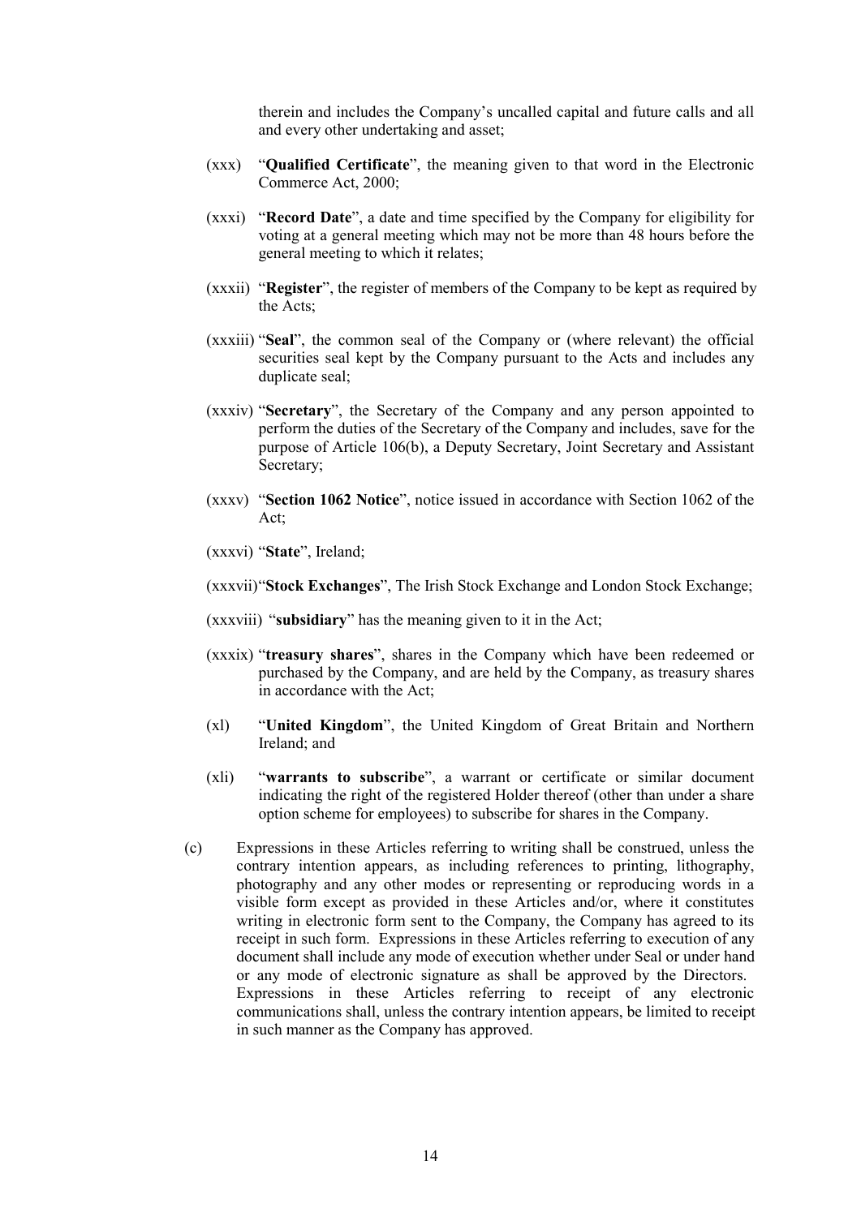therein and includes the Company's uncalled capital and future calls and all and every other undertaking and asset;

(xxx) "**Qualified Certificate**", the meaning given to that word in the Electronic Commerce Act, 2000;

(xxxi) "**Record Date**", a date and time specified by the Company for eligibility for voting at a general meeting which may not be more than 48 hours before the general meeting to which it relates;

(xxxii) "**Register**", the register of members of the Company to be kept as required by the Acts;

(xxxiii) "**Seal**", the common seal of the Company or (where relevant) the official securities seal kept by the Company pursuant to the Acts and includes any duplicate seal;

(xxxiv) "**Secretary**", the Secretary of the Company and any person appointed to perform the duties of the Secretary of the Company and includes, save for the purpose of Article 106(b), a Deputy Secretary, Joint Secretary and Assistant Secretary;

(xxxv) "**Section 1062 Notice**", notice issued in accordance with Section 1062 of the Act;

(xxxvi) "**State**", Ireland;

(xxxvii) "**Stock Exchanges**", The Irish Stock Exchange and London Stock Exchange;

(xxxviii) "**subsidiary**" has the meaning given to it in the Act;

(xxxix) "**treasury shares**", shares in the Company which have been redeemed or purchased by the Company, and are held by the Company, as treasury shares in accordance with the Act;

(xl) "**United Kingdom**", the United Kingdom of Great Britain and Northern Ireland; and

(xli) "**warrants to subscribe**", a warrant or certificate or similar document indicating the right of the registered Holder thereof (other than under a share option scheme for employees) to subscribe for shares in the Company.

(c) Expressions in these Articles referring to writing shall be construed, unless the contrary intention appears, as including references to printing, lithography, photography and any other modes or representing or reproducing words in a visible form except as provided in these Articles and/or, where it constitutes writing in electronic form sent to the Company, the Company has agreed to its receipt in such form. Expressions in these Articles referring to execution of any document shall include any mode of execution whether under Seal or under hand or any mode of electronic signature as shall be approved by the Directors. Expressions in these Articles referring to receipt of any electronic communications shall, unless the contrary intention appears, be limited to receipt in such manner as the Company has approved.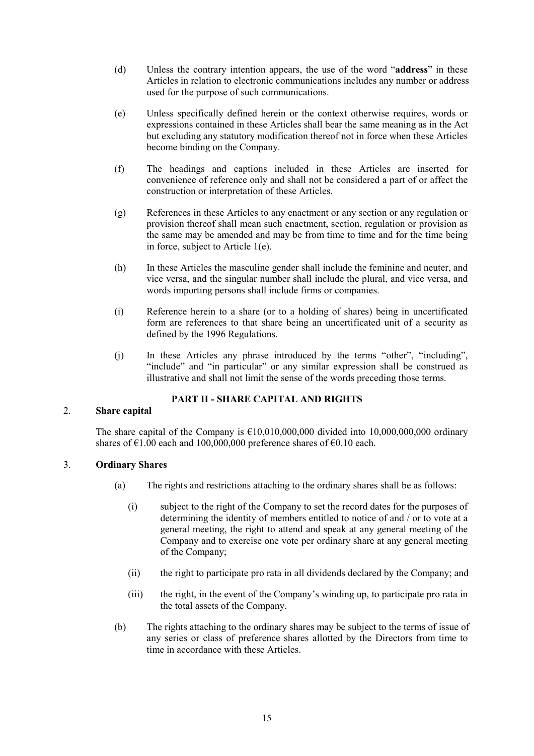(d) Unless the contrary intention appears, the use of the word "**address**" in these Articles in relation to electronic communications includes any number or address used for the purpose of such communications.

(e) Unless specifically defined herein or the context otherwise requires, words or expressions contained in these Articles shall bear the same meaning as in the Act but excluding any statutory modification thereof not in force when these Articles become binding on the Company.

(f) The headings and captions included in these Articles are inserted for convenience of reference only and shall not be considered a part of or affect the construction or interpretation of these Articles.

(g) References in these Articles to any enactment or any section or any regulation or provision thereof shall mean such enactment, section, regulation or provision as the same may be amended and may be from time to time and for the time being in force, subject to Article 1(e).

(h) In these Articles the masculine gender shall include the feminine and neuter, and vice versa, and the singular number shall include the plural, and vice versa, and words importing persons shall include firms or companies.

(i) Reference herein to a share (or to a holding of shares) being in uncertificated form are references to that share being an uncertificated unit of a security as defined by the 1996 Regulations.

(j) In these Articles any phrase introduced by the terms "other", "including", "include" and "in particular" or any similar expression shall be construed as illustrative and shall not limit the sense of the words preceding those terms.

## PART II - SHARE CAPITAL AND RIGHTS

### 2. Share capital

The share capital of the Company is €10,010,000,000 divided into 10,000,000,000 ordinary shares of €1.00 each and 100,000,000 preference shares of €0.10 each.

### 3. Ordinary Shares

(a) The rights and restrictions attaching to the ordinary shares shall be as follows:

(i) subject to the right of the Company to set the record dates for the purposes of determining the identity of members entitled to notice of and / or to vote at a general meeting, the right to attend and speak at any general meeting of the Company and to exercise one vote per ordinary share at any general meeting of the Company;

(ii) the right to participate pro rata in all dividends declared by the Company; and

(iii) the right, in the event of the Company's winding up, to participate pro rata in the total assets of the Company.

(b) The rights attaching to the ordinary shares may be subject to the terms of issue of any series or class of preference shares allotted by the Directors from time to time in accordance with these Articles.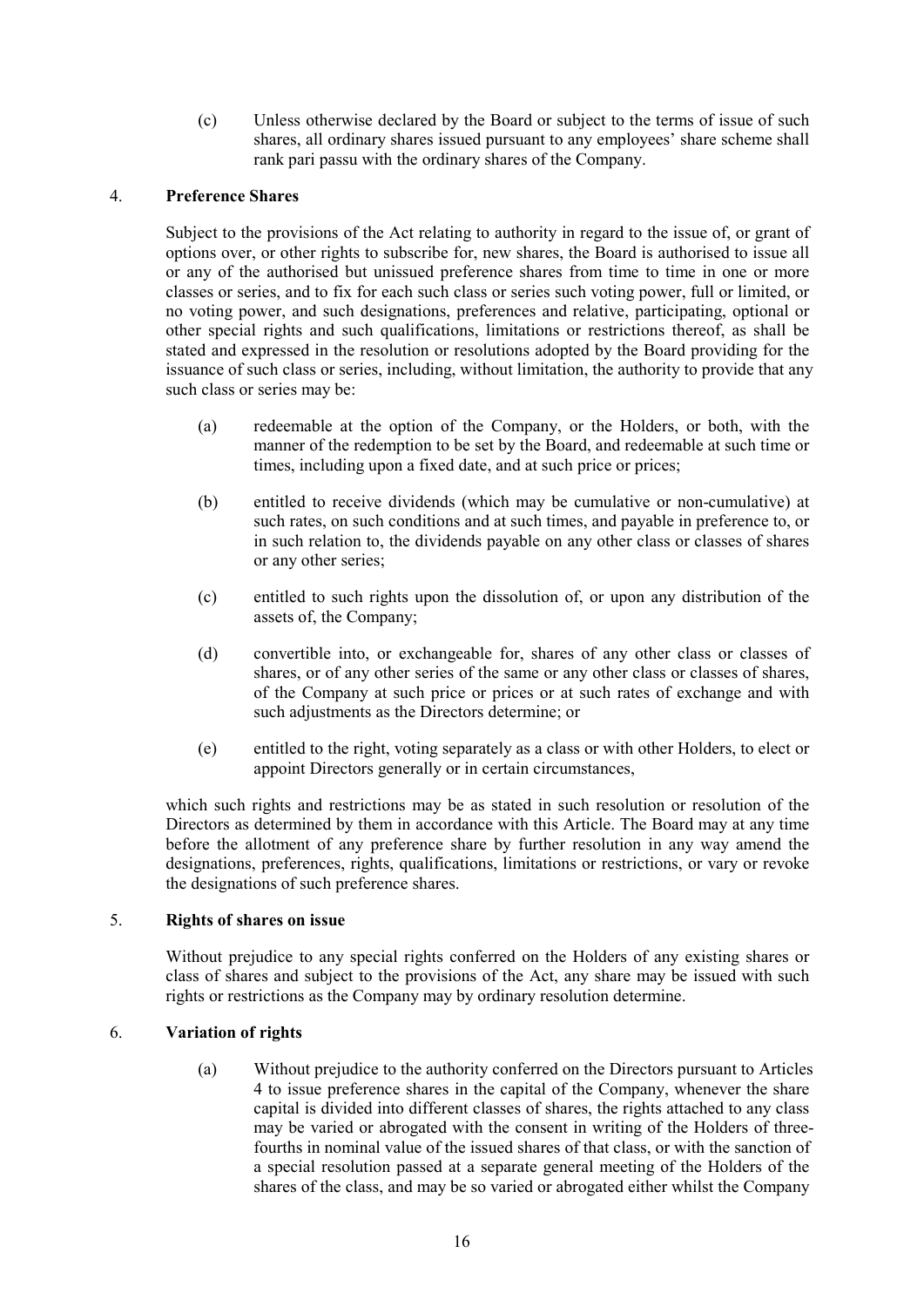(c) Unless otherwise declared by the Board or subject to the terms of issue of such shares, all ordinary shares issued pursuant to any employees' share scheme shall rank pari passu with the ordinary shares of the Company.

## 4. Preference Shares

Subject to the provisions of the Act relating to authority in regard to the issue of, or grant of options over, or other rights to subscribe for, new shares, the Board is authorised to issue all or any of the authorised but unissued preference shares from time to time in one or more classes or series, and to fix for each such class or series such voting power, full or limited, or no voting power, and such designations, preferences and relative, participating, optional or other special rights and such qualifications, limitations or restrictions thereof, as shall be stated and expressed in the resolution or resolutions adopted by the Board providing for the issuance of such class or series, including, without limitation, the authority to provide that any such class or series may be:

(a) redeemable at the option of the Company, or the Holders, or both, with the manner of the redemption to be set by the Board, and redeemable at such time or times, including upon a fixed date, and at such price or prices;

(b) entitled to receive dividends (which may be cumulative or non-cumulative) at such rates, on such conditions and at such times, and payable in preference to, or in such relation to, the dividends payable on any other class or classes of shares or any other series;

(c) entitled to such rights upon the dissolution of, or upon any distribution of the assets of, the Company;

(d) convertible into, or exchangeable for, shares of any other class or classes of shares, or of any other series of the same or any other class or classes of shares, of the Company at such price or prices or at such rates of exchange and with such adjustments as the Directors determine; or

(e) entitled to the right, voting separately as a class or with other Holders, to elect or appoint Directors generally or in certain circumstances,

which such rights and restrictions may be as stated in such resolution or resolution of the Directors as determined by them in accordance with this Article. The Board may at any time before the allotment of any preference share by further resolution in any way amend the designations, preferences, rights, qualifications, limitations or restrictions, or vary or revoke the designations of such preference shares.

## 5. Rights of shares on issue

Without prejudice to any special rights conferred on the Holders of any existing shares or class of shares and subject to the provisions of the Act, any share may be issued with such rights or restrictions as the Company may by ordinary resolution determine.

## 6. Variation of rights

(a) Without prejudice to the authority conferred on the Directors pursuant to Articles 4 to issue preference shares in the capital of the Company, whenever the share capital is divided into different classes of shares, the rights attached to any class may be varied or abrogated with the consent in writing of the Holders of three-fourths in nominal value of the issued shares of that class, or with the sanction of a special resolution passed at a separate general meeting of the Holders of the shares of the class, and may be so varied or abrogated either whilst the Company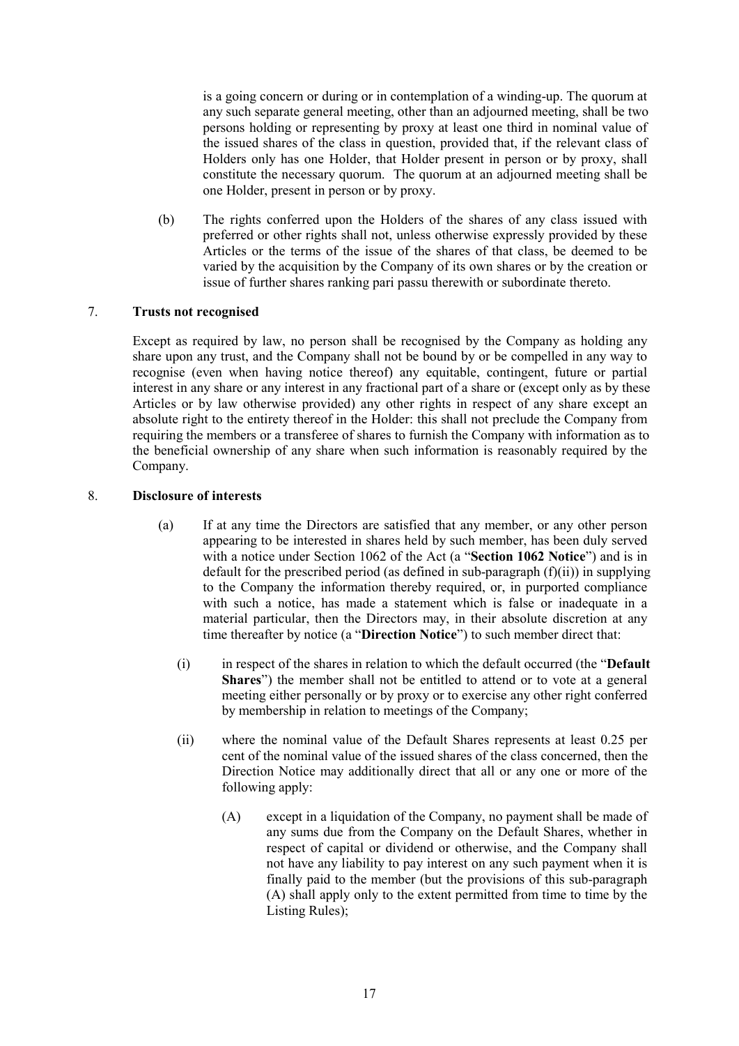is a going concern or during or in contemplation of a winding-up. The quorum at any such separate general meeting, other than an adjourned meeting, shall be two persons holding or representing by proxy at least one third in nominal value of the issued shares of the class in question, provided that, if the relevant class of Holders only has one Holder, that Holder present in person or by proxy, shall constitute the necessary quorum. The quorum at an adjourned meeting shall be one Holder, present in person or by proxy.

(b) The rights conferred upon the Holders of the shares of any class issued with preferred or other rights shall not, unless otherwise expressly provided by these Articles or the terms of the issue of the shares of that class, be deemed to be varied by the acquisition by the Company of its own shares or by the creation or issue of further shares ranking pari passu therewith or subordinate thereto.

## 7. Trusts not recognised

Except as required by law, no person shall be recognised by the Company as holding any share upon any trust, and the Company shall not be bound by or be compelled in any way to recognise (even when having notice thereof) any equitable, contingent, future or partial interest in any share or any interest in any fractional part of a share or (except only as by these Articles or by law otherwise provided) any other rights in respect of any share except an absolute right to the entirety thereof in the Holder: this shall not preclude the Company from requiring the members or a transferee of shares to furnish the Company with information as to the beneficial ownership of any share when such information is reasonably required by the Company.

## 8. Disclosure of interests

(a) If at any time the Directors are satisfied that any member, or any other person appearing to be interested in shares held by such member, has been duly served with a notice under Section 1062 of the Act (a "**Section 1062 Notice**") and is in default for the prescribed period (as defined in sub-paragraph (f)(ii)) in supplying to the Company the information thereby required, or, in purported compliance with such a notice, has made a statement which is false or inadequate in a material particular, then the Directors may, in their absolute discretion at any time thereafter by notice (a "**Direction Notice**") to such member direct that:

(i) in respect of the shares in relation to which the default occurred (the "**Default Shares**") the member shall not be entitled to attend or to vote at a general meeting either personally or by proxy or to exercise any other right conferred by membership in relation to meetings of the Company;

(ii) where the nominal value of the Default Shares represents at least 0.25 per cent of the nominal value of the issued shares of the class concerned, then the Direction Notice may additionally direct that all or any one or more of the following apply:

(A) except in a liquidation of the Company, no payment shall be made of any sums due from the Company on the Default Shares, whether in respect of capital or dividend or otherwise, and the Company shall not have any liability to pay interest on any such payment when it is finally paid to the member (but the provisions of this sub-paragraph (A) shall apply only to the extent permitted from time to time by the Listing Rules);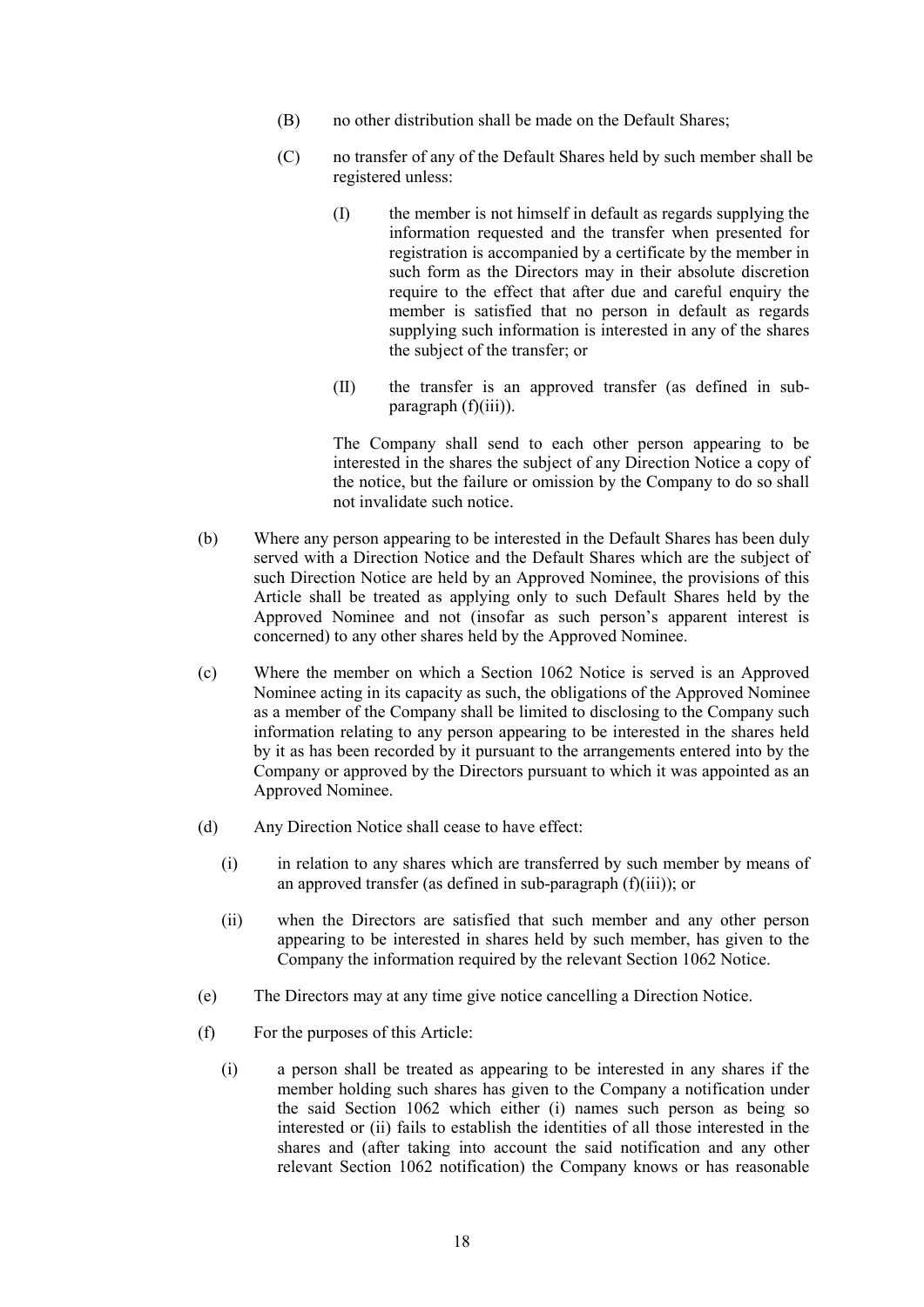(B) no other distribution shall be made on the Default Shares;

(C) no transfer of any of the Default Shares held by such member shall be registered unless:

(I) the member is not himself in default as regards supplying the information requested and the transfer when presented for registration is accompanied by a certificate by the member in such form as the Directors may in their absolute discretion require to the effect that after due and careful enquiry the member is satisfied that no person in default as regards supplying such information is interested in any of the shares the subject of the transfer; or

(II) the transfer is an approved transfer (as defined in sub-paragraph (f)(iii)).

The Company shall send to each other person appearing to be interested in the shares the subject of any Direction Notice a copy of the notice, but the failure or omission by the Company to do so shall not invalidate such notice.

(b) Where any person appearing to be interested in the Default Shares has been duly served with a Direction Notice and the Default Shares which are the subject of such Direction Notice are held by an Approved Nominee, the provisions of this Article shall be treated as applying only to such Default Shares held by the Approved Nominee and not (insofar as such person's apparent interest is concerned) to any other shares held by the Approved Nominee.

(c) Where the member on which a Section 1062 Notice is served is an Approved Nominee acting in its capacity as such, the obligations of the Approved Nominee as a member of the Company shall be limited to disclosing to the Company such information relating to any person appearing to be interested in the shares held by it as has been recorded by it pursuant to the arrangements entered into by the Company or approved by the Directors pursuant to which it was appointed as an Approved Nominee.

(d) Any Direction Notice shall cease to have effect:

(i) in relation to any shares which are transferred by such member by means of an approved transfer (as defined in sub-paragraph (f)(iii)); or

(ii) when the Directors are satisfied that such member and any other person appearing to be interested in shares held by such member, has given to the Company the information required by the relevant Section 1062 Notice.

(e) The Directors may at any time give notice cancelling a Direction Notice.

(f) For the purposes of this Article:

(i) a person shall be treated as appearing to be interested in any shares if the member holding such shares has given to the Company a notification under the said Section 1062 which either (i) names such person as being so interested or (ii) fails to establish the identities of all those interested in the shares and (after taking into account the said notification and any other relevant Section 1062 notification) the Company knows or has reasonable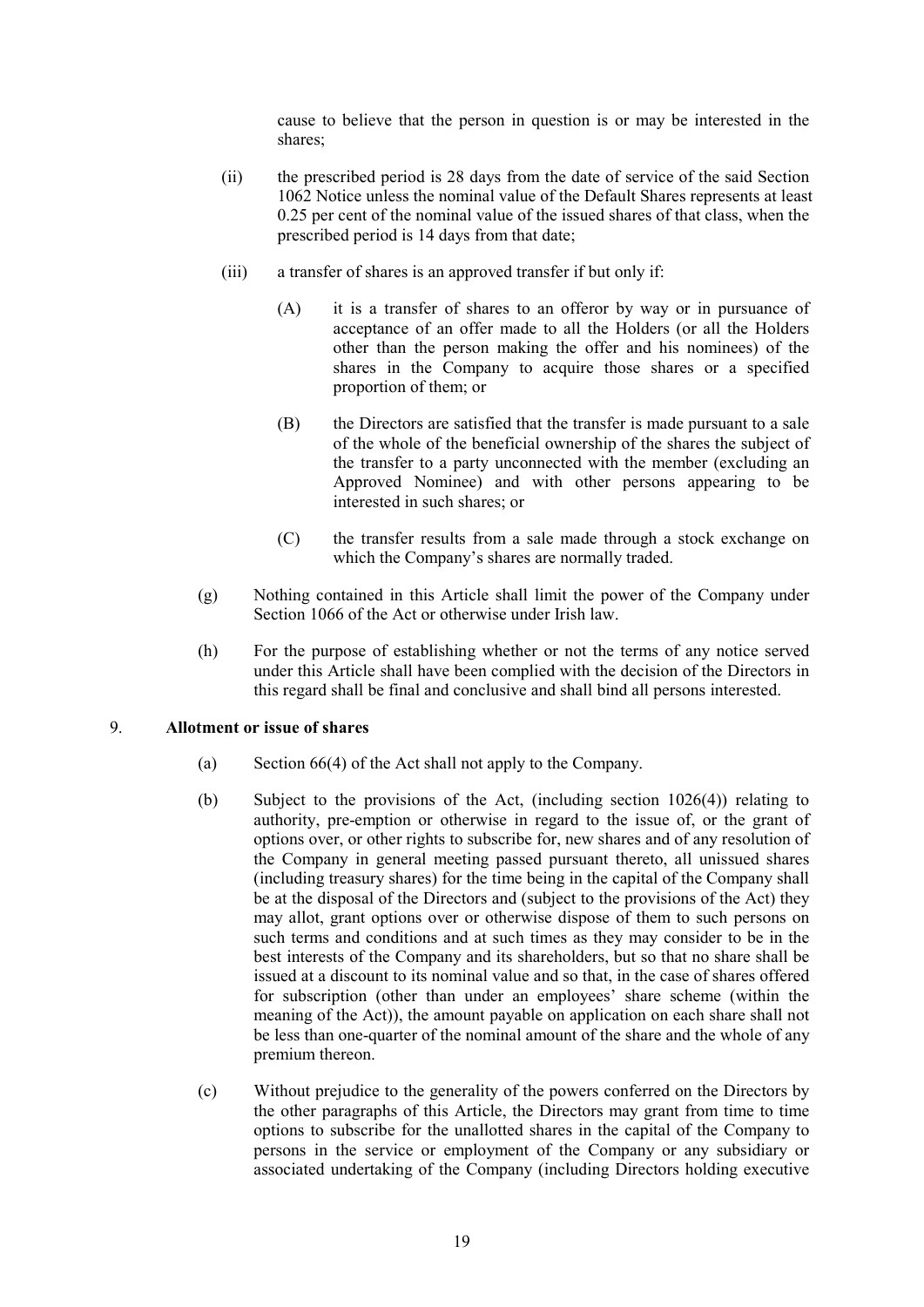cause to believe that the person in question is or may be interested in the shares;

(ii) the prescribed period is 28 days from the date of service of the said Section 1062 Notice unless the nominal value of the Default Shares represents at least 0.25 per cent of the nominal value of the issued shares of that class, when the prescribed period is 14 days from that date;

(iii) a transfer of shares is an approved transfer if but only if:

(A) it is a transfer of shares to an offeror by way or in pursuance of acceptance of an offer made to all the Holders (or all the Holders other than the person making the offer and his nominees) of the shares in the Company to acquire those shares or a specified proportion of them; or

(B) the Directors are satisfied that the transfer is made pursuant to a sale of the whole of the beneficial ownership of the shares the subject of the transfer to a party unconnected with the member (excluding an Approved Nominee) and with other persons appearing to be interested in such shares; or

(C) the transfer results from a sale made through a stock exchange on which the Company's shares are normally traded.

(g) Nothing contained in this Article shall limit the power of the Company under Section 1066 of the Act or otherwise under Irish law.

(h) For the purpose of establishing whether or not the terms of any notice served under this Article shall have been complied with the decision of the Directors in this regard shall be final and conclusive and shall bind all persons interested.

9. **Allotment or issue of shares**

(a) Section 66(4) of the Act shall not apply to the Company.

(b) Subject to the provisions of the Act, (including section 1026(4)) relating to authority, pre-emption or otherwise in regard to the issue of, or the grant of options over, or other rights to subscribe for, new shares and of any resolution of the Company in general meeting passed pursuant thereto, all unissued shares (including treasury shares) for the time being in the capital of the Company shall be at the disposal of the Directors and (subject to the provisions of the Act) they may allot, grant options over or otherwise dispose of them to such persons on such terms and conditions and at such times as they may consider to be in the best interests of the Company and its shareholders, but so that no share shall be issued at a discount to its nominal value and so that, in the case of shares offered for subscription (other than under an employees' share scheme (within the meaning of the Act)), the amount payable on application on each share shall not be less than one-quarter of the nominal amount of the share and the whole of any premium thereon.

(c) Without prejudice to the generality of the powers conferred on the Directors by the other paragraphs of this Article, the Directors may grant from time to time options to subscribe for the unallotted shares in the capital of the Company to persons in the service or employment of the Company or any subsidiary or associated undertaking of the Company (including Directors holding executive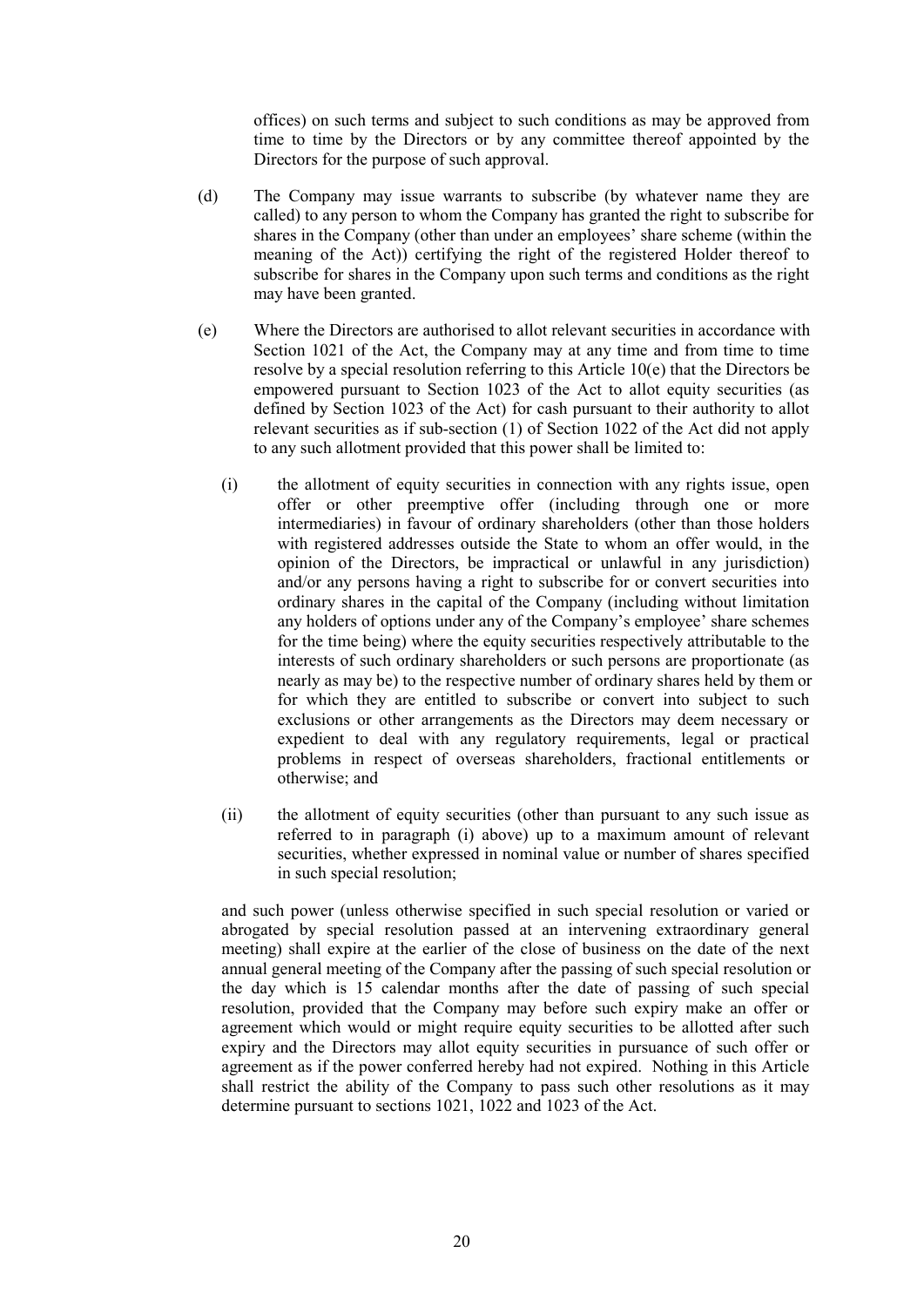offices) on such terms and subject to such conditions as may be approved from time to time by the Directors or by any committee thereof appointed by the Directors for the purpose of such approval.

(d) The Company may issue warrants to subscribe (by whatever name they are called) to any person to whom the Company has granted the right to subscribe for shares in the Company (other than under an employees' share scheme (within the meaning of the Act)) certifying the right of the registered Holder thereof to subscribe for shares in the Company upon such terms and conditions as the right may have been granted.

(e) Where the Directors are authorised to allot relevant securities in accordance with Section 1021 of the Act, the Company may at any time and from time to time resolve by a special resolution referring to this Article 10(e) that the Directors be empowered pursuant to Section 1023 of the Act to allot equity securities (as defined by Section 1023 of the Act) for cash pursuant to their authority to allot relevant securities as if sub-section (1) of Section 1022 of the Act did not apply to any such allotment provided that this power shall be limited to:

(i) the allotment of equity securities in connection with any rights issue, open offer or other preemptive offer (including through one or more intermediaries) in favour of ordinary shareholders (other than those holders with registered addresses outside the State to whom an offer would, in the opinion of the Directors, be impractical or unlawful in any jurisdiction) and/or any persons having a right to subscribe for or convert securities into ordinary shares in the capital of the Company (including without limitation any holders of options under any of the Company's employee' share schemes for the time being) where the equity securities respectively attributable to the interests of such ordinary shareholders or such persons are proportionate (as nearly as may be) to the respective number of ordinary shares held by them or for which they are entitled to subscribe or convert into subject to such exclusions or other arrangements as the Directors may deem necessary or expedient to deal with any regulatory requirements, legal or practical problems in respect of overseas shareholders, fractional entitlements or otherwise; and

(ii) the allotment of equity securities (other than pursuant to any such issue as referred to in paragraph (i) above) up to a maximum amount of relevant securities, whether expressed in nominal value or number of shares specified in such special resolution;

and such power (unless otherwise specified in such special resolution or varied or abrogated by special resolution passed at an intervening extraordinary general meeting) shall expire at the earlier of the close of business on the date of the next annual general meeting of the Company after the passing of such special resolution or the day which is 15 calendar months after the date of passing of such special resolution, provided that the Company may before such expiry make an offer or agreement which would or might require equity securities to be allotted after such expiry and the Directors may allot equity securities in pursuance of such offer or agreement as if the power conferred hereby had not expired. Nothing in this Article shall restrict the ability of the Company to pass such other resolutions as it may determine pursuant to sections 1021, 1022 and 1023 of the Act.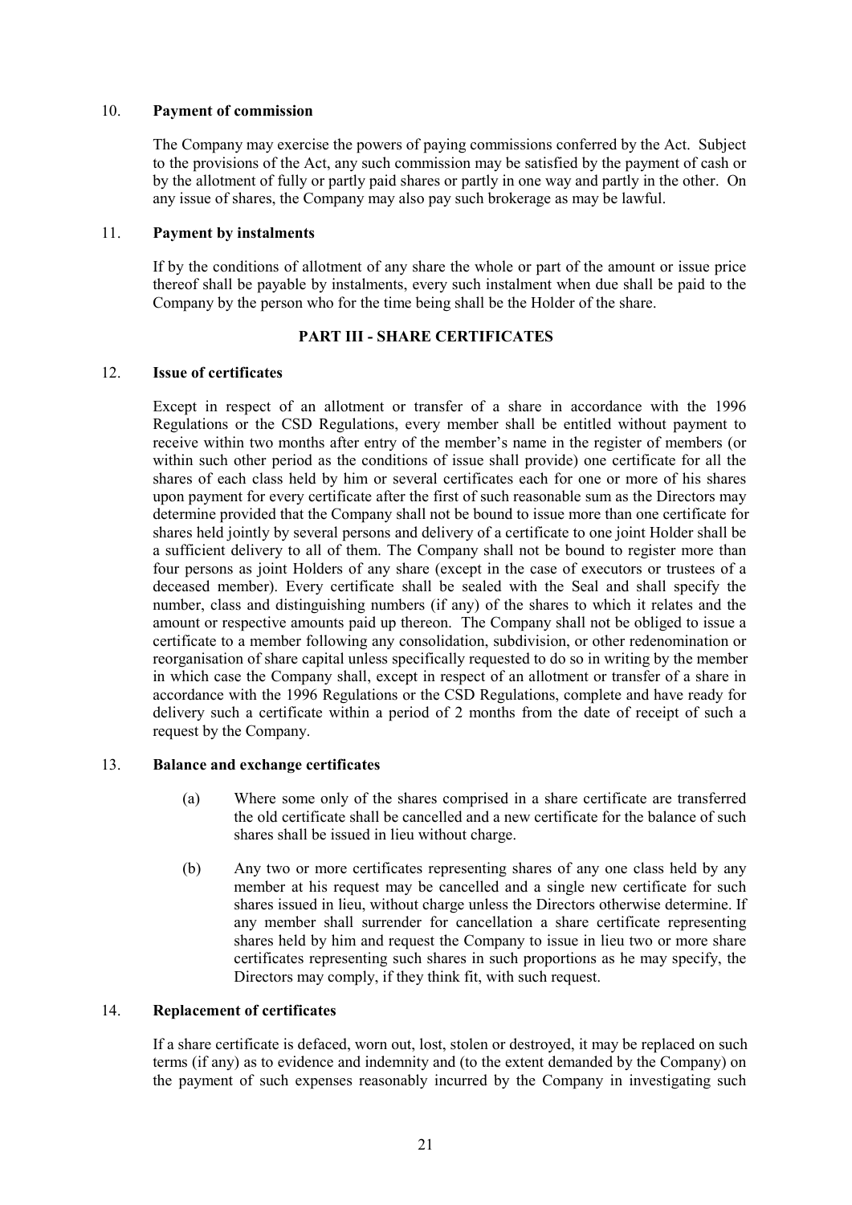10. **Payment of commission**

The Company may exercise the powers of paying commissions conferred by the Act. Subject to the provisions of the Act, any such commission may be satisfied by the payment of cash or by the allotment of fully or partly paid shares or partly in one way and partly in the other. On any issue of shares, the Company may also pay such brokerage as may be lawful.

11. **Payment by instalments**

If by the conditions of allotment of any share the whole or part of the amount or issue price thereof shall be payable by instalments, every such instalment when due shall be paid to the Company by the person who for the time being shall be the Holder of the share.

## PART III - SHARE CERTIFICATES

12. **Issue of certificates**

Except in respect of an allotment or transfer of a share in accordance with the 1996 Regulations or the CSD Regulations, every member shall be entitled without payment to receive within two months after entry of the member's name in the register of members (or within such other period as the conditions of issue shall provide) one certificate for all the shares of each class held by him or several certificates each for one or more of his shares upon payment for every certificate after the first of such reasonable sum as the Directors may determine provided that the Company shall not be bound to issue more than one certificate for shares held jointly by several persons and delivery of a certificate to one joint Holder shall be a sufficient delivery to all of them. The Company shall not be bound to register more than four persons as joint Holders of any share (except in the case of executors or trustees of a deceased member). Every certificate shall be sealed with the Seal and shall specify the number, class and distinguishing numbers (if any) of the shares to which it relates and the amount or respective amounts paid up thereon. The Company shall not be obliged to issue a certificate to a member following any consolidation, subdivision, or other redenomination or reorganisation of share capital unless specifically requested to do so in writing by the member in which case the Company shall, except in respect of an allotment or transfer of a share in accordance with the 1996 Regulations or the CSD Regulations, complete and have ready for delivery such a certificate within a period of 2 months from the date of receipt of such a request by the Company.

13. **Balance and exchange certificates**

(a) Where some only of the shares comprised in a share certificate are transferred the old certificate shall be cancelled and a new certificate for the balance of such shares shall be issued in lieu without charge.

(b) Any two or more certificates representing shares of any one class held by any member at his request may be cancelled and a single new certificate for such shares issued in lieu, without charge unless the Directors otherwise determine. If any member shall surrender for cancellation a share certificate representing shares held by him and request the Company to issue in lieu two or more share certificates representing such shares in such proportions as he may specify, the Directors may comply, if they think fit, with such request.

14. **Replacement of certificates**

If a share certificate is defaced, worn out, lost, stolen or destroyed, it may be replaced on such terms (if any) as to evidence and indemnity and (to the extent demanded by the Company) on the payment of such expenses reasonably incurred by the Company in investigating such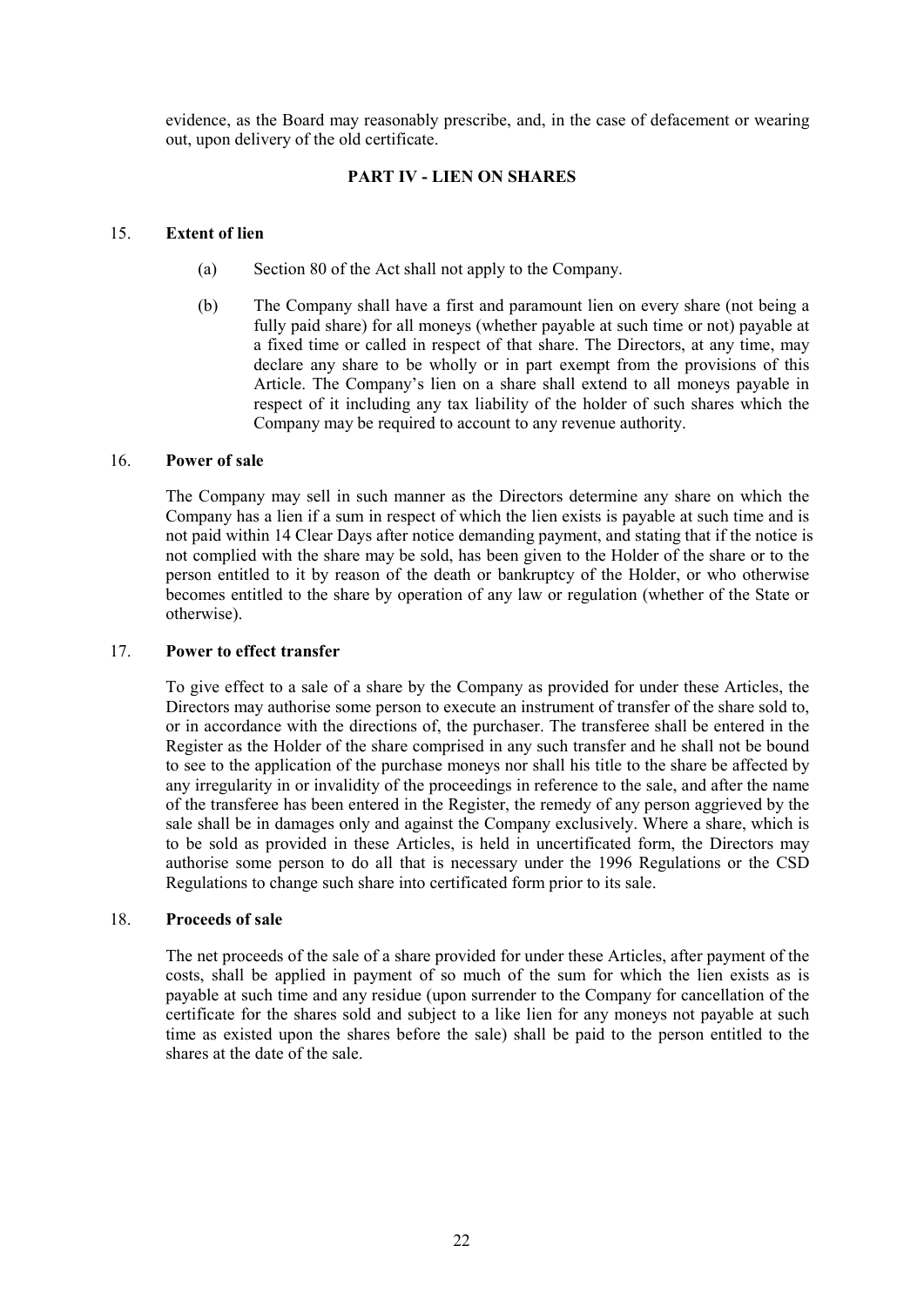evidence, as the Board may reasonably prescribe, and, in the case of defacement or wearing out, upon delivery of the old certificate.

## PART IV - LIEN ON SHARES

### 15. Extent of lien

(a) Section 80 of the Act shall not apply to the Company.

(b) The Company shall have a first and paramount lien on every share (not being a fully paid share) for all moneys (whether payable at such time or not) payable at a fixed time or called in respect of that share. The Directors, at any time, may declare any share to be wholly or in part exempt from the provisions of this Article. The Company's lien on a share shall extend to all moneys payable in respect of it including any tax liability of the holder of such shares which the Company may be required to account to any revenue authority.

### 16. Power of sale

The Company may sell in such manner as the Directors determine any share on which the Company has a lien if a sum in respect of which the lien exists is payable at such time and is not paid within 14 Clear Days after notice demanding payment, and stating that if the notice is not complied with the share may be sold, has been given to the Holder of the share or to the person entitled to it by reason of the death or bankruptcy of the Holder, or who otherwise becomes entitled to the share by operation of any law or regulation (whether of the State or otherwise).

### 17. Power to effect transfer

To give effect to a sale of a share by the Company as provided for under these Articles, the Directors may authorise some person to execute an instrument of transfer of the share sold to, or in accordance with the directions of, the purchaser. The transferee shall be entered in the Register as the Holder of the share comprised in any such transfer and he shall not be bound to see to the application of the purchase moneys nor shall his title to the share be affected by any irregularity in or invalidity of the proceedings in reference to the sale, and after the name of the transferee has been entered in the Register, the remedy of any person aggrieved by the sale shall be in damages only and against the Company exclusively. Where a share, which is to be sold as provided in these Articles, is held in uncertificated form, the Directors may authorise some person to do all that is necessary under the 1996 Regulations or the CSD Regulations to change such share into certificated form prior to its sale.

### 18. Proceeds of sale

The net proceeds of the sale of a share provided for under these Articles, after payment of the costs, shall be applied in payment of so much of the sum for which the lien exists as is payable at such time and any residue (upon surrender to the Company for cancellation of the certificate for the shares sold and subject to a like lien for any moneys not payable at such time as existed upon the shares before the sale) shall be paid to the person entitled to the shares at the date of the sale.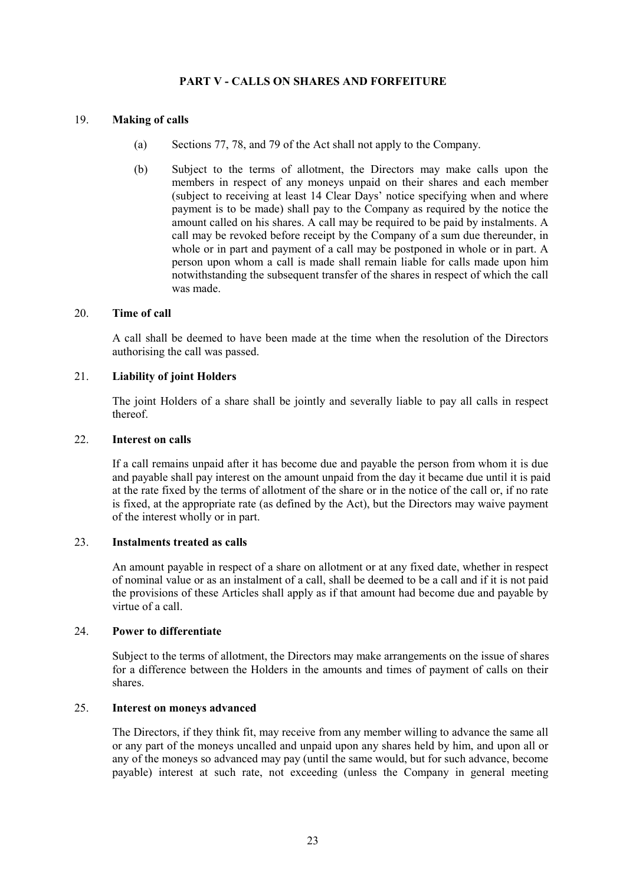## PART V - CALLS ON SHARES AND FORFEITURE

### 19. Making of calls

(a) Sections 77, 78, and 79 of the Act shall not apply to the Company.

(b) Subject to the terms of allotment, the Directors may make calls upon the members in respect of any moneys unpaid on their shares and each member (subject to receiving at least 14 Clear Days' notice specifying when and where payment is to be made) shall pay to the Company as required by the notice the amount called on his shares. A call may be required to be paid by instalments. A call may be revoked before receipt by the Company of a sum due thereunder, in whole or in part and payment of a call may be postponed in whole or in part. A person upon whom a call is made shall remain liable for calls made upon him notwithstanding the subsequent transfer of the shares in respect of which the call was made.

### 20. Time of call

A call shall be deemed to have been made at the time when the resolution of the Directors authorising the call was passed.

### 21. Liability of joint Holders

The joint Holders of a share shall be jointly and severally liable to pay all calls in respect thereof.

### 22. Interest on calls

If a call remains unpaid after it has become due and payable the person from whom it is due and payable shall pay interest on the amount unpaid from the day it became due until it is paid at the rate fixed by the terms of allotment of the share or in the notice of the call or, if no rate is fixed, at the appropriate rate (as defined by the Act), but the Directors may waive payment of the interest wholly or in part.

### 23. Instalments treated as calls

An amount payable in respect of a share on allotment or at any fixed date, whether in respect of nominal value or as an instalment of a call, shall be deemed to be a call and if it is not paid the provisions of these Articles shall apply as if that amount had become due and payable by virtue of a call.

### 24. Power to differentiate

Subject to the terms of allotment, the Directors may make arrangements on the issue of shares for a difference between the Holders in the amounts and times of payment of calls on their shares.

### 25. Interest on moneys advanced

The Directors, if they think fit, may receive from any member willing to advance the same all or any part of the moneys uncalled and unpaid upon any shares held by him, and upon all or any of the moneys so advanced may pay (until the same would, but for such advance, become payable) interest at such rate, not exceeding (unless the Company in general meeting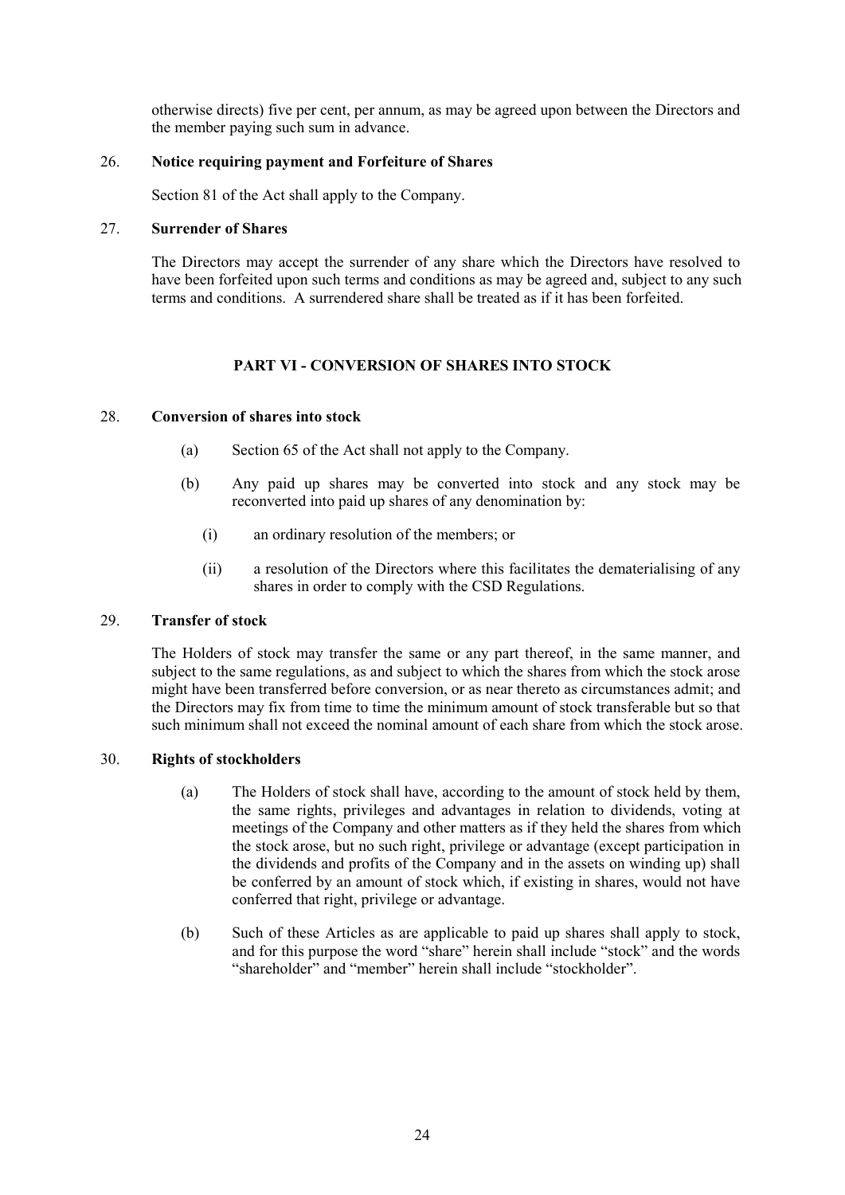otherwise directs) five per cent, per annum, as may be agreed upon between the Directors and the member paying such sum in advance.

26. **Notice requiring payment and Forfeiture of Shares**

Section 81 of the Act shall apply to the Company.

27. **Surrender of Shares**

The Directors may accept the surrender of any share which the Directors have resolved to have been forfeited upon such terms and conditions as may be agreed and, subject to any such terms and conditions. A surrendered share shall be treated as if it has been forfeited.

## PART VI - CONVERSION OF SHARES INTO STOCK

28. **Conversion of shares into stock**

   (a) Section 65 of the Act shall not apply to the Company.

   (b) Any paid up shares may be converted into stock and any stock may be reconverted into paid up shares of any denomination by:

      (i) an ordinary resolution of the members; or

      (ii) a resolution of the Directors where this facilitates the dematerialising of any shares in order to comply with the CSD Regulations.

29. **Transfer of stock**

The Holders of stock may transfer the same or any part thereof, in the same manner, and subject to the same regulations, as and subject to which the shares from which the stock arose might have been transferred before conversion, or as near thereto as circumstances admit; and the Directors may fix from time to time the minimum amount of stock transferable but so that such minimum shall not exceed the nominal amount of each share from which the stock arose.

30. **Rights of stockholders**

   (a) The Holders of stock shall have, according to the amount of stock held by them, the same rights, privileges and advantages in relation to dividends, voting at meetings of the Company and other matters as if they held the shares from which the stock arose, but no such right, privilege or advantage (except participation in the dividends and profits of the Company and in the assets on winding up) shall be conferred by an amount of stock which, if existing in shares, would not have conferred that right, privilege or advantage.

   (b) Such of these Articles as are applicable to paid up shares shall apply to stock, and for this purpose the word "share" herein shall include "stock" and the words "shareholder" and "member" herein shall include "stockholder".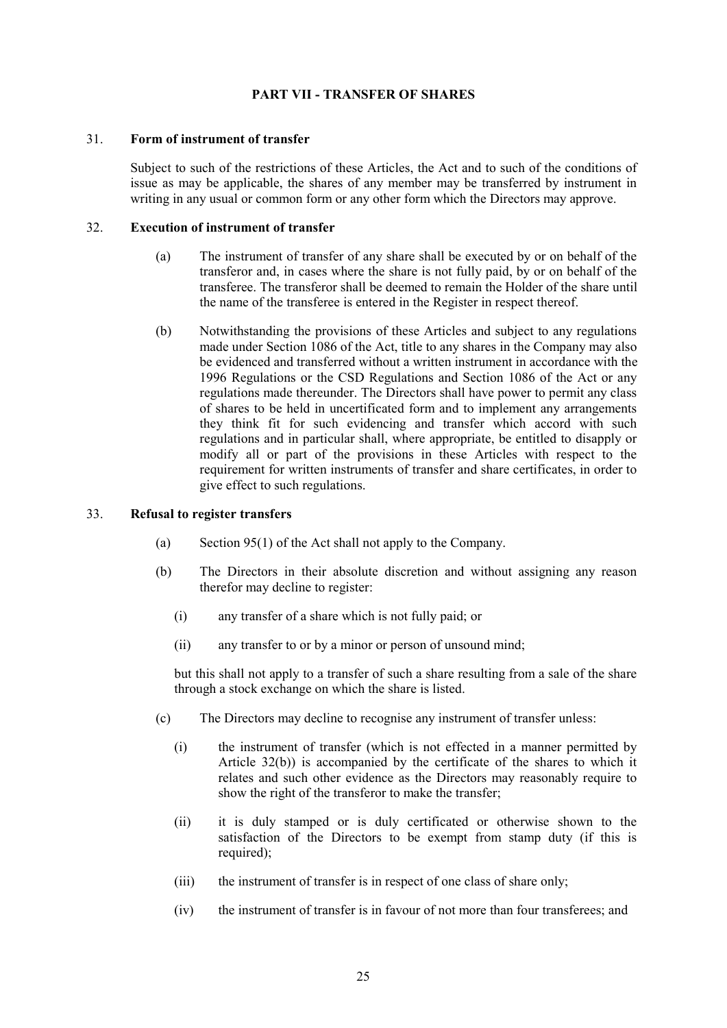## PART VII - TRANSFER OF SHARES

31. **Form of instrument of transfer**

Subject to such of the restrictions of these Articles, the Act and to such of the conditions of issue as may be applicable, the shares of any member may be transferred by instrument in writing in any usual or common form or any other form which the Directors may approve.

32. **Execution of instrument of transfer**

(a) The instrument of transfer of any share shall be executed by or on behalf of the transferor and, in cases where the share is not fully paid, by or on behalf of the transferee. The transferor shall be deemed to remain the Holder of the share until the name of the transferee is entered in the Register in respect thereof.

(b) Notwithstanding the provisions of these Articles and subject to any regulations made under Section 1086 of the Act, title to any shares in the Company may also be evidenced and transferred without a written instrument in accordance with the 1996 Regulations or the CSD Regulations and Section 1086 of the Act or any regulations made thereunder. The Directors shall have power to permit any class of shares to be held in uncertificated form and to implement any arrangements they think fit for such evidencing and transfer which accord with such regulations and in particular shall, where appropriate, be entitled to disapply or modify all or part of the provisions in these Articles with respect to the requirement for written instruments of transfer and share certificates, in order to give effect to such regulations.

33. **Refusal to register transfers**

(a) Section 95(1) of the Act shall not apply to the Company.

(b) The Directors in their absolute discretion and without assigning any reason therefor may decline to register:

   (i) any transfer of a share which is not fully paid; or

   (ii) any transfer to or by a minor or person of unsound mind;

but this shall not apply to a transfer of such a share resulting from a sale of the share through a stock exchange on which the share is listed.

(c) The Directors may decline to recognise any instrument of transfer unless:

   (i) the instrument of transfer (which is not effected in a manner permitted by Article 32(b)) is accompanied by the certificate of the shares to which it relates and such other evidence as the Directors may reasonably require to show the right of the transferor to make the transfer;

   (ii) it is duly stamped or is duly certificated or otherwise shown to the satisfaction of the Directors to be exempt from stamp duty (if this is required);

   (iii) the instrument of transfer is in respect of one class of share only;

   (iv) the instrument of transfer is in favour of not more than four transferees; and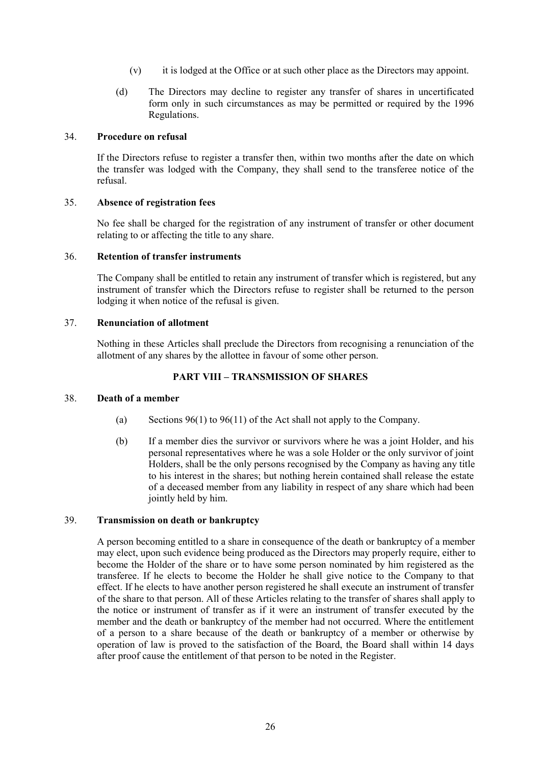(v) it is lodged at the Office or at such other place as the Directors may appoint.

(d) The Directors may decline to register any transfer of shares in uncertificated form only in such circumstances as may be permitted or required by the 1996 Regulations.

### 34. Procedure on refusal

If the Directors refuse to register a transfer then, within two months after the date on which the transfer was lodged with the Company, they shall send to the transferee notice of the refusal.

### 35. Absence of registration fees

No fee shall be charged for the registration of any instrument of transfer or other document relating to or affecting the title to any share.

### 36. Retention of transfer instruments

The Company shall be entitled to retain any instrument of transfer which is registered, but any instrument of transfer which the Directors refuse to register shall be returned to the person lodging it when notice of the refusal is given.

### 37. Renunciation of allotment

Nothing in these Articles shall preclude the Directors from recognising a renunciation of the allotment of any shares by the allottee in favour of some other person.

## PART VIII – TRANSMISSION OF SHARES

### 38. Death of a member

(a) Sections 96(1) to 96(11) of the Act shall not apply to the Company.

(b) If a member dies the survivor or survivors where he was a joint Holder, and his personal representatives where he was a sole Holder or the only survivor of joint Holders, shall be the only persons recognised by the Company as having any title to his interest in the shares; but nothing herein contained shall release the estate of a deceased member from any liability in respect of any share which had been jointly held by him.

### 39. Transmission on death or bankruptcy

A person becoming entitled to a share in consequence of the death or bankruptcy of a member may elect, upon such evidence being produced as the Directors may properly require, either to become the Holder of the share or to have some person nominated by him registered as the transferee. If he elects to become the Holder he shall give notice to the Company to that effect. If he elects to have another person registered he shall execute an instrument of transfer of the share to that person. All of these Articles relating to the transfer of shares shall apply to the notice or instrument of transfer as if it were an instrument of transfer executed by the member and the death or bankruptcy of the member had not occurred. Where the entitlement of a person to a share because of the death or bankruptcy of a member or otherwise by operation of law is proved to the satisfaction of the Board, the Board shall within 14 days after proof cause the entitlement of that person to be noted in the Register.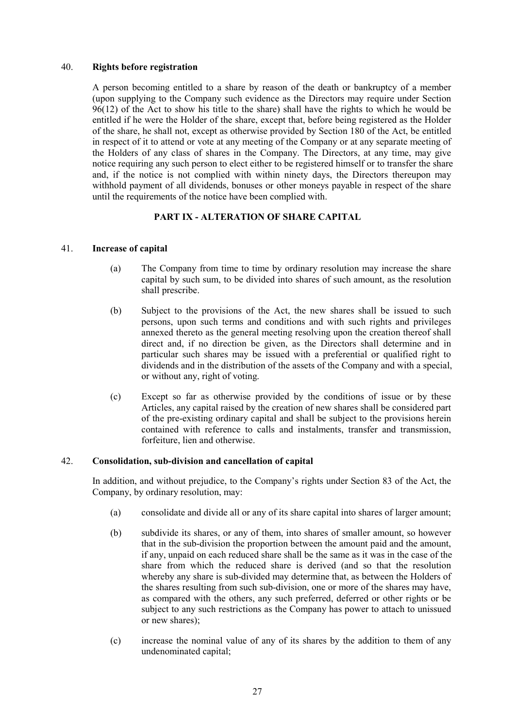40. **Rights before registration**

A person becoming entitled to a share by reason of the death or bankruptcy of a member (upon supplying to the Company such evidence as the Directors may require under Section 96(12) of the Act to show his title to the share) shall have the rights to which he would be entitled if he were the Holder of the share, except that, before being registered as the Holder of the share, he shall not, except as otherwise provided by Section 180 of the Act, be entitled in respect of it to attend or vote at any meeting of the Company or at any separate meeting of the Holders of any class of shares in the Company. The Directors, at any time, may give notice requiring any such person to elect either to be registered himself or to transfer the share and, if the notice is not complied with within ninety days, the Directors thereupon may withhold payment of all dividends, bonuses or other moneys payable in respect of the share until the requirements of the notice have been complied with.

## PART IX - ALTERATION OF SHARE CAPITAL

41. **Increase of capital**

(a) The Company from time to time by ordinary resolution may increase the share capital by such sum, to be divided into shares of such amount, as the resolution shall prescribe.

(b) Subject to the provisions of the Act, the new shares shall be issued to such persons, upon such terms and conditions and with such rights and privileges annexed thereto as the general meeting resolving upon the creation thereof shall direct and, if no direction be given, as the Directors shall determine and in particular such shares may be issued with a preferential or qualified right to dividends and in the distribution of the assets of the Company and with a special, or without any, right of voting.

(c) Except so far as otherwise provided by the conditions of issue or by these Articles, any capital raised by the creation of new shares shall be considered part of the pre-existing ordinary capital and shall be subject to the provisions herein contained with reference to calls and instalments, transfer and transmission, forfeiture, lien and otherwise.

42. **Consolidation, sub-division and cancellation of capital**

In addition, and without prejudice, to the Company's rights under Section 83 of the Act, the Company, by ordinary resolution, may:

(a) consolidate and divide all or any of its share capital into shares of larger amount;

(b) subdivide its shares, or any of them, into shares of smaller amount, so however that in the sub-division the proportion between the amount paid and the amount, if any, unpaid on each reduced share shall be the same as it was in the case of the share from which the reduced share is derived (and so that the resolution whereby any share is sub-divided may determine that, as between the Holders of the shares resulting from such sub-division, one or more of the shares may have, as compared with the others, any such preferred, deferred or other rights or be subject to any such restrictions as the Company has power to attach to unissued or new shares);

(c) increase the nominal value of any of its shares by the addition to them of any undenominated capital;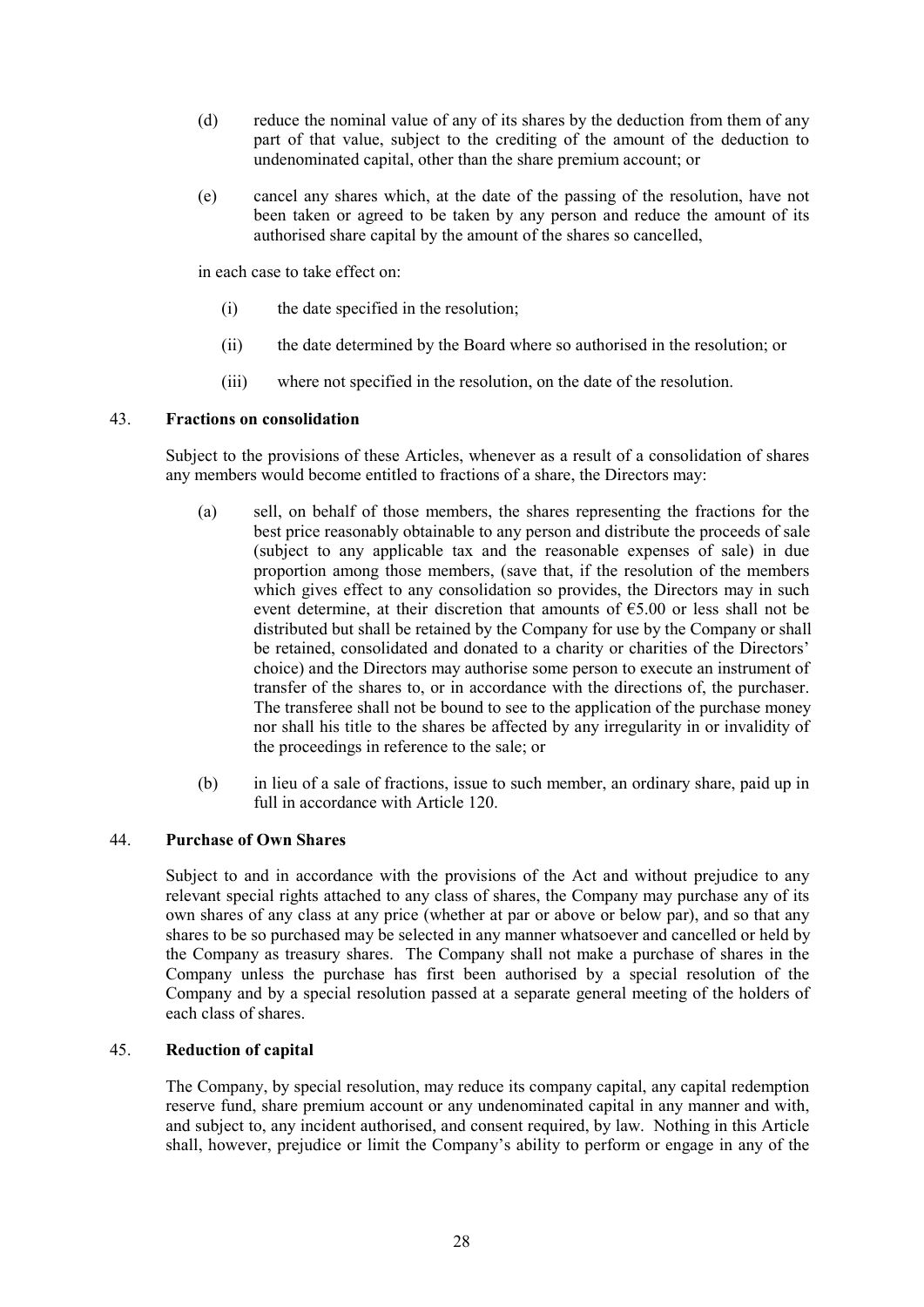(d) reduce the nominal value of any of its shares by the deduction from them of any part of that value, subject to the crediting of the amount of the deduction to undenominated capital, other than the share premium account; or

(e) cancel any shares which, at the date of the passing of the resolution, have not been taken or agreed to be taken by any person and reduce the amount of its authorised share capital by the amount of the shares so cancelled,

in each case to take effect on:

(i) the date specified in the resolution;

(ii) the date determined by the Board where so authorised in the resolution; or

(iii) where not specified in the resolution, on the date of the resolution.

## 43. Fractions on consolidation

Subject to the provisions of these Articles, whenever as a result of a consolidation of shares any members would become entitled to fractions of a share, the Directors may:

(a) sell, on behalf of those members, the shares representing the fractions for the best price reasonably obtainable to any person and distribute the proceeds of sale (subject to any applicable tax and the reasonable expenses of sale) in due proportion among those members, (save that, if the resolution of the members which gives effect to any consolidation so provides, the Directors may in such event determine, at their discretion that amounts of €5.00 or less shall not be distributed but shall be retained by the Company for use by the Company or shall be retained, consolidated and donated to a charity or charities of the Directors' choice) and the Directors may authorise some person to execute an instrument of transfer of the shares to, or in accordance with the directions of, the purchaser. The transferee shall not be bound to see to the application of the purchase money nor shall his title to the shares be affected by any irregularity in or invalidity of the proceedings in reference to the sale; or

(b) in lieu of a sale of fractions, issue to such member, an ordinary share, paid up in full in accordance with Article 120.

## 44. Purchase of Own Shares

Subject to and in accordance with the provisions of the Act and without prejudice to any relevant special rights attached to any class of shares, the Company may purchase any of its own shares of any class at any price (whether at par or above or below par), and so that any shares to be so purchased may be selected in any manner whatsoever and cancelled or held by the Company as treasury shares. The Company shall not make a purchase of shares in the Company unless the purchase has first been authorised by a special resolution of the Company and by a special resolution passed at a separate general meeting of the holders of each class of shares.

## 45. Reduction of capital

The Company, by special resolution, may reduce its company capital, any capital redemption reserve fund, share premium account or any undenominated capital in any manner and with, and subject to, any incident authorised, and consent required, by law. Nothing in this Article shall, however, prejudice or limit the Company's ability to perform or engage in any of the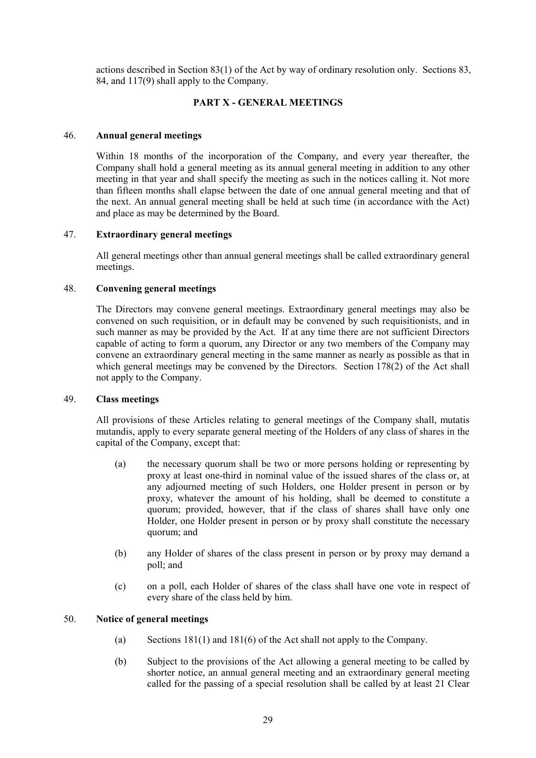actions described in Section 83(1) of the Act by way of ordinary resolution only. Sections 83, 84, and 117(9) shall apply to the Company.

## PART X - GENERAL MEETINGS

### 46. Annual general meetings

Within 18 months of the incorporation of the Company, and every year thereafter, the Company shall hold a general meeting as its annual general meeting in addition to any other meeting in that year and shall specify the meeting as such in the notices calling it. Not more than fifteen months shall elapse between the date of one annual general meeting and that of the next. An annual general meeting shall be held at such time (in accordance with the Act) and place as may be determined by the Board.

### 47. Extraordinary general meetings

All general meetings other than annual general meetings shall be called extraordinary general meetings.

### 48. Convening general meetings

The Directors may convene general meetings. Extraordinary general meetings may also be convened on such requisition, or in default may be convened by such requisitionists, and in such manner as may be provided by the Act. If at any time there are not sufficient Directors capable of acting to form a quorum, any Director or any two members of the Company may convene an extraordinary general meeting in the same manner as nearly as possible as that in which general meetings may be convened by the Directors. Section 178(2) of the Act shall not apply to the Company.

### 49. Class meetings

All provisions of these Articles relating to general meetings of the Company shall, mutatis mutandis, apply to every separate general meeting of the Holders of any class of shares in the capital of the Company, except that:

(a) the necessary quorum shall be two or more persons holding or representing by proxy at least one-third in nominal value of the issued shares of the class or, at any adjourned meeting of such Holders, one Holder present in person or by proxy, whatever the amount of his holding, shall be deemed to constitute a quorum; provided, however, that if the class of shares shall have only one Holder, one Holder present in person or by proxy shall constitute the necessary quorum; and

(b) any Holder of shares of the class present in person or by proxy may demand a poll; and

(c) on a poll, each Holder of shares of the class shall have one vote in respect of every share of the class held by him.

### 50. Notice of general meetings

(a) Sections 181(1) and 181(6) of the Act shall not apply to the Company.

(b) Subject to the provisions of the Act allowing a general meeting to be called by shorter notice, an annual general meeting and an extraordinary general meeting called for the passing of a special resolution shall be called by at least 21 Clear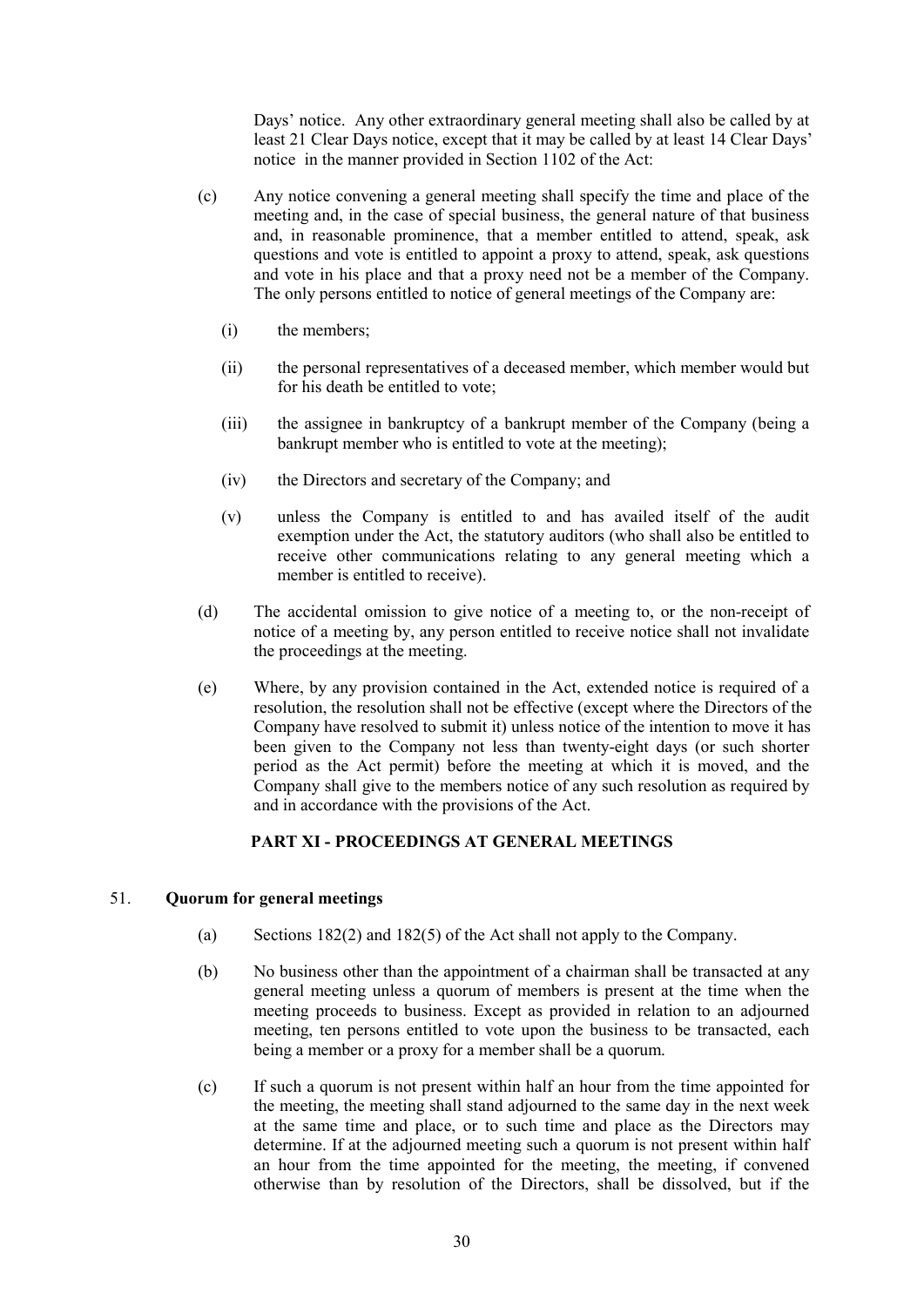Days' notice. Any other extraordinary general meeting shall also be called by at least 21 Clear Days notice, except that it may be called by at least 14 Clear Days' notice in the manner provided in Section 1102 of the Act:

(c) Any notice convening a general meeting shall specify the time and place of the meeting and, in the case of special business, the general nature of that business and, in reasonable prominence, that a member entitled to attend, speak, ask questions and vote is entitled to appoint a proxy to attend, speak, ask questions and vote in his place and that a proxy need not be a member of the Company. The only persons entitled to notice of general meetings of the Company are:

   (i) the members;

   (ii) the personal representatives of a deceased member, which member would but for his death be entitled to vote;

   (iii) the assignee in bankruptcy of a bankrupt member of the Company (being a bankrupt member who is entitled to vote at the meeting);

   (iv) the Directors and secretary of the Company; and

   (v) unless the Company is entitled to and has availed itself of the audit exemption under the Act, the statutory auditors (who shall also be entitled to receive other communications relating to any general meeting which a member is entitled to receive).

(d) The accidental omission to give notice of a meeting to, or the non-receipt of notice of a meeting by, any person entitled to receive notice shall not invalidate the proceedings at the meeting.

(e) Where, by any provision contained in the Act, extended notice is required of a resolution, the resolution shall not be effective (except where the Directors of the Company have resolved to submit it) unless notice of the intention to move it has been given to the Company not less than twenty-eight days (or such shorter period as the Act permit) before the meeting at which it is moved, and the Company shall give to the members notice of any such resolution as required by and in accordance with the provisions of the Act.

## PART XI - PROCEEDINGS AT GENERAL MEETINGS

### 51. Quorum for general meetings

(a) Sections 182(2) and 182(5) of the Act shall not apply to the Company.

(b) No business other than the appointment of a chairman shall be transacted at any general meeting unless a quorum of members is present at the time when the meeting proceeds to business. Except as provided in relation to an adjourned meeting, ten persons entitled to vote upon the business to be transacted, each being a member or a proxy for a member shall be a quorum.

(c) If such a quorum is not present within half an hour from the time appointed for the meeting, the meeting shall stand adjourned to the same day in the next week at the same time and place, or to such time and place as the Directors may determine. If at the adjourned meeting such a quorum is not present within half an hour from the time appointed for the meeting, the meeting, if convened otherwise than by resolution of the Directors, shall be dissolved, but if the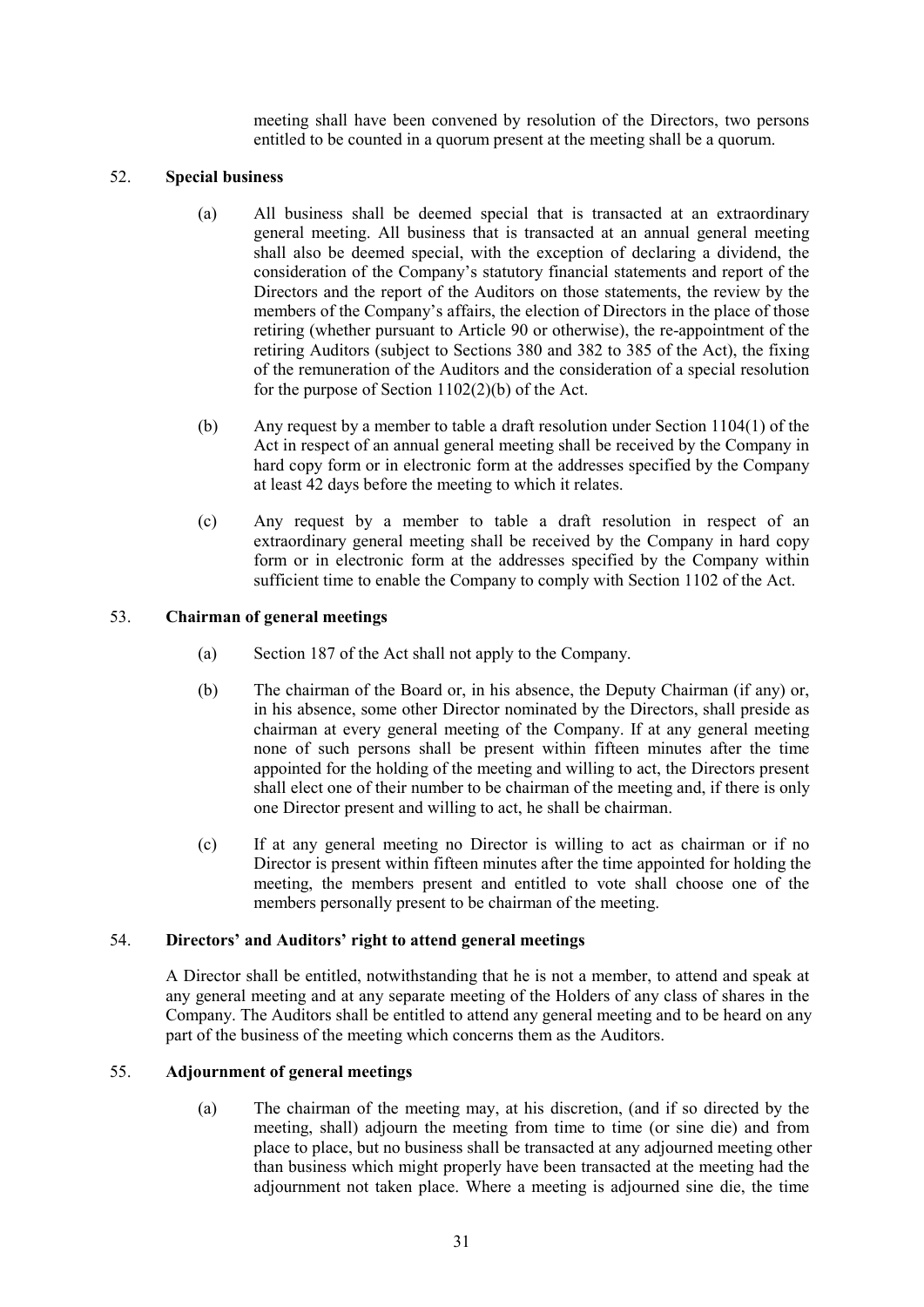meeting shall have been convened by resolution of the Directors, two persons entitled to be counted in a quorum present at the meeting shall be a quorum.

52. **Special business**

(a) All business shall be deemed special that is transacted at an extraordinary general meeting. All business that is transacted at an annual general meeting shall also be deemed special, with the exception of declaring a dividend, the consideration of the Company's statutory financial statements and report of the Directors and the report of the Auditors on those statements, the review by the members of the Company's affairs, the election of Directors in the place of those retiring (whether pursuant to Article 90 or otherwise), the re-appointment of the retiring Auditors (subject to Sections 380 and 382 to 385 of the Act), the fixing of the remuneration of the Auditors and the consideration of a special resolution for the purpose of Section 1102(2)(b) of the Act.

(b) Any request by a member to table a draft resolution under Section 1104(1) of the Act in respect of an annual general meeting shall be received by the Company in hard copy form or in electronic form at the addresses specified by the Company at least 42 days before the meeting to which it relates.

(c) Any request by a member to table a draft resolution in respect of an extraordinary general meeting shall be received by the Company in hard copy form or in electronic form at the addresses specified by the Company within sufficient time to enable the Company to comply with Section 1102 of the Act.

53. **Chairman of general meetings**

(a) Section 187 of the Act shall not apply to the Company.

(b) The chairman of the Board or, in his absence, the Deputy Chairman (if any) or, in his absence, some other Director nominated by the Directors, shall preside as chairman at every general meeting of the Company. If at any general meeting none of such persons shall be present within fifteen minutes after the time appointed for the holding of the meeting and willing to act, the Directors present shall elect one of their number to be chairman of the meeting and, if there is only one Director present and willing to act, he shall be chairman.

(c) If at any general meeting no Director is willing to act as chairman or if no Director is present within fifteen minutes after the time appointed for holding the meeting, the members present and entitled to vote shall choose one of the members personally present to be chairman of the meeting.

54. **Directors' and Auditors' right to attend general meetings**

A Director shall be entitled, notwithstanding that he is not a member, to attend and speak at any general meeting and at any separate meeting of the Holders of any class of shares in the Company. The Auditors shall be entitled to attend any general meeting and to be heard on any part of the business of the meeting which concerns them as the Auditors.

55. **Adjournment of general meetings**

(a) The chairman of the meeting may, at his discretion, (and if so directed by the meeting, shall) adjourn the meeting from time to time (or sine die) and from place to place, but no business shall be transacted at any adjourned meeting other than business which might properly have been transacted at the meeting had the adjournment not taken place. Where a meeting is adjourned sine die, the time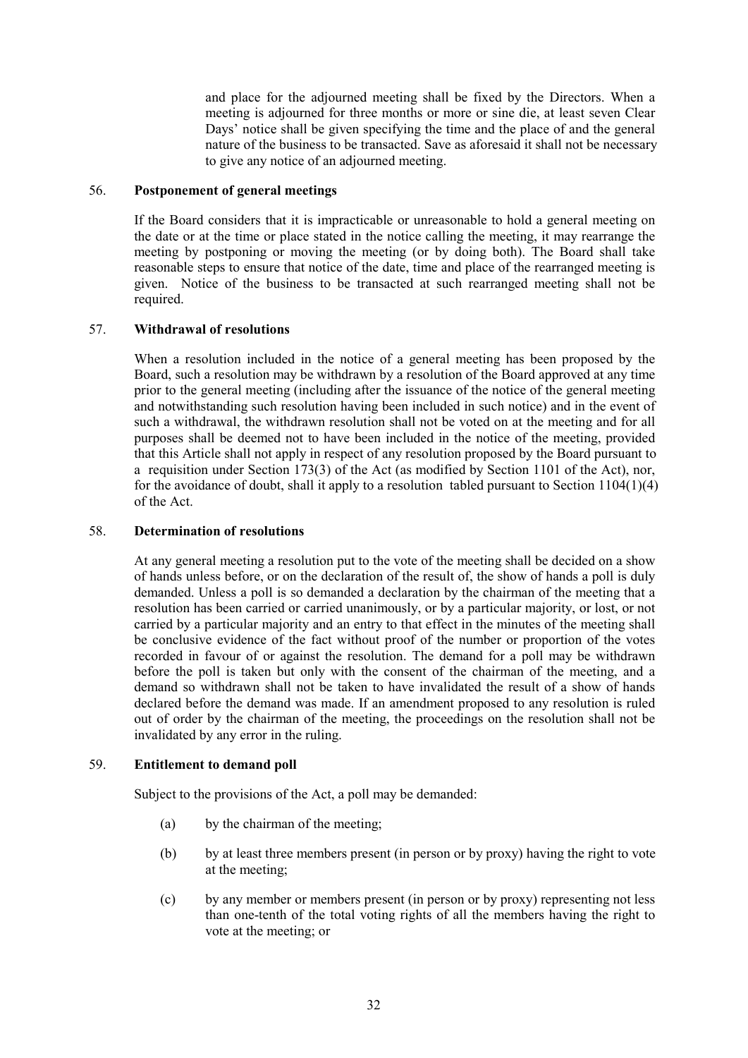and place for the adjourned meeting shall be fixed by the Directors. When a meeting is adjourned for three months or more or sine die, at least seven Clear Days' notice shall be given specifying the time and the place of and the general nature of the business to be transacted. Save as aforesaid it shall not be necessary to give any notice of an adjourned meeting.

## 56. Postponement of general meetings

If the Board considers that it is impracticable or unreasonable to hold a general meeting on the date or at the time or place stated in the notice calling the meeting, it may rearrange the meeting by postponing or moving the meeting (or by doing both). The Board shall take reasonable steps to ensure that notice of the date, time and place of the rearranged meeting is given. Notice of the business to be transacted at such rearranged meeting shall not be required.

## 57. Withdrawal of resolutions

When a resolution included in the notice of a general meeting has been proposed by the Board, such a resolution may be withdrawn by a resolution of the Board approved at any time prior to the general meeting (including after the issuance of the notice of the general meeting and notwithstanding such resolution having been included in such notice) and in the event of such a withdrawal, the withdrawn resolution shall not be voted on at the meeting and for all purposes shall be deemed not to have been included in the notice of the meeting, provided that this Article shall not apply in respect of any resolution proposed by the Board pursuant to a requisition under Section 173(3) of the Act (as modified by Section 1101 of the Act), nor, for the avoidance of doubt, shall it apply to a resolution tabled pursuant to Section 1104(1)(4) of the Act.

## 58. Determination of resolutions

At any general meeting a resolution put to the vote of the meeting shall be decided on a show of hands unless before, or on the declaration of the result of, the show of hands a poll is duly demanded. Unless a poll is so demanded a declaration by the chairman of the meeting that a resolution has been carried or carried unanimously, or by a particular majority, or lost, or not carried by a particular majority and an entry to that effect in the minutes of the meeting shall be conclusive evidence of the fact without proof of the number or proportion of the votes recorded in favour of or against the resolution. The demand for a poll may be withdrawn before the poll is taken but only with the consent of the chairman of the meeting, and a demand so withdrawn shall not be taken to have invalidated the result of a show of hands declared before the demand was made. If an amendment proposed to any resolution is ruled out of order by the chairman of the meeting, the proceedings on the resolution shall not be invalidated by any error in the ruling.

## 59. Entitlement to demand poll

Subject to the provisions of the Act, a poll may be demanded:

(a) by the chairman of the meeting;

(b) by at least three members present (in person or by proxy) having the right to vote at the meeting;

(c) by any member or members present (in person or by proxy) representing not less than one-tenth of the total voting rights of all the members having the right to vote at the meeting; or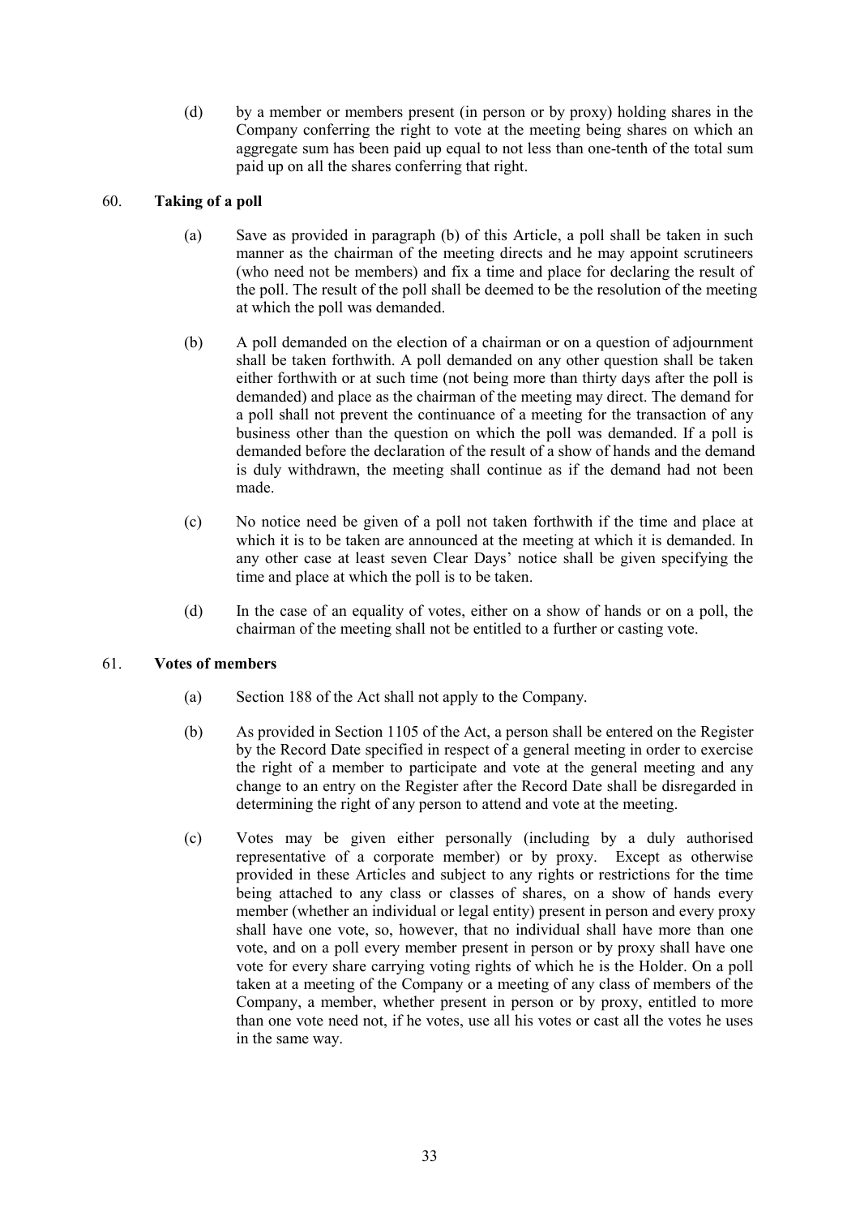(d) by a member or members present (in person or by proxy) holding shares in the Company conferring the right to vote at the meeting being shares on which an aggregate sum has been paid up equal to not less than one-tenth of the total sum paid up on all the shares conferring that right.

## 60. Taking of a poll

(a) Save as provided in paragraph (b) of this Article, a poll shall be taken in such manner as the chairman of the meeting directs and he may appoint scrutineers (who need not be members) and fix a time and place for declaring the result of the poll. The result of the poll shall be deemed to be the resolution of the meeting at which the poll was demanded.

(b) A poll demanded on the election of a chairman or on a question of adjournment shall be taken forthwith. A poll demanded on any other question shall be taken either forthwith or at such time (not being more than thirty days after the poll is demanded) and place as the chairman of the meeting may direct. The demand for a poll shall not prevent the continuance of a meeting for the transaction of any business other than the question on which the poll was demanded. If a poll is demanded before the declaration of the result of a show of hands and the demand is duly withdrawn, the meeting shall continue as if the demand had not been made.

(c) No notice need be given of a poll not taken forthwith if the time and place at which it is to be taken are announced at the meeting at which it is demanded. In any other case at least seven Clear Days' notice shall be given specifying the time and place at which the poll is to be taken.

(d) In the case of an equality of votes, either on a show of hands or on a poll, the chairman of the meeting shall not be entitled to a further or casting vote.

## 61. Votes of members

(a) Section 188 of the Act shall not apply to the Company.

(b) As provided in Section 1105 of the Act, a person shall be entered on the Register by the Record Date specified in respect of a general meeting in order to exercise the right of a member to participate and vote at the general meeting and any change to an entry on the Register after the Record Date shall be disregarded in determining the right of any person to attend and vote at the meeting.

(c) Votes may be given either personally (including by a duly authorised representative of a corporate member) or by proxy. Except as otherwise provided in these Articles and subject to any rights or restrictions for the time being attached to any class or classes of shares, on a show of hands every member (whether an individual or legal entity) present in person and every proxy shall have one vote, so, however, that no individual shall have more than one vote, and on a poll every member present in person or by proxy shall have one vote for every share carrying voting rights of which he is the Holder. On a poll taken at a meeting of the Company or a meeting of any class of members of the Company, a member, whether present in person or by proxy, entitled to more than one vote need not, if he votes, use all his votes or cast all the votes he uses in the same way.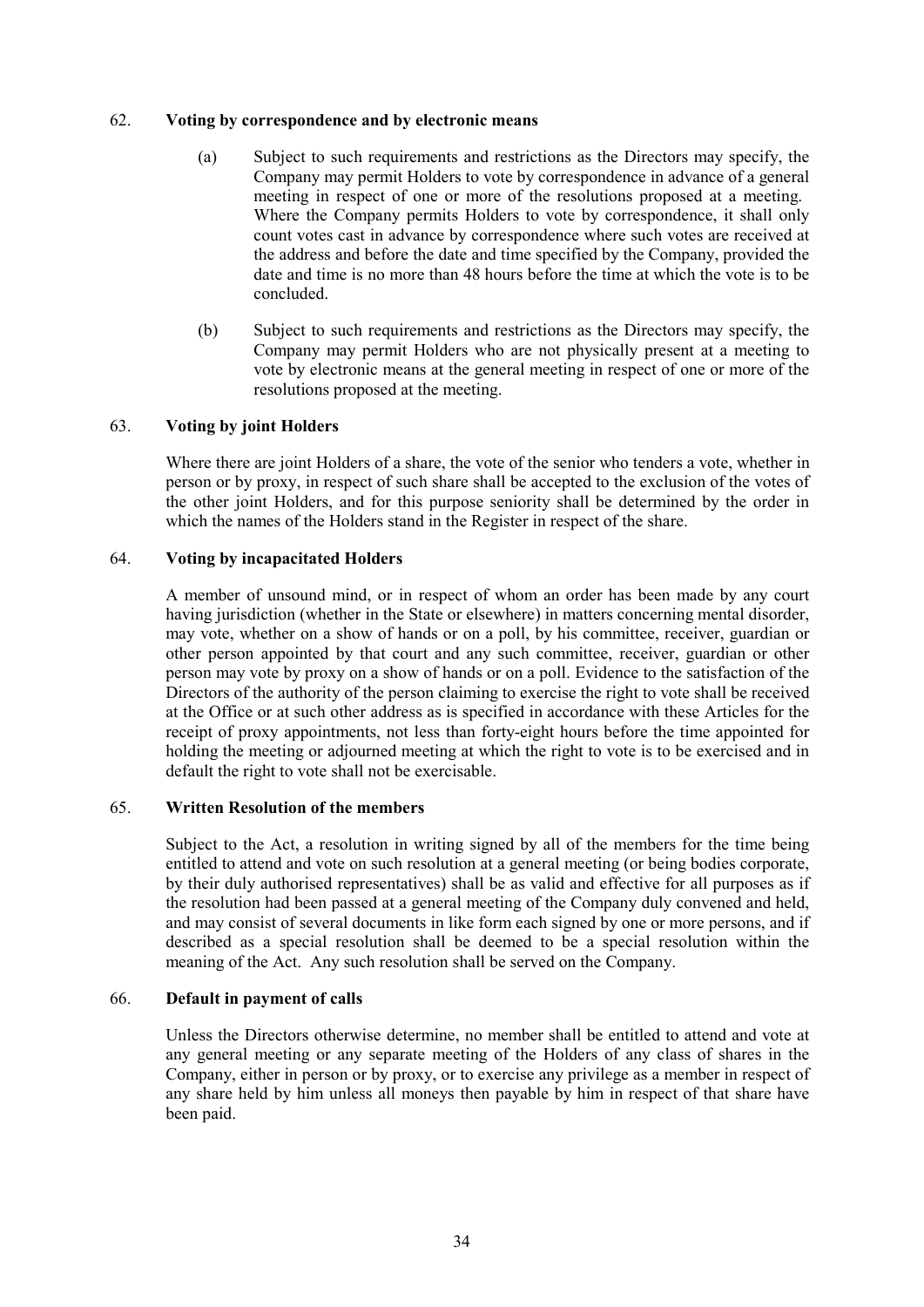62. **Voting by correspondence and by electronic means**

(a) Subject to such requirements and restrictions as the Directors may specify, the Company may permit Holders to vote by correspondence in advance of a general meeting in respect of one or more of the resolutions proposed at a meeting. Where the Company permits Holders to vote by correspondence, it shall only count votes cast in advance by correspondence where such votes are received at the address and before the date and time specified by the Company, provided the date and time is no more than 48 hours before the time at which the vote is to be concluded.

(b) Subject to such requirements and restrictions as the Directors may specify, the Company may permit Holders who are not physically present at a meeting to vote by electronic means at the general meeting in respect of one or more of the resolutions proposed at the meeting.

63. **Voting by joint Holders**

Where there are joint Holders of a share, the vote of the senior who tenders a vote, whether in person or by proxy, in respect of such share shall be accepted to the exclusion of the votes of the other joint Holders, and for this purpose seniority shall be determined by the order in which the names of the Holders stand in the Register in respect of the share.

64. **Voting by incapacitated Holders**

A member of unsound mind, or in respect of whom an order has been made by any court having jurisdiction (whether in the State or elsewhere) in matters concerning mental disorder, may vote, whether on a show of hands or on a poll, by his committee, receiver, guardian or other person appointed by that court and any such committee, receiver, guardian or other person may vote by proxy on a show of hands or on a poll. Evidence to the satisfaction of the Directors of the authority of the person claiming to exercise the right to vote shall be received at the Office or at such other address as is specified in accordance with these Articles for the receipt of proxy appointments, not less than forty-eight hours before the time appointed for holding the meeting or adjourned meeting at which the right to vote is to be exercised and in default the right to vote shall not be exercisable.

65. **Written Resolution of the members**

Subject to the Act, a resolution in writing signed by all of the members for the time being entitled to attend and vote on such resolution at a general meeting (or being bodies corporate, by their duly authorised representatives) shall be as valid and effective for all purposes as if the resolution had been passed at a general meeting of the Company duly convened and held, and may consist of several documents in like form each signed by one or more persons, and if described as a special resolution shall be deemed to be a special resolution within the meaning of the Act. Any such resolution shall be served on the Company.

66. **Default in payment of calls**

Unless the Directors otherwise determine, no member shall be entitled to attend and vote at any general meeting or any separate meeting of the Holders of any class of shares in the Company, either in person or by proxy, or to exercise any privilege as a member in respect of any share held by him unless all moneys then payable by him in respect of that share have been paid.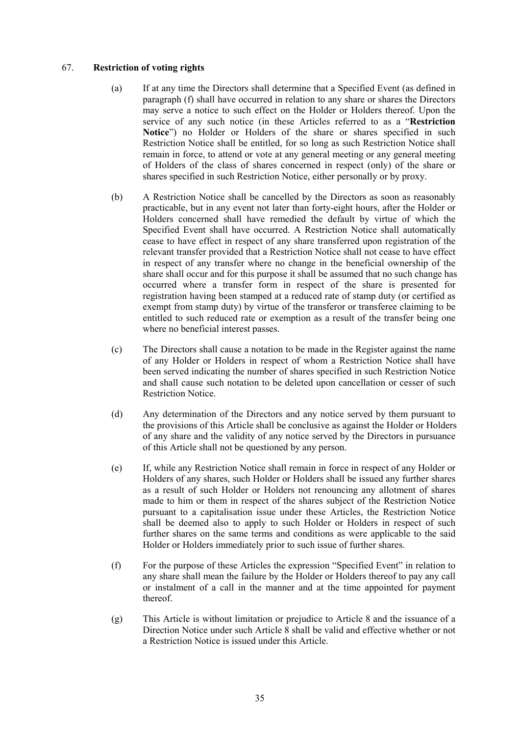## 67. **Restriction of voting rights**

(a) If at any time the Directors shall determine that a Specified Event (as defined in paragraph (f) shall have occurred in relation to any share or shares the Directors may serve a notice to such effect on the Holder or Holders thereof. Upon the service of any such notice (in these Articles referred to as a "**Restriction Notice**") no Holder or Holders of the share or shares specified in such Restriction Notice shall be entitled, for so long as such Restriction Notice shall remain in force, to attend or vote at any general meeting or any general meeting of Holders of the class of shares concerned in respect (only) of the share or shares specified in such Restriction Notice, either personally or by proxy.

(b) A Restriction Notice shall be cancelled by the Directors as soon as reasonably practicable, but in any event not later than forty-eight hours, after the Holder or Holders concerned shall have remedied the default by virtue of which the Specified Event shall have occurred. A Restriction Notice shall automatically cease to have effect in respect of any share transferred upon registration of the relevant transfer provided that a Restriction Notice shall not cease to have effect in respect of any transfer where no change in the beneficial ownership of the share shall occur and for this purpose it shall be assumed that no such change has occurred where a transfer form in respect of the share is presented for registration having been stamped at a reduced rate of stamp duty (or certified as exempt from stamp duty) by virtue of the transferor or transferee claiming to be entitled to such reduced rate or exemption as a result of the transfer being one where no beneficial interest passes.

(c) The Directors shall cause a notation to be made in the Register against the name of any Holder or Holders in respect of whom a Restriction Notice shall have been served indicating the number of shares specified in such Restriction Notice and shall cause such notation to be deleted upon cancellation or cesser of such Restriction Notice.

(d) Any determination of the Directors and any notice served by them pursuant to the provisions of this Article shall be conclusive as against the Holder or Holders of any share and the validity of any notice served by the Directors in pursuance of this Article shall not be questioned by any person.

(e) If, while any Restriction Notice shall remain in force in respect of any Holder or Holders of any shares, such Holder or Holders shall be issued any further shares as a result of such Holder or Holders not renouncing any allotment of shares made to him or them in respect of the shares subject of the Restriction Notice pursuant to a capitalisation issue under these Articles, the Restriction Notice shall be deemed also to apply to such Holder or Holders in respect of such further shares on the same terms and conditions as were applicable to the said Holder or Holders immediately prior to such issue of further shares.

(f) For the purpose of these Articles the expression "Specified Event" in relation to any share shall mean the failure by the Holder or Holders thereof to pay any call or instalment of a call in the manner and at the time appointed for payment thereof.

(g) This Article is without limitation or prejudice to Article 8 and the issuance of a Direction Notice under such Article 8 shall be valid and effective whether or not a Restriction Notice is issued under this Article.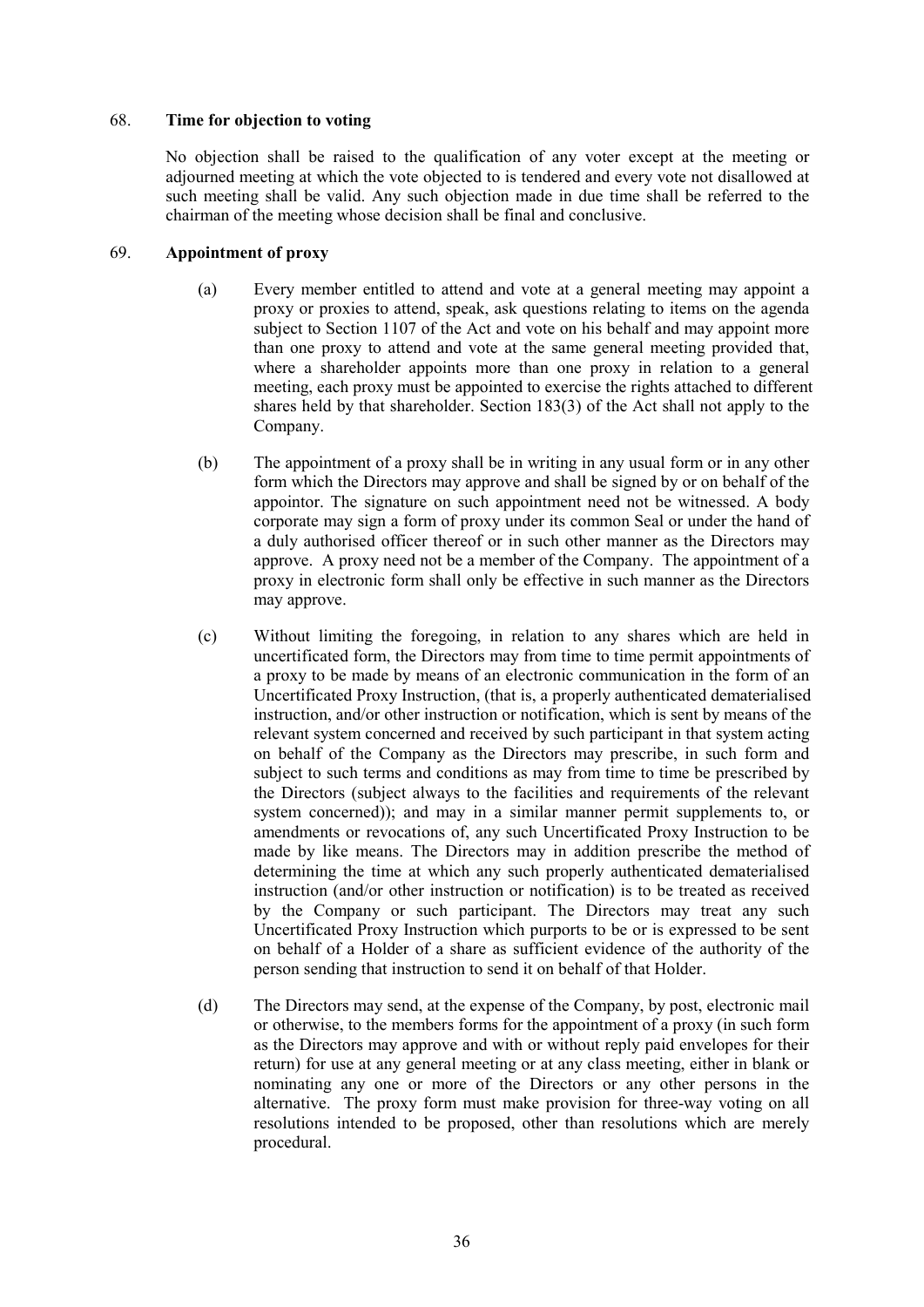## 68. **Time for objection to voting**

No objection shall be raised to the qualification of any voter except at the meeting or adjourned meeting at which the vote objected to is tendered and every vote not disallowed at such meeting shall be valid. Any such objection made in due time shall be referred to the chairman of the meeting whose decision shall be final and conclusive.

## 69. **Appointment of proxy**

(a) Every member entitled to attend and vote at a general meeting may appoint a proxy or proxies to attend, speak, ask questions relating to items on the agenda subject to Section 1107 of the Act and vote on his behalf and may appoint more than one proxy to attend and vote at the same general meeting provided that, where a shareholder appoints more than one proxy in relation to a general meeting, each proxy must be appointed to exercise the rights attached to different shares held by that shareholder. Section 183(3) of the Act shall not apply to the Company.

(b) The appointment of a proxy shall be in writing in any usual form or in any other form which the Directors may approve and shall be signed by or on behalf of the appointor. The signature on such appointment need not be witnessed. A body corporate may sign a form of proxy under its common Seal or under the hand of a duly authorised officer thereof or in such other manner as the Directors may approve. A proxy need not be a member of the Company. The appointment of a proxy in electronic form shall only be effective in such manner as the Directors may approve.

(c) Without limiting the foregoing, in relation to any shares which are held in uncertificated form, the Directors may from time to time permit appointments of a proxy to be made by means of an electronic communication in the form of an Uncertificated Proxy Instruction, (that is, a properly authenticated dematerialised instruction, and/or other instruction or notification, which is sent by means of the relevant system concerned and received by such participant in that system acting on behalf of the Company as the Directors may prescribe, in such form and subject to such terms and conditions as may from time to time be prescribed by the Directors (subject always to the facilities and requirements of the relevant system concerned)); and may in a similar manner permit supplements to, or amendments or revocations of, any such Uncertificated Proxy Instruction to be made by like means. The Directors may in addition prescribe the method of determining the time at which any such properly authenticated dematerialised instruction (and/or other instruction or notification) is to be treated as received by the Company or such participant. The Directors may treat any such Uncertificated Proxy Instruction which purports to be or is expressed to be sent on behalf of a Holder of a share as sufficient evidence of the authority of the person sending that instruction to send it on behalf of that Holder.

(d) The Directors may send, at the expense of the Company, by post, electronic mail or otherwise, to the members forms for the appointment of a proxy (in such form as the Directors may approve and with or without reply paid envelopes for their return) for use at any general meeting or at any class meeting, either in blank or nominating any one or more of the Directors or any other persons in the alternative. The proxy form must make provision for three-way voting on all resolutions intended to be proposed, other than resolutions which are merely procedural.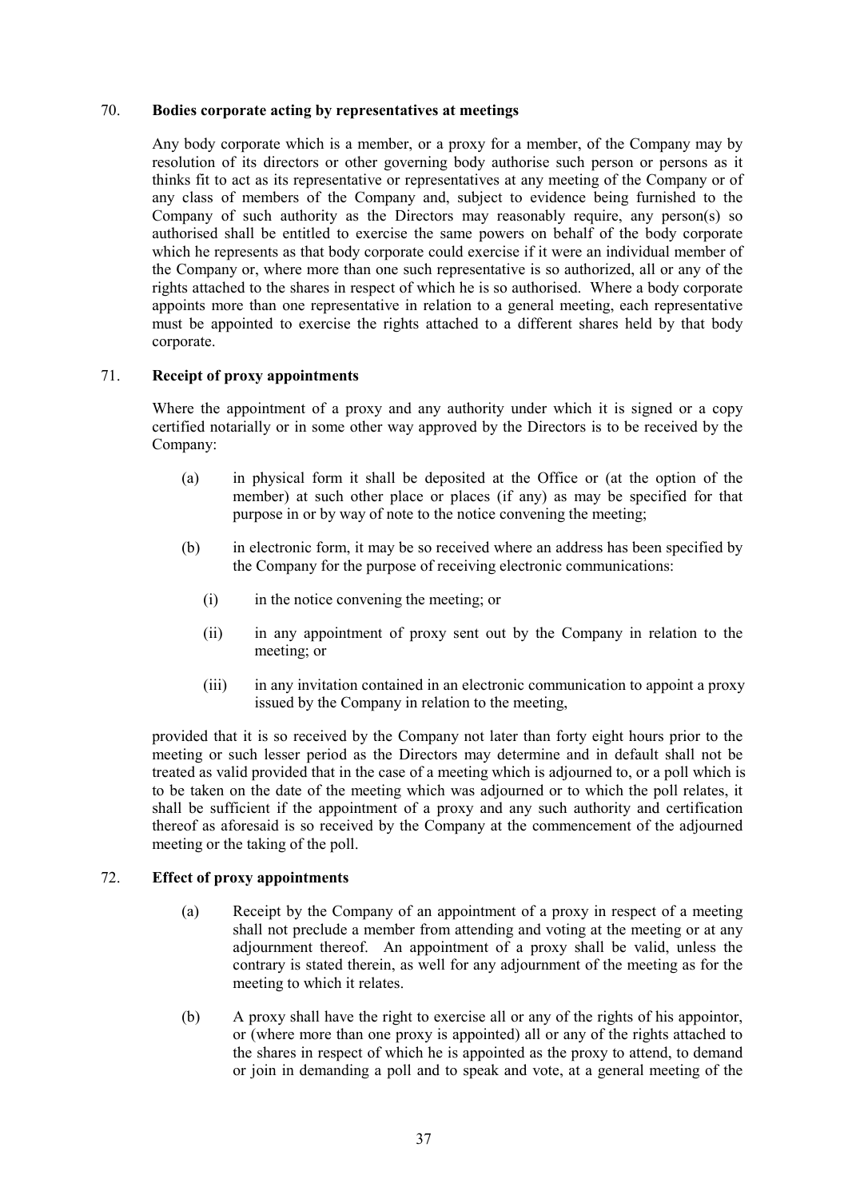### 70. **Bodies corporate acting by representatives at meetings**

Any body corporate which is a member, or a proxy for a member, of the Company may by resolution of its directors or other governing body authorise such person or persons as it thinks fit to act as its representative or representatives at any meeting of the Company or of any class of members of the Company and, subject to evidence being furnished to the Company of such authority as the Directors may reasonably require, any person(s) so authorised shall be entitled to exercise the same powers on behalf of the body corporate which he represents as that body corporate could exercise if it were an individual member of the Company or, where more than one such representative is so authorized, all or any of the rights attached to the shares in respect of which he is so authorised. Where a body corporate appoints more than one representative in relation to a general meeting, each representative must be appointed to exercise the rights attached to a different shares held by that body corporate.

### 71. **Receipt of proxy appointments**

Where the appointment of a proxy and any authority under which it is signed or a copy certified notarially or in some other way approved by the Directors is to be received by the Company:

(a) in physical form it shall be deposited at the Office or (at the option of the member) at such other place or places (if any) as may be specified for that purpose in or by way of note to the notice convening the meeting;

(b) in electronic form, it may be so received where an address has been specified by the Company for the purpose of receiving electronic communications:

  (i) in the notice convening the meeting; or

  (ii) in any appointment of proxy sent out by the Company in relation to the meeting; or

  (iii) in any invitation contained in an electronic communication to appoint a proxy issued by the Company in relation to the meeting,

provided that it is so received by the Company not later than forty eight hours prior to the meeting or such lesser period as the Directors may determine and in default shall not be treated as valid provided that in the case of a meeting which is adjourned to, or a poll which is to be taken on the date of the meeting which was adjourned or to which the poll relates, it shall be sufficient if the appointment of a proxy and any such authority and certification thereof as aforesaid is so received by the Company at the commencement of the adjourned meeting or the taking of the poll.

### 72. **Effect of proxy appointments**

(a) Receipt by the Company of an appointment of a proxy in respect of a meeting shall not preclude a member from attending and voting at the meeting or at any adjournment thereof. An appointment of a proxy shall be valid, unless the contrary is stated therein, as well for any adjournment of the meeting as for the meeting to which it relates.

(b) A proxy shall have the right to exercise all or any of the rights of his appointor, or (where more than one proxy is appointed) all or any of the rights attached to the shares in respect of which he is appointed as the proxy to attend, to demand or join in demanding a poll and to speak and vote, at a general meeting of the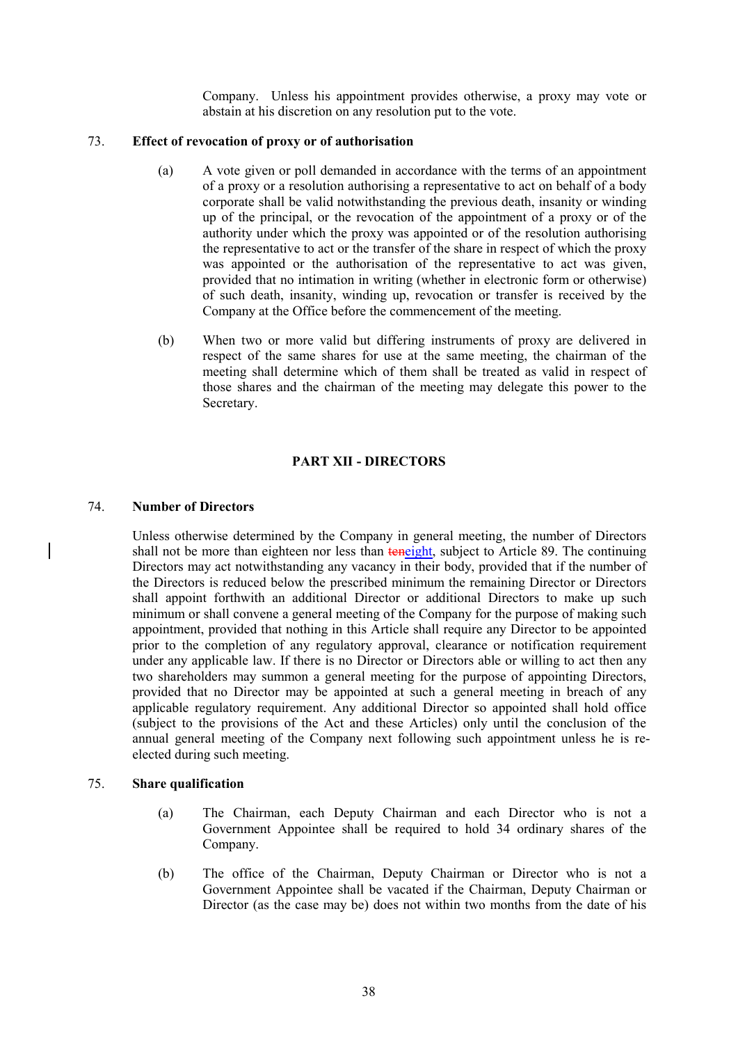Company. Unless his appointment provides otherwise, a proxy may vote or abstain at his discretion on any resolution put to the vote.

73. **Effect of revocation of proxy or of authorisation**

(a) A vote given or poll demanded in accordance with the terms of an appointment of a proxy or a resolution authorising a representative to act on behalf of a body corporate shall be valid notwithstanding the previous death, insanity or winding up of the principal, or the revocation of the appointment of a proxy or of the authority under which the proxy was appointed or of the resolution authorising the representative to act or the transfer of the share in respect of which the proxy was appointed or the authorisation of the representative to act was given, provided that no intimation in writing (whether in electronic form or otherwise) of such death, insanity, winding up, revocation or transfer is received by the Company at the Office before the commencement of the meeting.

(b) When two or more valid but differing instruments of proxy are delivered in respect of the same shares for use at the same meeting, the chairman of the meeting shall determine which of them shall be treated as valid in respect of those shares and the chairman of the meeting may delegate this power to the Secretary.

## PART XII - DIRECTORS

74. **Number of Directors**

Unless otherwise determined by the Company in general meeting, the number of Directors shall not be more than eighteen nor less than ~~ten~~eight, subject to Article 89. The continuing Directors may act notwithstanding any vacancy in their body, provided that if the number of the Directors is reduced below the prescribed minimum the remaining Director or Directors shall appoint forthwith an additional Director or additional Directors to make up such minimum or shall convene a general meeting of the Company for the purpose of making such appointment, provided that nothing in this Article shall require any Director to be appointed prior to the completion of any regulatory approval, clearance or notification requirement under any applicable law. If there is no Director or Directors able or willing to act then any two shareholders may summon a general meeting for the purpose of appointing Directors, provided that no Director may be appointed at such a general meeting in breach of any applicable regulatory requirement. Any additional Director so appointed shall hold office (subject to the provisions of the Act and these Articles) only until the conclusion of the annual general meeting of the Company next following such appointment unless he is re-elected during such meeting.

75. **Share qualification**

(a) The Chairman, each Deputy Chairman and each Director who is not a Government Appointee shall be required to hold 34 ordinary shares of the Company.

(b) The office of the Chairman, Deputy Chairman or Director who is not a Government Appointee shall be vacated if the Chairman, Deputy Chairman or Director (as the case may be) does not within two months from the date of his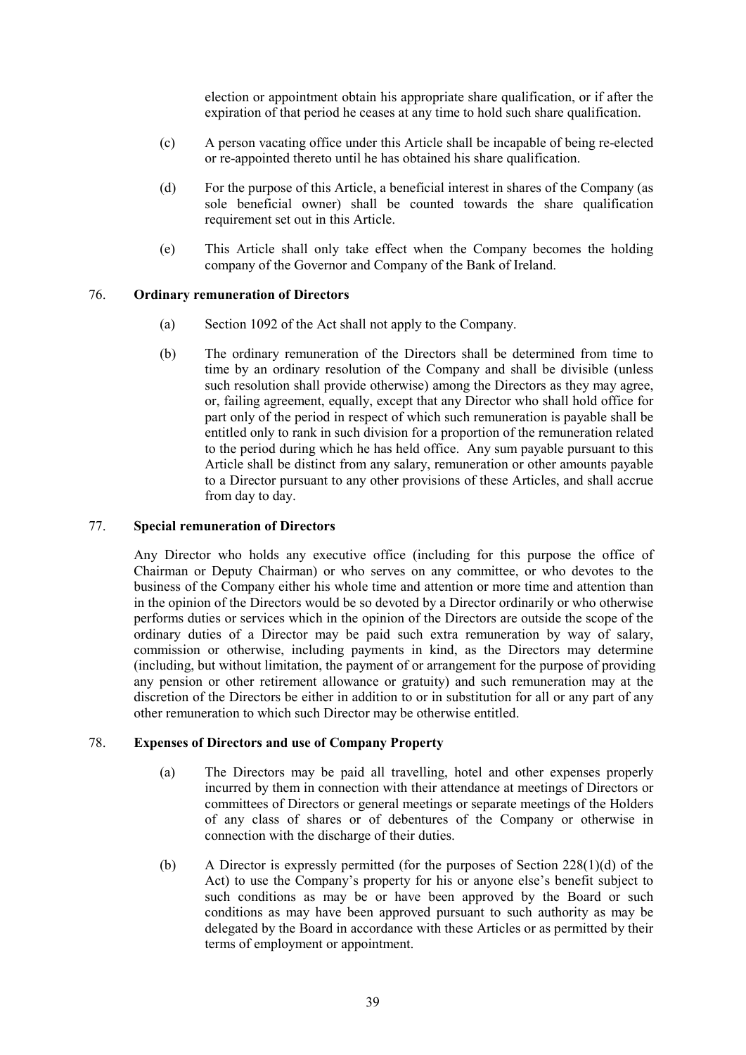election or appointment obtain his appropriate share qualification, or if after the expiration of that period he ceases at any time to hold such share qualification.

(c) A person vacating office under this Article shall be incapable of being re-elected or re-appointed thereto until he has obtained his share qualification.

(d) For the purpose of this Article, a beneficial interest in shares of the Company (as sole beneficial owner) shall be counted towards the share qualification requirement set out in this Article.

(e) This Article shall only take effect when the Company becomes the holding company of the Governor and Company of the Bank of Ireland.

76. **Ordinary remuneration of Directors**

(a) Section 1092 of the Act shall not apply to the Company.

(b) The ordinary remuneration of the Directors shall be determined from time to time by an ordinary resolution of the Company and shall be divisible (unless such resolution shall provide otherwise) among the Directors as they may agree, or, failing agreement, equally, except that any Director who shall hold office for part only of the period in respect of which such remuneration is payable shall be entitled only to rank in such division for a proportion of the remuneration related to the period during which he has held office. Any sum payable pursuant to this Article shall be distinct from any salary, remuneration or other amounts payable to a Director pursuant to any other provisions of these Articles, and shall accrue from day to day.

77. **Special remuneration of Directors**

Any Director who holds any executive office (including for this purpose the office of Chairman or Deputy Chairman) or who serves on any committee, or who devotes to the business of the Company either his whole time and attention or more time and attention than in the opinion of the Directors would be so devoted by a Director ordinarily or who otherwise performs duties or services which in the opinion of the Directors are outside the scope of the ordinary duties of a Director may be paid such extra remuneration by way of salary, commission or otherwise, including payments in kind, as the Directors may determine (including, but without limitation, the payment of or arrangement for the purpose of providing any pension or other retirement allowance or gratuity) and such remuneration may at the discretion of the Directors be either in addition to or in substitution for all or any part of any other remuneration to which such Director may be otherwise entitled.

78. **Expenses of Directors and use of Company Property**

(a) The Directors may be paid all travelling, hotel and other expenses properly incurred by them in connection with their attendance at meetings of Directors or committees of Directors or general meetings or separate meetings of the Holders of any class of shares or of debentures of the Company or otherwise in connection with the discharge of their duties.

(b) A Director is expressly permitted (for the purposes of Section 228(1)(d) of the Act) to use the Company's property for his or anyone else's benefit subject to such conditions as may be or have been approved by the Board or such conditions as may have been approved pursuant to such authority as may be delegated by the Board in accordance with these Articles or as permitted by their terms of employment or appointment.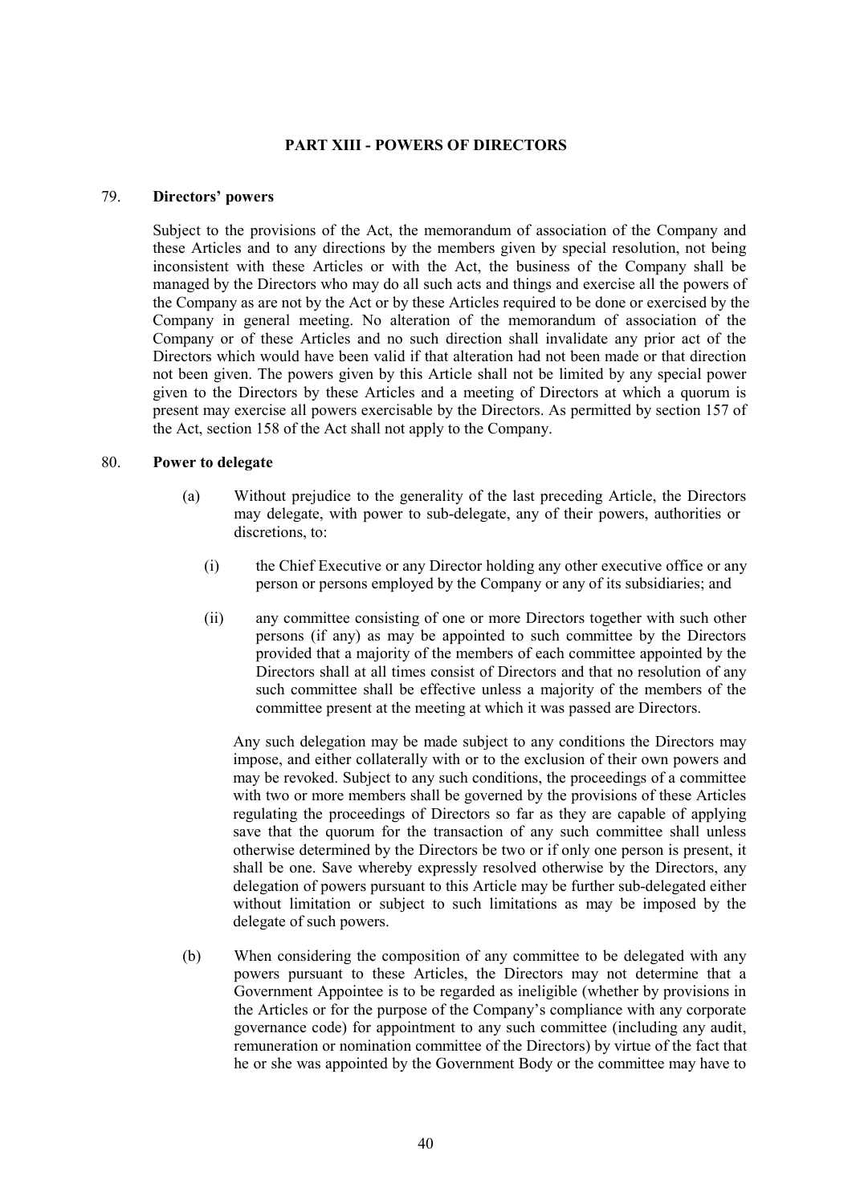## PART XIII - POWERS OF DIRECTORS

79. **Directors' powers**

Subject to the provisions of the Act, the memorandum of association of the Company and these Articles and to any directions by the members given by special resolution, not being inconsistent with these Articles or with the Act, the business of the Company shall be managed by the Directors who may do all such acts and things and exercise all the powers of the Company as are not by the Act or by these Articles required to be done or exercised by the Company in general meeting. No alteration of the memorandum of association of the Company or of these Articles and no such direction shall invalidate any prior act of the Directors which would have been valid if that alteration had not been made or that direction not been given. The powers given by this Article shall not be limited by any special power given to the Directors by these Articles and a meeting of Directors at which a quorum is present may exercise all powers exercisable by the Directors. As permitted by section 157 of the Act, section 158 of the Act shall not apply to the Company.

80. **Power to delegate**

(a) Without prejudice to the generality of the last preceding Article, the Directors may delegate, with power to sub-delegate, any of their powers, authorities or discretions, to:

(i) the Chief Executive or any Director holding any other executive office or any person or persons employed by the Company or any of its subsidiaries; and

(ii) any committee consisting of one or more Directors together with such other persons (if any) as may be appointed to such committee by the Directors provided that a majority of the members of each committee appointed by the Directors shall at all times consist of Directors and that no resolution of any such committee shall be effective unless a majority of the members of the committee present at the meeting at which it was passed are Directors.

Any such delegation may be made subject to any conditions the Directors may impose, and either collaterally with or to the exclusion of their own powers and may be revoked. Subject to any such conditions, the proceedings of a committee with two or more members shall be governed by the provisions of these Articles regulating the proceedings of Directors so far as they are capable of applying save that the quorum for the transaction of any such committee shall unless otherwise determined by the Directors be two or if only one person is present, it shall be one. Save whereby expressly resolved otherwise by the Directors, any delegation of powers pursuant to this Article may be further sub-delegated either without limitation or subject to such limitations as may be imposed by the delegate of such powers.

(b) When considering the composition of any committee to be delegated with any powers pursuant to these Articles, the Directors may not determine that a Government Appointee is to be regarded as ineligible (whether by provisions in the Articles or for the purpose of the Company's compliance with any corporate governance code) for appointment to any such committee (including any audit, remuneration or nomination committee of the Directors) by virtue of the fact that he or she was appointed by the Government Body or the committee may have to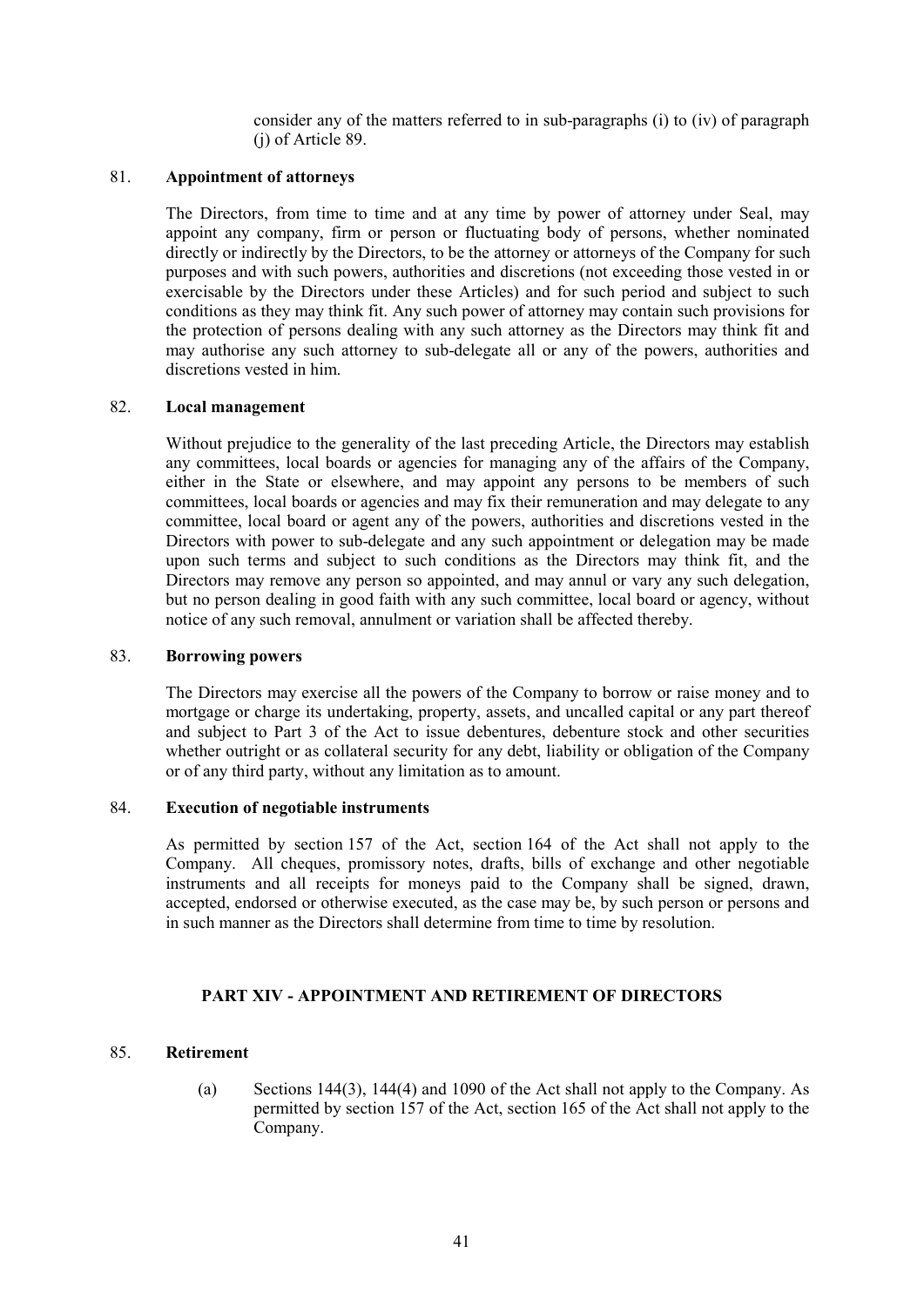consider any of the matters referred to in sub-paragraphs (i) to (iv) of paragraph (j) of Article 89.

81. **Appointment of attorneys**

The Directors, from time to time and at any time by power of attorney under Seal, may appoint any company, firm or person or fluctuating body of persons, whether nominated directly or indirectly by the Directors, to be the attorney or attorneys of the Company for such purposes and with such powers, authorities and discretions (not exceeding those vested in or exercisable by the Directors under these Articles) and for such period and subject to such conditions as they may think fit. Any such power of attorney may contain such provisions for the protection of persons dealing with any such attorney as the Directors may think fit and may authorise any such attorney to sub-delegate all or any of the powers, authorities and discretions vested in him.

82. **Local management**

Without prejudice to the generality of the last preceding Article, the Directors may establish any committees, local boards or agencies for managing any of the affairs of the Company, either in the State or elsewhere, and may appoint any persons to be members of such committees, local boards or agencies and may fix their remuneration and may delegate to any committee, local board or agent any of the powers, authorities and discretions vested in the Directors with power to sub-delegate and any such appointment or delegation may be made upon such terms and subject to such conditions as the Directors may think fit, and the Directors may remove any person so appointed, and may annul or vary any such delegation, but no person dealing in good faith with any such committee, local board or agency, without notice of any such removal, annulment or variation shall be affected thereby.

83. **Borrowing powers**

The Directors may exercise all the powers of the Company to borrow or raise money and to mortgage or charge its undertaking, property, assets, and uncalled capital or any part thereof and subject to Part 3 of the Act to issue debentures, debenture stock and other securities whether outright or as collateral security for any debt, liability or obligation of the Company or of any third party, without any limitation as to amount.

84. **Execution of negotiable instruments**

As permitted by section 157 of the Act, section 164 of the Act shall not apply to the Company. All cheques, promissory notes, drafts, bills of exchange and other negotiable instruments and all receipts for moneys paid to the Company shall be signed, drawn, accepted, endorsed or otherwise executed, as the case may be, by such person or persons and in such manner as the Directors shall determine from time to time by resolution.

## PART XIV - APPOINTMENT AND RETIREMENT OF DIRECTORS

85. **Retirement**

(a) Sections 144(3), 144(4) and 1090 of the Act shall not apply to the Company. As permitted by section 157 of the Act, section 165 of the Act shall not apply to the Company.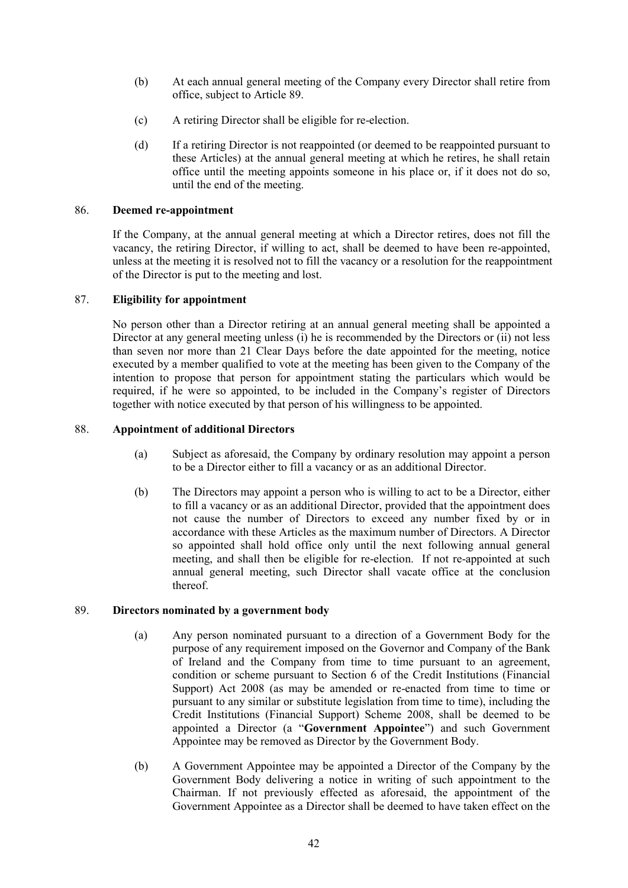(b) At each annual general meeting of the Company every Director shall retire from office, subject to Article 89.

(c) A retiring Director shall be eligible for re-election.

(d) If a retiring Director is not reappointed (or deemed to be reappointed pursuant to these Articles) at the annual general meeting at which he retires, he shall retain office until the meeting appoints someone in his place or, if it does not do so, until the end of the meeting.

## 86. Deemed re-appointment

If the Company, at the annual general meeting at which a Director retires, does not fill the vacancy, the retiring Director, if willing to act, shall be deemed to have been re-appointed, unless at the meeting it is resolved not to fill the vacancy or a resolution for the reappointment of the Director is put to the meeting and lost.

## 87. Eligibility for appointment

No person other than a Director retiring at an annual general meeting shall be appointed a Director at any general meeting unless (i) he is recommended by the Directors or (ii) not less than seven nor more than 21 Clear Days before the date appointed for the meeting, notice executed by a member qualified to vote at the meeting has been given to the Company of the intention to propose that person for appointment stating the particulars which would be required, if he were so appointed, to be included in the Company's register of Directors together with notice executed by that person of his willingness to be appointed.

## 88. Appointment of additional Directors

(a) Subject as aforesaid, the Company by ordinary resolution may appoint a person to be a Director either to fill a vacancy or as an additional Director.

(b) The Directors may appoint a person who is willing to act to be a Director, either to fill a vacancy or as an additional Director, provided that the appointment does not cause the number of Directors to exceed any number fixed by or in accordance with these Articles as the maximum number of Directors. A Director so appointed shall hold office only until the next following annual general meeting, and shall then be eligible for re-election. If not re-appointed at such annual general meeting, such Director shall vacate office at the conclusion thereof.

## 89. Directors nominated by a government body

(a) Any person nominated pursuant to a direction of a Government Body for the purpose of any requirement imposed on the Governor and Company of the Bank of Ireland and the Company from time to time pursuant to an agreement, condition or scheme pursuant to Section 6 of the Credit Institutions (Financial Support) Act 2008 (as may be amended or re-enacted from time to time or pursuant to any similar or substitute legislation from time to time), including the Credit Institutions (Financial Support) Scheme 2008, shall be deemed to be appointed a Director (a "**Government Appointee**") and such Government Appointee may be removed as Director by the Government Body.

(b) A Government Appointee may be appointed a Director of the Company by the Government Body delivering a notice in writing of such appointment to the Chairman. If not previously effected as aforesaid, the appointment of the Government Appointee as a Director shall be deemed to have taken effect on the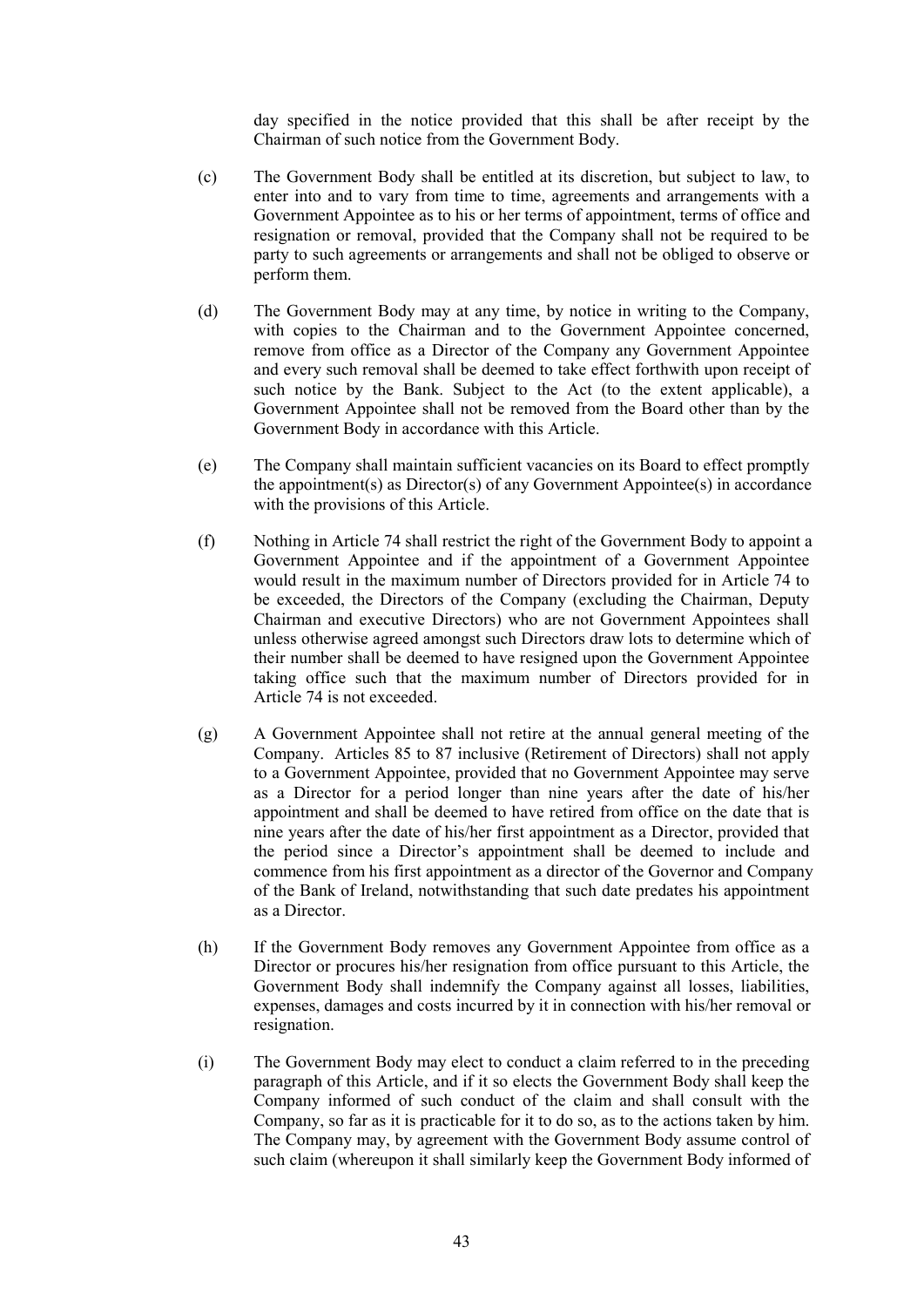day specified in the notice provided that this shall be after receipt by the Chairman of such notice from the Government Body.

(c) The Government Body shall be entitled at its discretion, but subject to law, to enter into and to vary from time to time, agreements and arrangements with a Government Appointee as to his or her terms of appointment, terms of office and resignation or removal, provided that the Company shall not be required to be party to such agreements or arrangements and shall not be obliged to observe or perform them.

(d) The Government Body may at any time, by notice in writing to the Company, with copies to the Chairman and to the Government Appointee concerned, remove from office as a Director of the Company any Government Appointee and every such removal shall be deemed to take effect forthwith upon receipt of such notice by the Bank. Subject to the Act (to the extent applicable), a Government Appointee shall not be removed from the Board other than by the Government Body in accordance with this Article.

(e) The Company shall maintain sufficient vacancies on its Board to effect promptly the appointment(s) as Director(s) of any Government Appointee(s) in accordance with the provisions of this Article.

(f) Nothing in Article 74 shall restrict the right of the Government Body to appoint a Government Appointee and if the appointment of a Government Appointee would result in the maximum number of Directors provided for in Article 74 to be exceeded, the Directors of the Company (excluding the Chairman, Deputy Chairman and executive Directors) who are not Government Appointees shall unless otherwise agreed amongst such Directors draw lots to determine which of their number shall be deemed to have resigned upon the Government Appointee taking office such that the maximum number of Directors provided for in Article 74 is not exceeded.

(g) A Government Appointee shall not retire at the annual general meeting of the Company. Articles 85 to 87 inclusive (Retirement of Directors) shall not apply to a Government Appointee, provided that no Government Appointee may serve as a Director for a period longer than nine years after the date of his/her appointment and shall be deemed to have retired from office on the date that is nine years after the date of his/her first appointment as a Director, provided that the period since a Director's appointment shall be deemed to include and commence from his first appointment as a director of the Governor and Company of the Bank of Ireland, notwithstanding that such date predates his appointment as a Director.

(h) If the Government Body removes any Government Appointee from office as a Director or procures his/her resignation from office pursuant to this Article, the Government Body shall indemnify the Company against all losses, liabilities, expenses, damages and costs incurred by it in connection with his/her removal or resignation.

(i) The Government Body may elect to conduct a claim referred to in the preceding paragraph of this Article, and if it so elects the Government Body shall keep the Company informed of such conduct of the claim and shall consult with the Company, so far as it is practicable for it to do so, as to the actions taken by him. The Company may, by agreement with the Government Body assume control of such claim (whereupon it shall similarly keep the Government Body informed of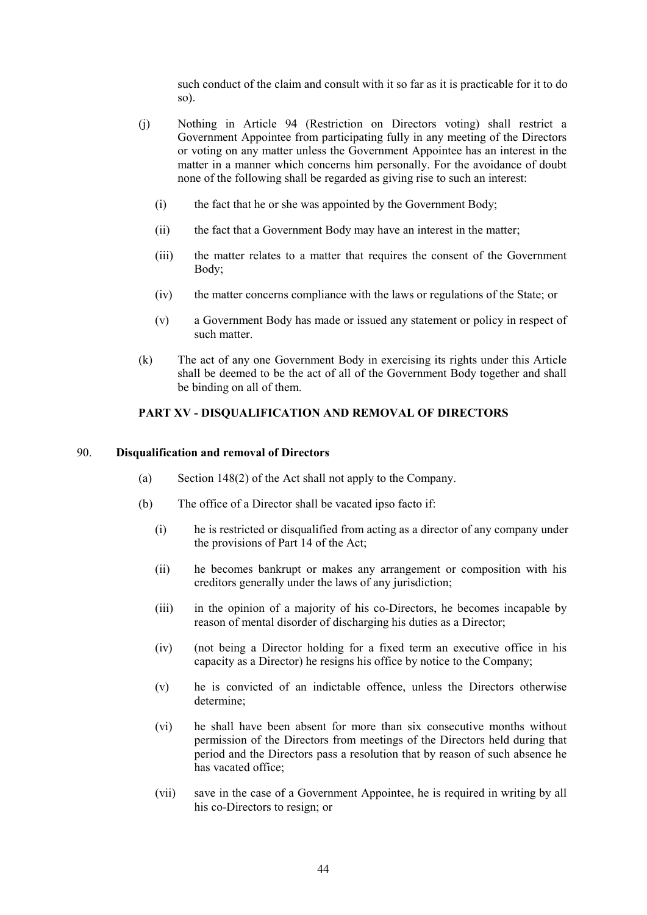such conduct of the claim and consult with it so far as it is practicable for it to do so).

(j) Nothing in Article 94 (Restriction on Directors voting) shall restrict a Government Appointee from participating fully in any meeting of the Directors or voting on any matter unless the Government Appointee has an interest in the matter in a manner which concerns him personally. For the avoidance of doubt none of the following shall be regarded as giving rise to such an interest:

(i) the fact that he or she was appointed by the Government Body;

(ii) the fact that a Government Body may have an interest in the matter;

(iii) the matter relates to a matter that requires the consent of the Government Body;

(iv) the matter concerns compliance with the laws or regulations of the State; or

(v) a Government Body has made or issued any statement or policy in respect of such matter.

(k) The act of any one Government Body in exercising its rights under this Article shall be deemed to be the act of all of the Government Body together and shall be binding on all of them.

## PART XV - DISQUALIFICATION AND REMOVAL OF DIRECTORS

### 90. Disqualification and removal of Directors

(a) Section 148(2) of the Act shall not apply to the Company.

(b) The office of a Director shall be vacated ipso facto if:

(i) he is restricted or disqualified from acting as a director of any company under the provisions of Part 14 of the Act;

(ii) he becomes bankrupt or makes any arrangement or composition with his creditors generally under the laws of any jurisdiction;

(iii) in the opinion of a majority of his co-Directors, he becomes incapable by reason of mental disorder of discharging his duties as a Director;

(iv) (not being a Director holding for a fixed term an executive office in his capacity as a Director) he resigns his office by notice to the Company;

(v) he is convicted of an indictable offence, unless the Directors otherwise determine;

(vi) he shall have been absent for more than six consecutive months without permission of the Directors from meetings of the Directors held during that period and the Directors pass a resolution that by reason of such absence he has vacated office;

(vii) save in the case of a Government Appointee, he is required in writing by all his co-Directors to resign; or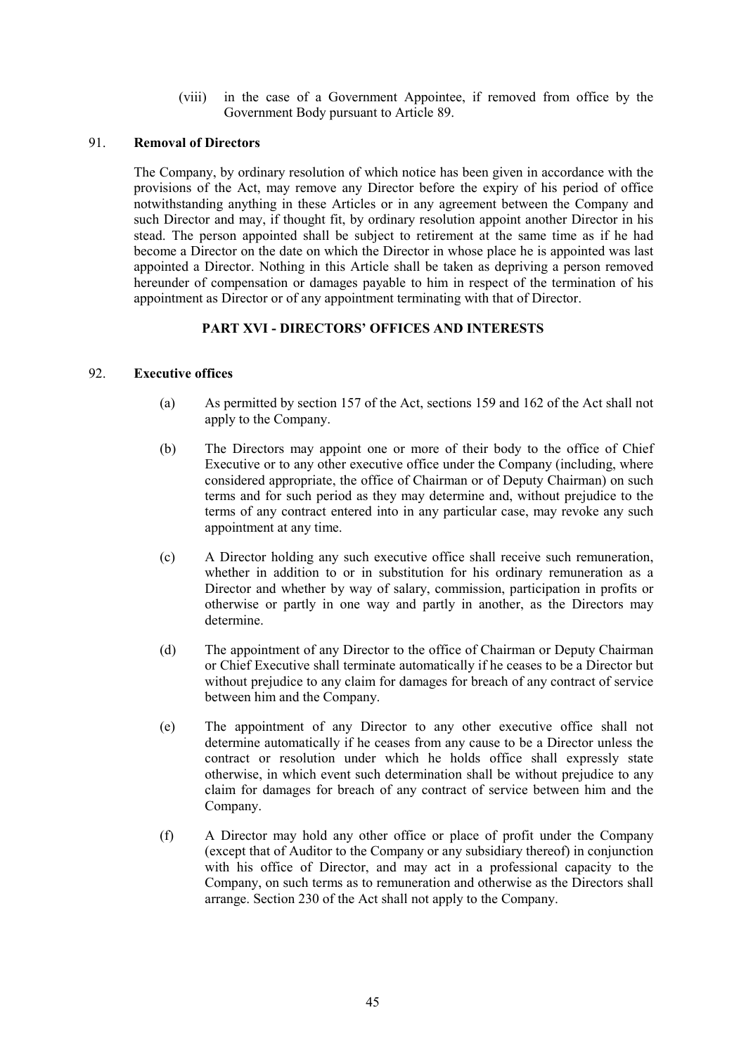(viii) in the case of a Government Appointee, if removed from office by the Government Body pursuant to Article 89.

91. **Removal of Directors**

The Company, by ordinary resolution of which notice has been given in accordance with the provisions of the Act, may remove any Director before the expiry of his period of office notwithstanding anything in these Articles or in any agreement between the Company and such Director and may, if thought fit, by ordinary resolution appoint another Director in his stead. The person appointed shall be subject to retirement at the same time as if he had become a Director on the date on which the Director in whose place he is appointed was last appointed a Director. Nothing in this Article shall be taken as depriving a person removed hereunder of compensation or damages payable to him in respect of the termination of his appointment as Director or of any appointment terminating with that of Director.

## PART XVI - DIRECTORS' OFFICES AND INTERESTS

92. **Executive offices**

(a) As permitted by section 157 of the Act, sections 159 and 162 of the Act shall not apply to the Company.

(b) The Directors may appoint one or more of their body to the office of Chief Executive or to any other executive office under the Company (including, where considered appropriate, the office of Chairman or of Deputy Chairman) on such terms and for such period as they may determine and, without prejudice to the terms of any contract entered into in any particular case, may revoke any such appointment at any time.

(c) A Director holding any such executive office shall receive such remuneration, whether in addition to or in substitution for his ordinary remuneration as a Director and whether by way of salary, commission, participation in profits or otherwise or partly in one way and partly in another, as the Directors may determine.

(d) The appointment of any Director to the office of Chairman or Deputy Chairman or Chief Executive shall terminate automatically if he ceases to be a Director but without prejudice to any claim for damages for breach of any contract of service between him and the Company.

(e) The appointment of any Director to any other executive office shall not determine automatically if he ceases from any cause to be a Director unless the contract or resolution under which he holds office shall expressly state otherwise, in which event such determination shall be without prejudice to any claim for damages for breach of any contract of service between him and the Company.

(f) A Director may hold any other office or place of profit under the Company (except that of Auditor to the Company or any subsidiary thereof) in conjunction with his office of Director, and may act in a professional capacity to the Company, on such terms as to remuneration and otherwise as the Directors shall arrange. Section 230 of the Act shall not apply to the Company.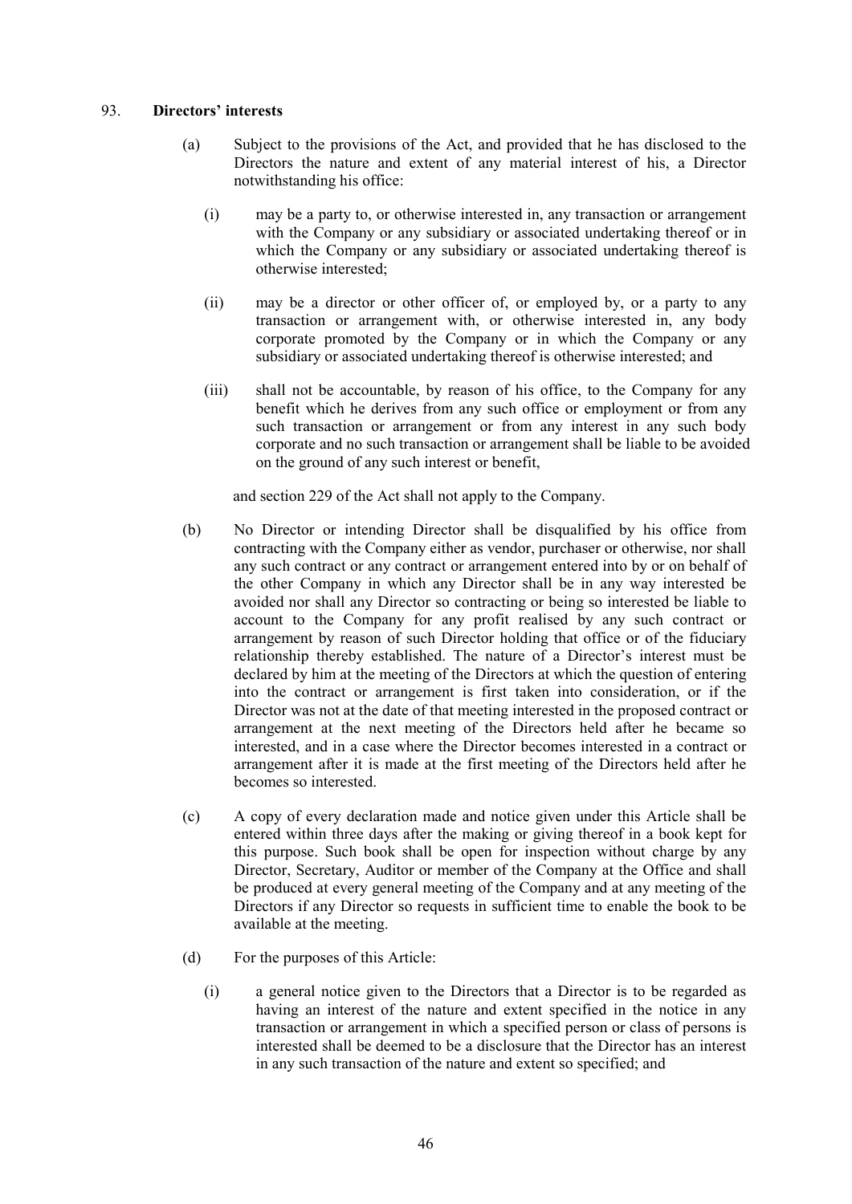93. **Directors' interests**

(a) Subject to the provisions of the Act, and provided that he has disclosed to the Directors the nature and extent of any material interest of his, a Director notwithstanding his office:

(i) may be a party to, or otherwise interested in, any transaction or arrangement with the Company or any subsidiary or associated undertaking thereof or in which the Company or any subsidiary or associated undertaking thereof is otherwise interested;

(ii) may be a director or other officer of, or employed by, or a party to any transaction or arrangement with, or otherwise interested in, any body corporate promoted by the Company or in which the Company or any subsidiary or associated undertaking thereof is otherwise interested; and

(iii) shall not be accountable, by reason of his office, to the Company for any benefit which he derives from any such office or employment or from any such transaction or arrangement or from any interest in any such body corporate and no such transaction or arrangement shall be liable to be avoided on the ground of any such interest or benefit,

and section 229 of the Act shall not apply to the Company.

(b) No Director or intending Director shall be disqualified by his office from contracting with the Company either as vendor, purchaser or otherwise, nor shall any such contract or any contract or arrangement entered into by or on behalf of the other Company in which any Director shall be in any way interested be avoided nor shall any Director so contracting or being so interested be liable to account to the Company for any profit realised by any such contract or arrangement by reason of such Director holding that office or of the fiduciary relationship thereby established. The nature of a Director's interest must be declared by him at the meeting of the Directors at which the question of entering into the contract or arrangement is first taken into consideration, or if the Director was not at the date of that meeting interested in the proposed contract or arrangement at the next meeting of the Directors held after he became so interested, and in a case where the Director becomes interested in a contract or arrangement after it is made at the first meeting of the Directors held after he becomes so interested.

(c) A copy of every declaration made and notice given under this Article shall be entered within three days after the making or giving thereof in a book kept for this purpose. Such book shall be open for inspection without charge by any Director, Secretary, Auditor or member of the Company at the Office and shall be produced at every general meeting of the Company and at any meeting of the Directors if any Director so requests in sufficient time to enable the book to be available at the meeting.

(d) For the purposes of this Article:

(i) a general notice given to the Directors that a Director is to be regarded as having an interest of the nature and extent specified in the notice in any transaction or arrangement in which a specified person or class of persons is interested shall be deemed to be a disclosure that the Director has an interest in any such transaction of the nature and extent so specified; and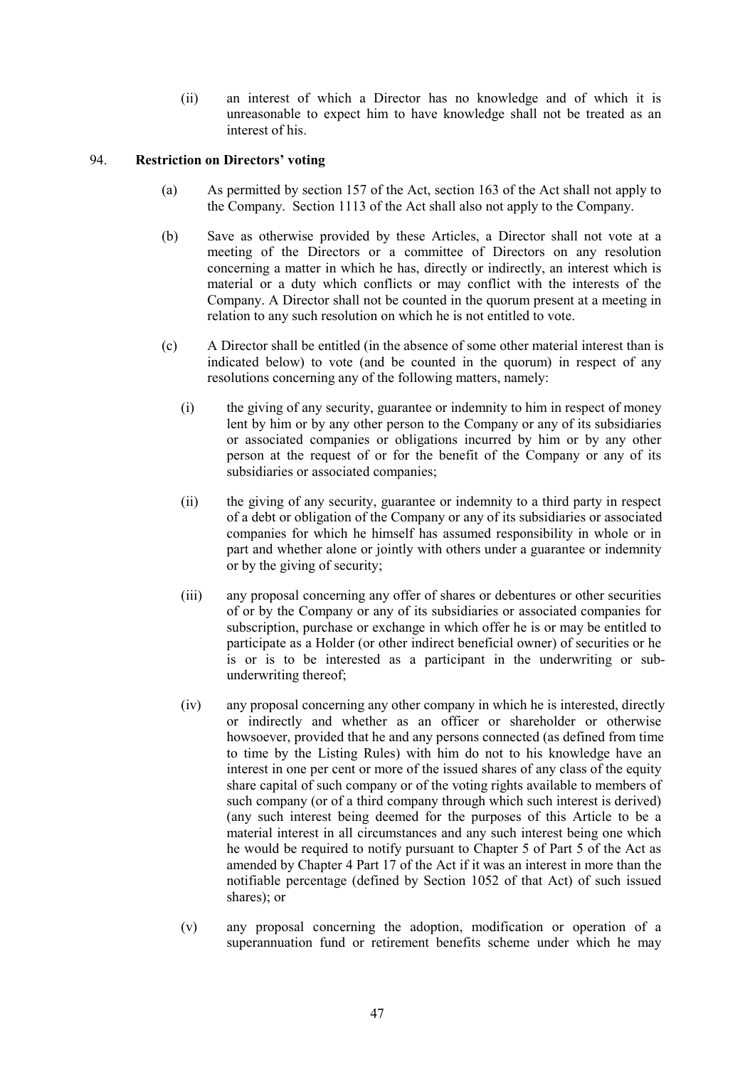(ii) an interest of which a Director has no knowledge and of which it is unreasonable to expect him to have knowledge shall not be treated as an interest of his.

94. **Restriction on Directors' voting**

(a) As permitted by section 157 of the Act, section 163 of the Act shall not apply to the Company. Section 1113 of the Act shall also not apply to the Company.

(b) Save as otherwise provided by these Articles, a Director shall not vote at a meeting of the Directors or a committee of Directors on any resolution concerning a matter in which he has, directly or indirectly, an interest which is material or a duty which conflicts or may conflict with the interests of the Company. A Director shall not be counted in the quorum present at a meeting in relation to any such resolution on which he is not entitled to vote.

(c) A Director shall be entitled (in the absence of some other material interest than is indicated below) to vote (and be counted in the quorum) in respect of any resolutions concerning any of the following matters, namely:

(i) the giving of any security, guarantee or indemnity to him in respect of money lent by him or by any other person to the Company or any of its subsidiaries or associated companies or obligations incurred by him or by any other person at the request of or for the benefit of the Company or any of its subsidiaries or associated companies;

(ii) the giving of any security, guarantee or indemnity to a third party in respect of a debt or obligation of the Company or any of its subsidiaries or associated companies for which he himself has assumed responsibility in whole or in part and whether alone or jointly with others under a guarantee or indemnity or by the giving of security;

(iii) any proposal concerning any offer of shares or debentures or other securities of or by the Company or any of its subsidiaries or associated companies for subscription, purchase or exchange in which offer he is or may be entitled to participate as a Holder (or other indirect beneficial owner) of securities or he is or is to be interested as a participant in the underwriting or sub-underwriting thereof;

(iv) any proposal concerning any other company in which he is interested, directly or indirectly and whether as an officer or shareholder or otherwise howsoever, provided that he and any persons connected (as defined from time to time by the Listing Rules) with him do not to his knowledge have an interest in one per cent or more of the issued shares of any class of the equity share capital of such company or of the voting rights available to members of such company (or of a third company through which such interest is derived) (any such interest being deemed for the purposes of this Article to be a material interest in all circumstances and any such interest being one which he would be required to notify pursuant to Chapter 5 of Part 5 of the Act as amended by Chapter 4 Part 17 of the Act if it was an interest in more than the notifiable percentage (defined by Section 1052 of that Act) of such issued shares); or

(v) any proposal concerning the adoption, modification or operation of a superannuation fund or retirement benefits scheme under which he may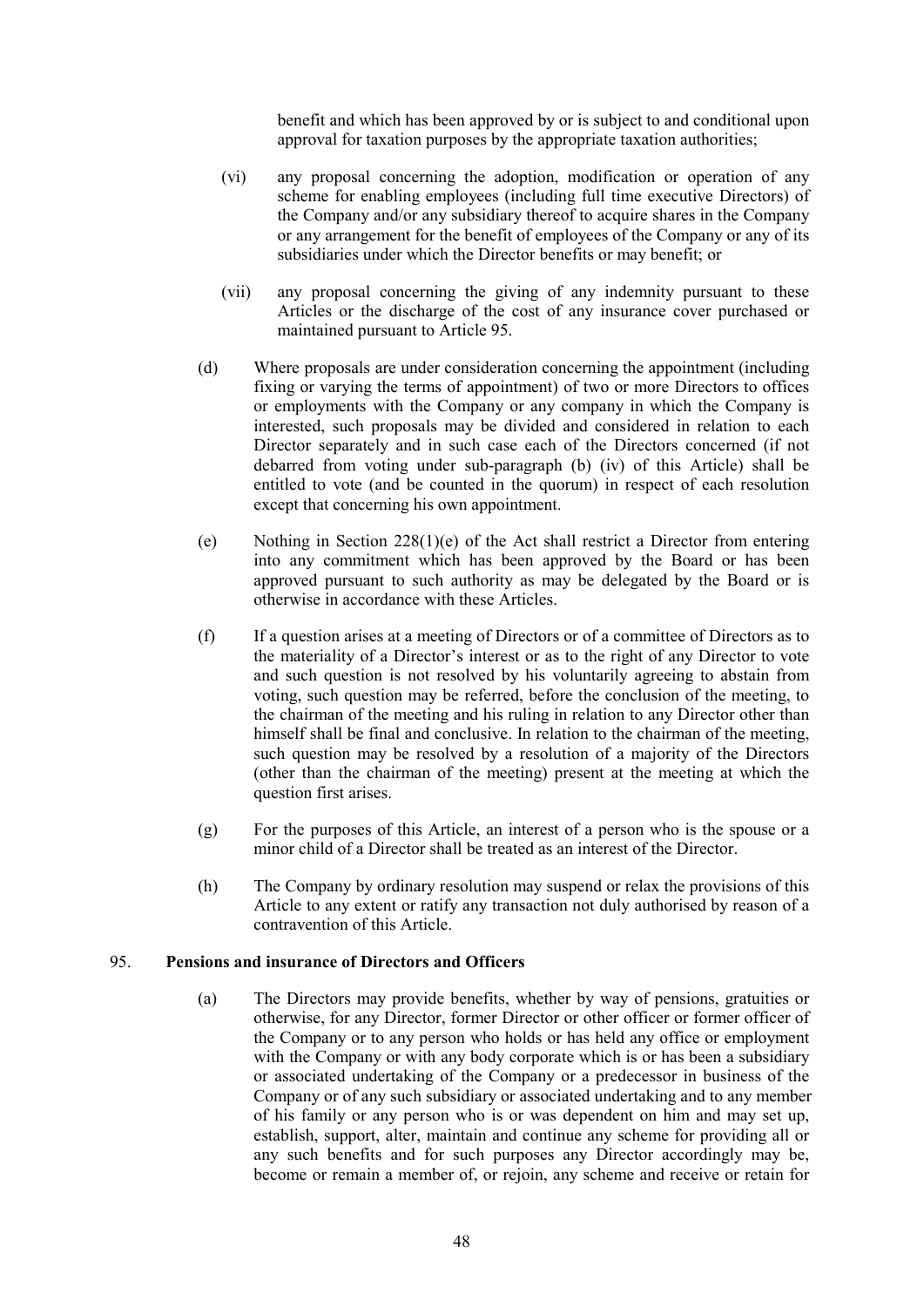benefit and which has been approved by or is subject to and conditional upon approval for taxation purposes by the appropriate taxation authorities;

(vi) any proposal concerning the adoption, modification or operation of any scheme for enabling employees (including full time executive Directors) of the Company and/or any subsidiary thereof to acquire shares in the Company or any arrangement for the benefit of employees of the Company or any of its subsidiaries under which the Director benefits or may benefit; or

(vii) any proposal concerning the giving of any indemnity pursuant to these Articles or the discharge of the cost of any insurance cover purchased or maintained pursuant to Article 95.

(d) Where proposals are under consideration concerning the appointment (including fixing or varying the terms of appointment) of two or more Directors to offices or employments with the Company or any company in which the Company is interested, such proposals may be divided and considered in relation to each Director separately and in such case each of the Directors concerned (if not debarred from voting under sub-paragraph (b) (iv) of this Article) shall be entitled to vote (and be counted in the quorum) in respect of each resolution except that concerning his own appointment.

(e) Nothing in Section 228(1)(e) of the Act shall restrict a Director from entering into any commitment which has been approved by the Board or has been approved pursuant to such authority as may be delegated by the Board or is otherwise in accordance with these Articles.

(f) If a question arises at a meeting of Directors or of a committee of Directors as to the materiality of a Director's interest or as to the right of any Director to vote and such question is not resolved by his voluntarily agreeing to abstain from voting, such question may be referred, before the conclusion of the meeting, to the chairman of the meeting and his ruling in relation to any Director other than himself shall be final and conclusive. In relation to the chairman of the meeting, such question may be resolved by a resolution of a majority of the Directors (other than the chairman of the meeting) present at the meeting at which the question first arises.

(g) For the purposes of this Article, an interest of a person who is the spouse or a minor child of a Director shall be treated as an interest of the Director.

(h) The Company by ordinary resolution may suspend or relax the provisions of this Article to any extent or ratify any transaction not duly authorised by reason of a contravention of this Article.

95. **Pensions and insurance of Directors and Officers**

(a) The Directors may provide benefits, whether by way of pensions, gratuities or otherwise, for any Director, former Director or other officer or former officer of the Company or to any person who holds or has held any office or employment with the Company or with any body corporate which is or has been a subsidiary or associated undertaking of the Company or a predecessor in business of the Company or of any such subsidiary or associated undertaking and to any member of his family or any person who is or was dependent on him and may set up, establish, support, alter, maintain and continue any scheme for providing all or any such benefits and for such purposes any Director accordingly may be, become or remain a member of, or rejoin, any scheme and receive or retain for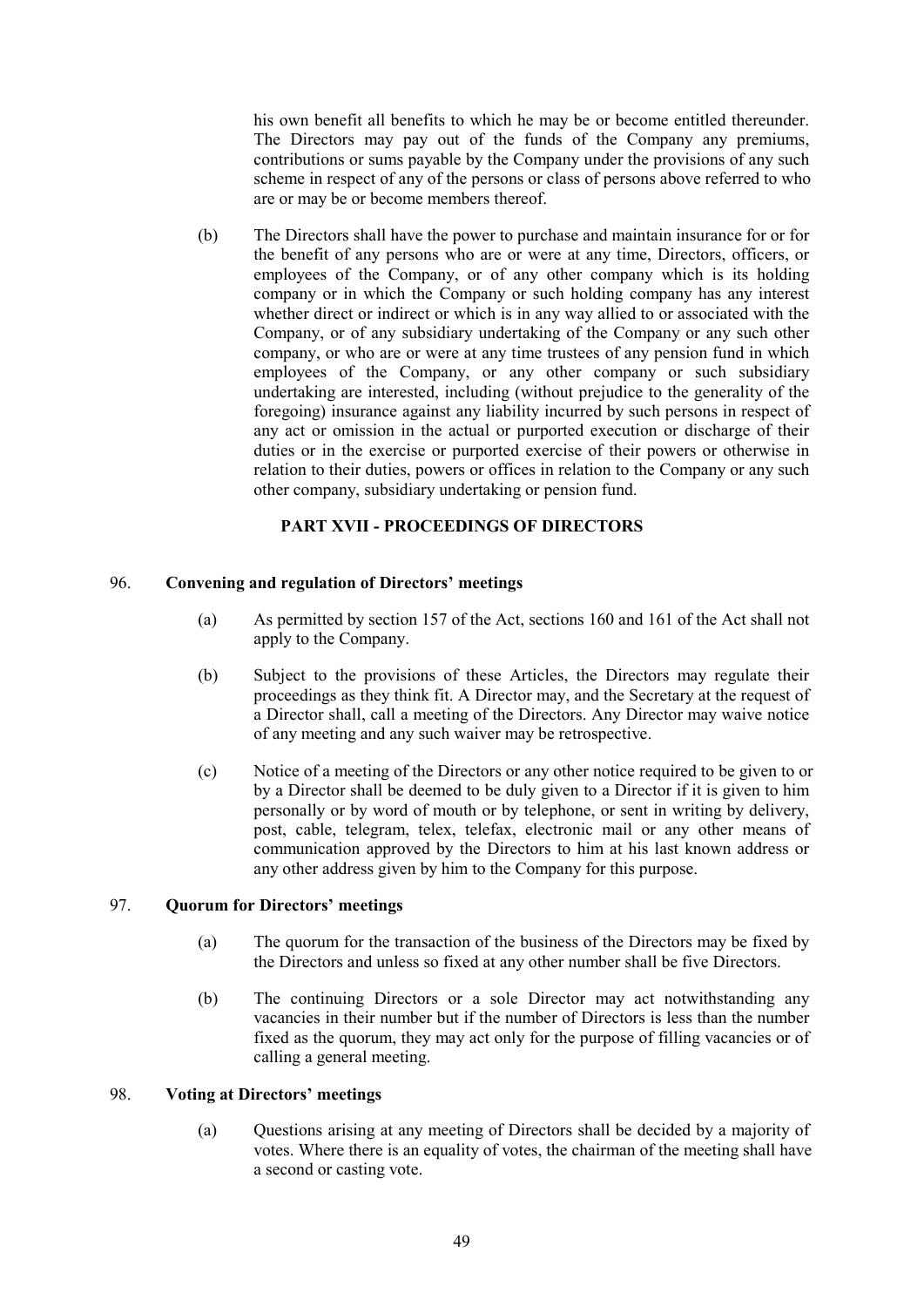his own benefit all benefits to which he may be or become entitled thereunder. The Directors may pay out of the funds of the Company any premiums, contributions or sums payable by the Company under the provisions of any such scheme in respect of any of the persons or class of persons above referred to who are or may be or become members thereof.

(b) The Directors shall have the power to purchase and maintain insurance for or for the benefit of any persons who are or were at any time, Directors, officers, or employees of the Company, or of any other company which is its holding company or in which the Company or such holding company has any interest whether direct or indirect or which is in any way allied to or associated with the Company, or of any subsidiary undertaking of the Company or any such other company, or who are or were at any time trustees of any pension fund in which employees of the Company, or any other company or such subsidiary undertaking are interested, including (without prejudice to the generality of the foregoing) insurance against any liability incurred by such persons in respect of any act or omission in the actual or purported execution or discharge of their duties or in the exercise or purported exercise of their powers or otherwise in relation to their duties, powers or offices in relation to the Company or any such other company, subsidiary undertaking or pension fund.

## PART XVII - PROCEEDINGS OF DIRECTORS

### 96. Convening and regulation of Directors' meetings

(a) As permitted by section 157 of the Act, sections 160 and 161 of the Act shall not apply to the Company.

(b) Subject to the provisions of these Articles, the Directors may regulate their proceedings as they think fit. A Director may, and the Secretary at the request of a Director shall, call a meeting of the Directors. Any Director may waive notice of any meeting and any such waiver may be retrospective.

(c) Notice of a meeting of the Directors or any other notice required to be given to or by a Director shall be deemed to be duly given to a Director if it is given to him personally or by word of mouth or by telephone, or sent in writing by delivery, post, cable, telegram, telex, telefax, electronic mail or any other means of communication approved by the Directors to him at his last known address or any other address given by him to the Company for this purpose.

### 97. Quorum for Directors' meetings

(a) The quorum for the transaction of the business of the Directors may be fixed by the Directors and unless so fixed at any other number shall be five Directors.

(b) The continuing Directors or a sole Director may act notwithstanding any vacancies in their number but if the number of Directors is less than the number fixed as the quorum, they may act only for the purpose of filling vacancies or of calling a general meeting.

### 98. Voting at Directors' meetings

(a) Questions arising at any meeting of Directors shall be decided by a majority of votes. Where there is an equality of votes, the chairman of the meeting shall have a second or casting vote.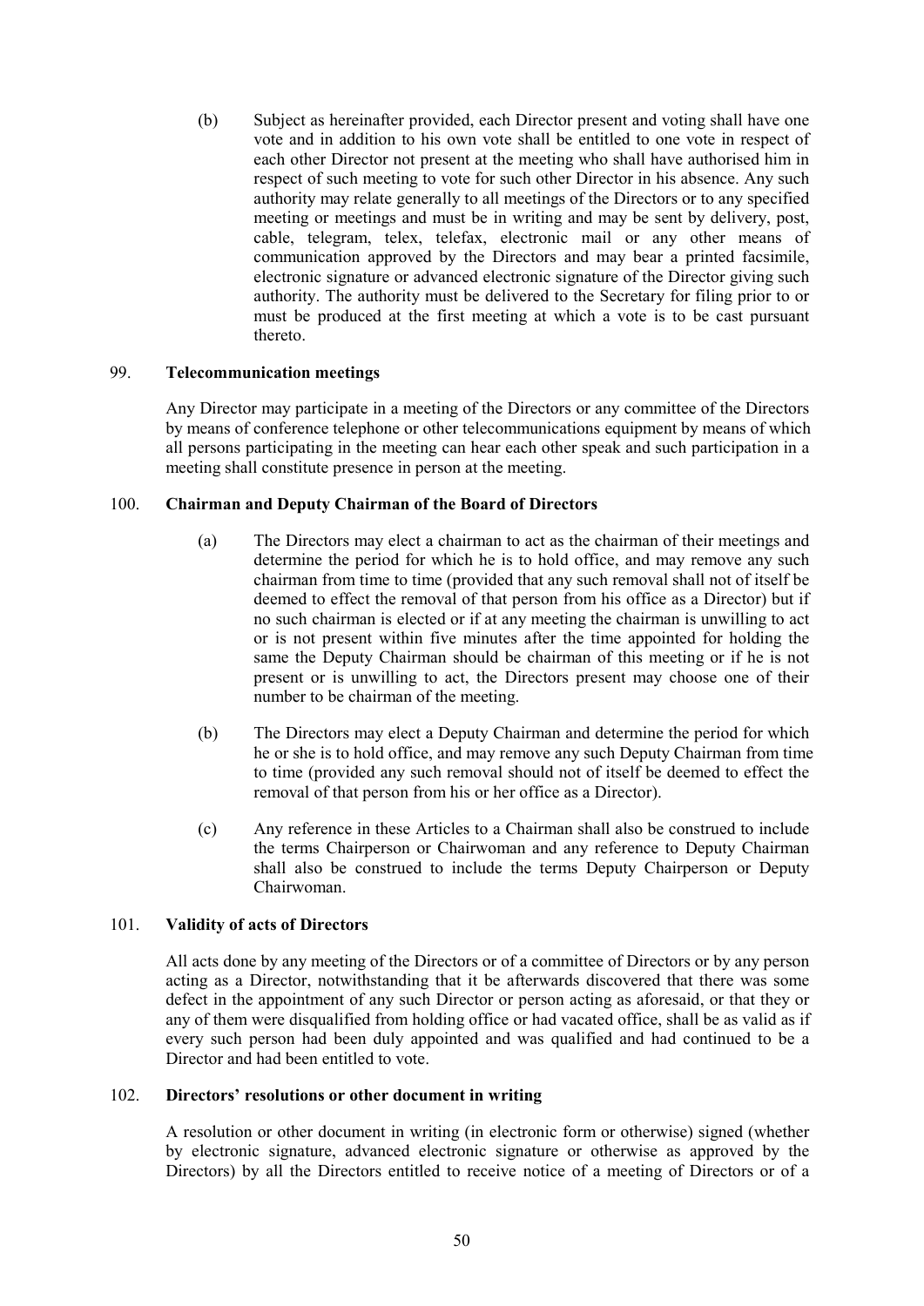(b) Subject as hereinafter provided, each Director present and voting shall have one vote and in addition to his own vote shall be entitled to one vote in respect of each other Director not present at the meeting who shall have authorised him in respect of such meeting to vote for such other Director in his absence. Any such authority may relate generally to all meetings of the Directors or to any specified meeting or meetings and must be in writing and may be sent by delivery, post, cable, telegram, telex, telefax, electronic mail or any other means of communication approved by the Directors and may bear a printed facsimile, electronic signature or advanced electronic signature of the Director giving such authority. The authority must be delivered to the Secretary for filing prior to or must be produced at the first meeting at which a vote is to be cast pursuant thereto.

## 99. Telecommunication meetings

Any Director may participate in a meeting of the Directors or any committee of the Directors by means of conference telephone or other telecommunications equipment by means of which all persons participating in the meeting can hear each other speak and such participation in a meeting shall constitute presence in person at the meeting.

## 100. Chairman and Deputy Chairman of the Board of Directors

(a) The Directors may elect a chairman to act as the chairman of their meetings and determine the period for which he is to hold office, and may remove any such chairman from time to time (provided that any such removal shall not of itself be deemed to effect the removal of that person from his office as a Director) but if no such chairman is elected or if at any meeting the chairman is unwilling to act or is not present within five minutes after the time appointed for holding the same the Deputy Chairman should be chairman of this meeting or if he is not present or is unwilling to act, the Directors present may choose one of their number to be chairman of the meeting.

(b) The Directors may elect a Deputy Chairman and determine the period for which he or she is to hold office, and may remove any such Deputy Chairman from time to time (provided any such removal should not of itself be deemed to effect the removal of that person from his or her office as a Director).

(c) Any reference in these Articles to a Chairman shall also be construed to include the terms Chairperson or Chairwoman and any reference to Deputy Chairman shall also be construed to include the terms Deputy Chairperson or Deputy Chairwoman.

## 101. Validity of acts of Directors

All acts done by any meeting of the Directors or of a committee of Directors or by any person acting as a Director, notwithstanding that it be afterwards discovered that there was some defect in the appointment of any such Director or person acting as aforesaid, or that they or any of them were disqualified from holding office or had vacated office, shall be as valid as if every such person had been duly appointed and was qualified and had continued to be a Director and had been entitled to vote.

## 102. Directors' resolutions or other document in writing

A resolution or other document in writing (in electronic form or otherwise) signed (whether by electronic signature, advanced electronic signature or otherwise as approved by the Directors) by all the Directors entitled to receive notice of a meeting of Directors or of a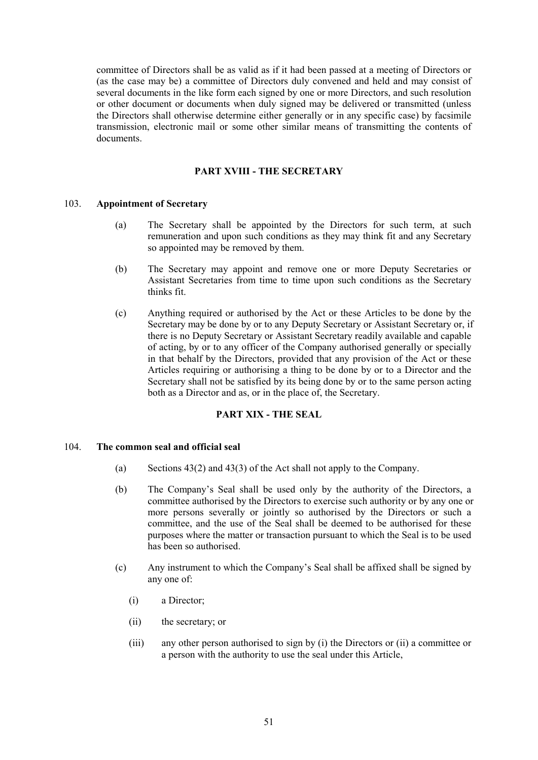committee of Directors shall be as valid as if it had been passed at a meeting of Directors or (as the case may be) a committee of Directors duly convened and held and may consist of several documents in the like form each signed by one or more Directors, and such resolution or other document or documents when duly signed may be delivered or transmitted (unless the Directors shall otherwise determine either generally or in any specific case) by facsimile transmission, electronic mail or some other similar means of transmitting the contents of documents.

## PART XVIII - THE SECRETARY

### 103. Appointment of Secretary

(a) The Secretary shall be appointed by the Directors for such term, at such remuneration and upon such conditions as they may think fit and any Secretary so appointed may be removed by them.

(b) The Secretary may appoint and remove one or more Deputy Secretaries or Assistant Secretaries from time to time upon such conditions as the Secretary thinks fit.

(c) Anything required or authorised by the Act or these Articles to be done by the Secretary may be done by or to any Deputy Secretary or Assistant Secretary or, if there is no Deputy Secretary or Assistant Secretary readily available and capable of acting, by or to any officer of the Company authorised generally or specially in that behalf by the Directors, provided that any provision of the Act or these Articles requiring or authorising a thing to be done by or to a Director and the Secretary shall not be satisfied by its being done by or to the same person acting both as a Director and as, or in the place of, the Secretary.

## PART XIX - THE SEAL

### 104. The common seal and official seal

(a) Sections 43(2) and 43(3) of the Act shall not apply to the Company.

(b) The Company's Seal shall be used only by the authority of the Directors, a committee authorised by the Directors to exercise such authority or by any one or more persons severally or jointly so authorised by the Directors or such a committee, and the use of the Seal shall be deemed to be authorised for these purposes where the matter or transaction pursuant to which the Seal is to be used has been so authorised.

(c) Any instrument to which the Company's Seal shall be affixed shall be signed by any one of:

(i) a Director;

(ii) the secretary; or

(iii) any other person authorised to sign by (i) the Directors or (ii) a committee or a person with the authority to use the seal under this Article,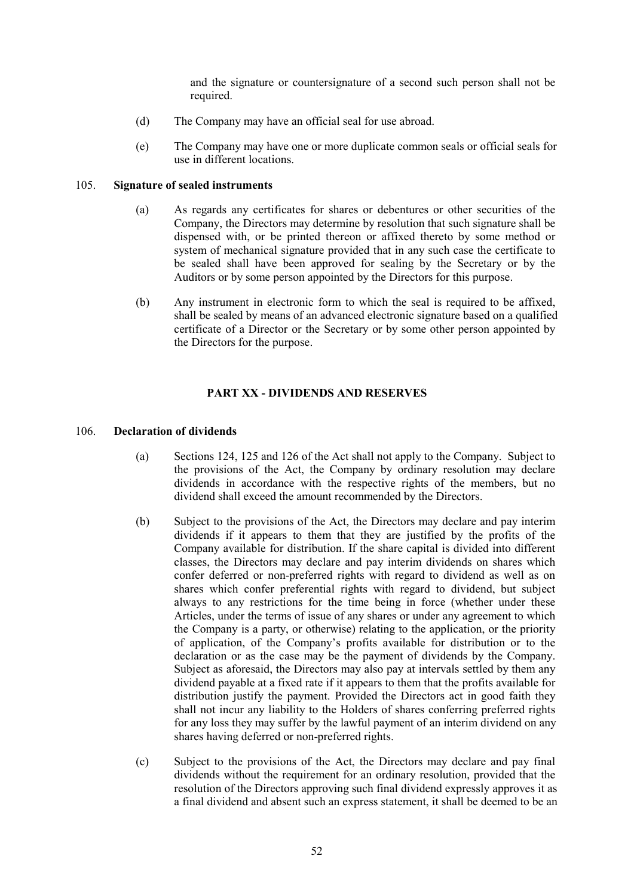and the signature or countersignature of a second such person shall not be required.

(d) The Company may have an official seal for use abroad.

(e) The Company may have one or more duplicate common seals or official seals for use in different locations.

105. **Signature of sealed instruments**

(a) As regards any certificates for shares or debentures or other securities of the Company, the Directors may determine by resolution that such signature shall be dispensed with, or be printed thereon or affixed thereto by some method or system of mechanical signature provided that in any such case the certificate to be sealed shall have been approved for sealing by the Secretary or by the Auditors or by some person appointed by the Directors for this purpose.

(b) Any instrument in electronic form to which the seal is required to be affixed, shall be sealed by means of an advanced electronic signature based on a qualified certificate of a Director or the Secretary or by some other person appointed by the Directors for the purpose.

## PART XX - DIVIDENDS AND RESERVES

106. **Declaration of dividends**

(a) Sections 124, 125 and 126 of the Act shall not apply to the Company. Subject to the provisions of the Act, the Company by ordinary resolution may declare dividends in accordance with the respective rights of the members, but no dividend shall exceed the amount recommended by the Directors.

(b) Subject to the provisions of the Act, the Directors may declare and pay interim dividends if it appears to them that they are justified by the profits of the Company available for distribution. If the share capital is divided into different classes, the Directors may declare and pay interim dividends on shares which confer deferred or non-preferred rights with regard to dividend as well as on shares which confer preferential rights with regard to dividend, but subject always to any restrictions for the time being in force (whether under these Articles, under the terms of issue of any shares or under any agreement to which the Company is a party, or otherwise) relating to the application, or the priority of application, of the Company's profits available for distribution or to the declaration or as the case may be the payment of dividends by the Company. Subject as aforesaid, the Directors may also pay at intervals settled by them any dividend payable at a fixed rate if it appears to them that the profits available for distribution justify the payment. Provided the Directors act in good faith they shall not incur any liability to the Holders of shares conferring preferred rights for any loss they may suffer by the lawful payment of an interim dividend on any shares having deferred or non-preferred rights.

(c) Subject to the provisions of the Act, the Directors may declare and pay final dividends without the requirement for an ordinary resolution, provided that the resolution of the Directors approving such final dividend expressly approves it as a final dividend and absent such an express statement, it shall be deemed to be an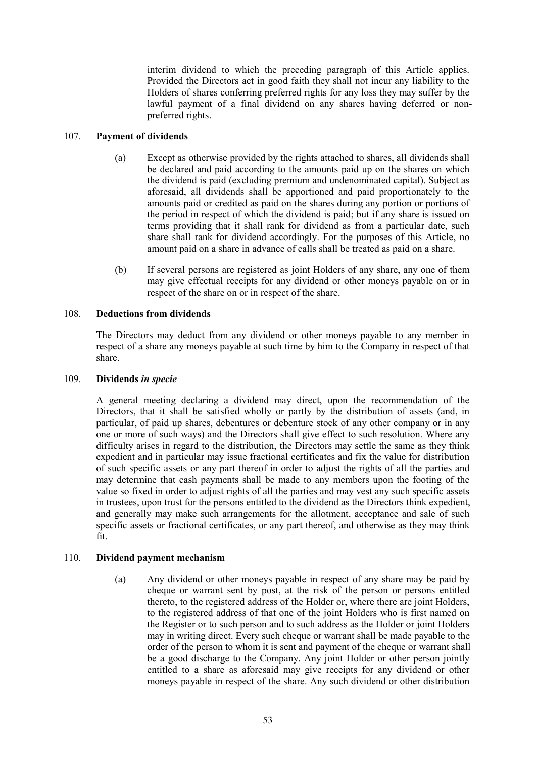interim dividend to which the preceding paragraph of this Article applies. Provided the Directors act in good faith they shall not incur any liability to the Holders of shares conferring preferred rights for any loss they may suffer by the lawful payment of a final dividend on any shares having deferred or non-preferred rights.

## 107. Payment of dividends

(a) Except as otherwise provided by the rights attached to shares, all dividends shall be declared and paid according to the amounts paid up on the shares on which the dividend is paid (excluding premium and undenominated capital). Subject as aforesaid, all dividends shall be apportioned and paid proportionately to the amounts paid or credited as paid on the shares during any portion or portions of the period in respect of which the dividend is paid; but if any share is issued on terms providing that it shall rank for dividend as from a particular date, such share shall rank for dividend accordingly. For the purposes of this Article, no amount paid on a share in advance of calls shall be treated as paid on a share.

(b) If several persons are registered as joint Holders of any share, any one of them may give effectual receipts for any dividend or other moneys payable on or in respect of the share on or in respect of the share.

## 108. Deductions from dividends

The Directors may deduct from any dividend or other moneys payable to any member in respect of a share any moneys payable at such time by him to the Company in respect of that share.

## 109. Dividends *in specie*

A general meeting declaring a dividend may direct, upon the recommendation of the Directors, that it shall be satisfied wholly or partly by the distribution of assets (and, in particular, of paid up shares, debentures or debenture stock of any other company or in any one or more of such ways) and the Directors shall give effect to such resolution. Where any difficulty arises in regard to the distribution, the Directors may settle the same as they think expedient and in particular may issue fractional certificates and fix the value for distribution of such specific assets or any part thereof in order to adjust the rights of all the parties and may determine that cash payments shall be made to any members upon the footing of the value so fixed in order to adjust rights of all the parties and may vest any such specific assets in trustees, upon trust for the persons entitled to the dividend as the Directors think expedient, and generally may make such arrangements for the allotment, acceptance and sale of such specific assets or fractional certificates, or any part thereof, and otherwise as they may think fit.

## 110. Dividend payment mechanism

(a) Any dividend or other moneys payable in respect of any share may be paid by cheque or warrant sent by post, at the risk of the person or persons entitled thereto, to the registered address of the Holder or, where there are joint Holders, to the registered address of that one of the joint Holders who is first named on the Register or to such person and to such address as the Holder or joint Holders may in writing direct. Every such cheque or warrant shall be made payable to the order of the person to whom it is sent and payment of the cheque or warrant shall be a good discharge to the Company. Any joint Holder or other person jointly entitled to a share as aforesaid may give receipts for any dividend or other moneys payable in respect of the share. Any such dividend or other distribution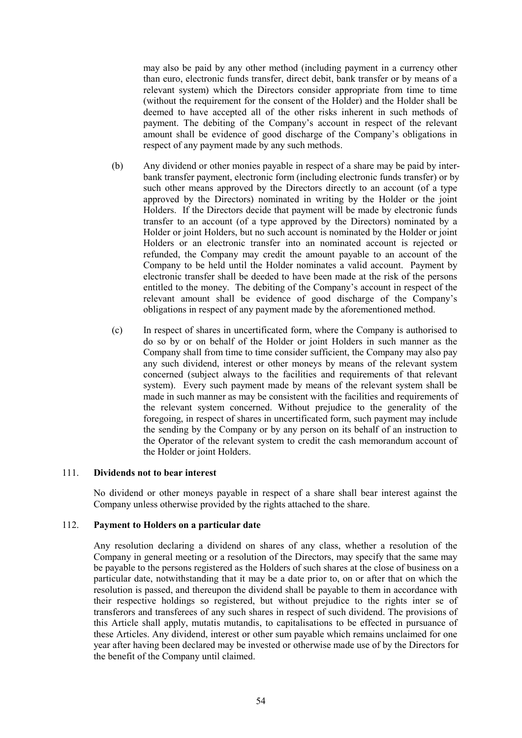may also be paid by any other method (including payment in a currency other than euro, electronic funds transfer, direct debit, bank transfer or by means of a relevant system) which the Directors consider appropriate from time to time (without the requirement for the consent of the Holder) and the Holder shall be deemed to have accepted all of the other risks inherent in such methods of payment. The debiting of the Company's account in respect of the relevant amount shall be evidence of good discharge of the Company's obligations in respect of any payment made by any such methods.

(b) Any dividend or other monies payable in respect of a share may be paid by inter-bank transfer payment, electronic form (including electronic funds transfer) or by such other means approved by the Directors directly to an account (of a type approved by the Directors) nominated in writing by the Holder or the joint Holders. If the Directors decide that payment will be made by electronic funds transfer to an account (of a type approved by the Directors) nominated by a Holder or joint Holders, but no such account is nominated by the Holder or joint Holders or an electronic transfer into an nominated account is rejected or refunded, the Company may credit the amount payable to an account of the Company to be held until the Holder nominates a valid account. Payment by electronic transfer shall be deeded to have been made at the risk of the persons entitled to the money. The debiting of the Company's account in respect of the relevant amount shall be evidence of good discharge of the Company's obligations in respect of any payment made by the aforementioned method.

(c) In respect of shares in uncertificated form, where the Company is authorised to do so by or on behalf of the Holder or joint Holders in such manner as the Company shall from time to time consider sufficient, the Company may also pay any such dividend, interest or other moneys by means of the relevant system concerned (subject always to the facilities and requirements of that relevant system). Every such payment made by means of the relevant system shall be made in such manner as may be consistent with the facilities and requirements of the relevant system concerned. Without prejudice to the generality of the foregoing, in respect of shares in uncertificated form, such payment may include the sending by the Company or by any person on its behalf of an instruction to the Operator of the relevant system to credit the cash memorandum account of the Holder or joint Holders.

### 111. Dividends not to bear interest

No dividend or other moneys payable in respect of a share shall bear interest against the Company unless otherwise provided by the rights attached to the share.

### 112. Payment to Holders on a particular date

Any resolution declaring a dividend on shares of any class, whether a resolution of the Company in general meeting or a resolution of the Directors, may specify that the same may be payable to the persons registered as the Holders of such shares at the close of business on a particular date, notwithstanding that it may be a date prior to, on or after that on which the resolution is passed, and thereupon the dividend shall be payable to them in accordance with their respective holdings so registered, but without prejudice to the rights inter se of transferors and transferees of any such shares in respect of such dividend. The provisions of this Article shall apply, mutatis mutandis, to capitalisations to be effected in pursuance of these Articles. Any dividend, interest or other sum payable which remains unclaimed for one year after having been declared may be invested or otherwise made use of by the Directors for the benefit of the Company until claimed.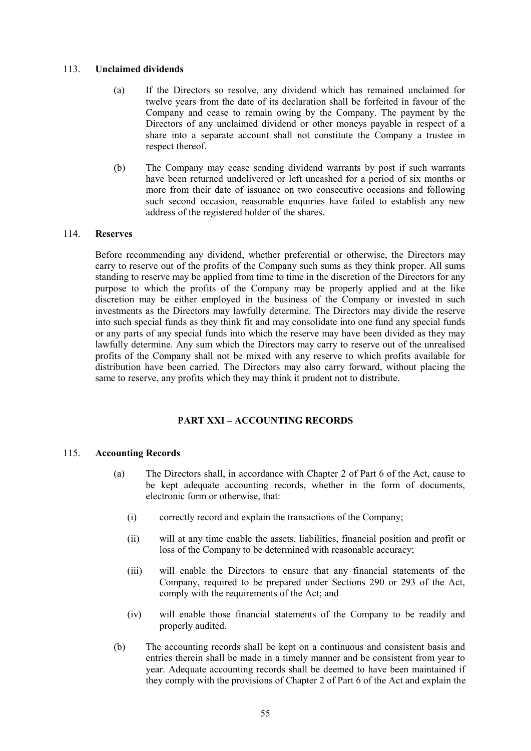113. **Unclaimed dividends**

(a) If the Directors so resolve, any dividend which has remained unclaimed for twelve years from the date of its declaration shall be forfeited in favour of the Company and cease to remain owing by the Company. The payment by the Directors of any unclaimed dividend or other moneys payable in respect of a share into a separate account shall not constitute the Company a trustee in respect thereof.

(b) The Company may cease sending dividend warrants by post if such warrants have been returned undelivered or left uncashed for a period of six months or more from their date of issuance on two consecutive occasions and following such second occasion, reasonable enquiries have failed to establish any new address of the registered holder of the shares.

114. **Reserves**

Before recommending any dividend, whether preferential or otherwise, the Directors may carry to reserve out of the profits of the Company such sums as they think proper. All sums standing to reserve may be applied from time to time in the discretion of the Directors for any purpose to which the profits of the Company may be properly applied and at the like discretion may be either employed in the business of the Company or invested in such investments as the Directors may lawfully determine. The Directors may divide the reserve into such special funds as they think fit and may consolidate into one fund any special funds or any parts of any special funds into which the reserve may have been divided as they may lawfully determine. Any sum which the Directors may carry to reserve out of the unrealised profits of the Company shall not be mixed with any reserve to which profits available for distribution have been carried. The Directors may also carry forward, without placing the same to reserve, any profits which they may think it prudent not to distribute.

## PART XXI – ACCOUNTING RECORDS

115. **Accounting Records**

(a) The Directors shall, in accordance with Chapter 2 of Part 6 of the Act, cause to be kept adequate accounting records, whether in the form of documents, electronic form or otherwise, that:

(i) correctly record and explain the transactions of the Company;

(ii) will at any time enable the assets, liabilities, financial position and profit or loss of the Company to be determined with reasonable accuracy;

(iii) will enable the Directors to ensure that any financial statements of the Company, required to be prepared under Sections 290 or 293 of the Act, comply with the requirements of the Act; and

(iv) will enable those financial statements of the Company to be readily and properly audited.

(b) The accounting records shall be kept on a continuous and consistent basis and entries therein shall be made in a timely manner and be consistent from year to year. Adequate accounting records shall be deemed to have been maintained if they comply with the provisions of Chapter 2 of Part 6 of the Act and explain the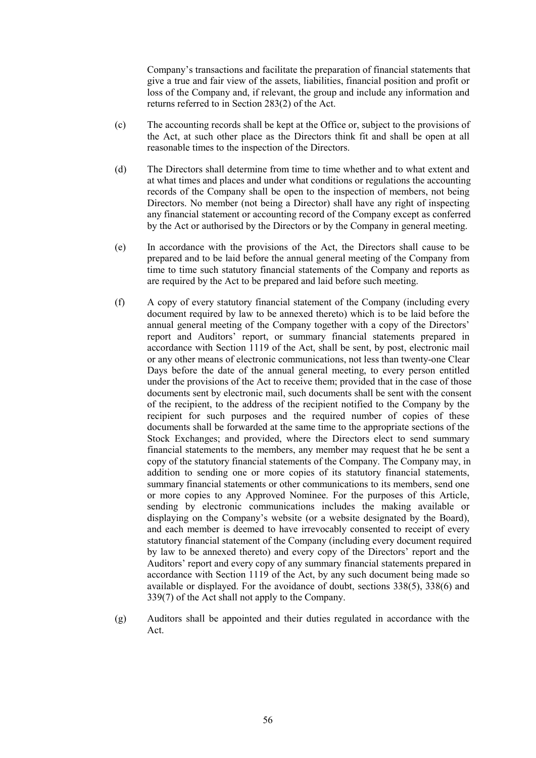Company's transactions and facilitate the preparation of financial statements that give a true and fair view of the assets, liabilities, financial position and profit or loss of the Company and, if relevant, the group and include any information and returns referred to in Section 283(2) of the Act.

(c) The accounting records shall be kept at the Office or, subject to the provisions of the Act, at such other place as the Directors think fit and shall be open at all reasonable times to the inspection of the Directors.

(d) The Directors shall determine from time to time whether and to what extent and at what times and places and under what conditions or regulations the accounting records of the Company shall be open to the inspection of members, not being Directors. No member (not being a Director) shall have any right of inspecting any financial statement or accounting record of the Company except as conferred by the Act or authorised by the Directors or by the Company in general meeting.

(e) In accordance with the provisions of the Act, the Directors shall cause to be prepared and to be laid before the annual general meeting of the Company from time to time such statutory financial statements of the Company and reports as are required by the Act to be prepared and laid before such meeting.

(f) A copy of every statutory financial statement of the Company (including every document required by law to be annexed thereto) which is to be laid before the annual general meeting of the Company together with a copy of the Directors' report and Auditors' report, or summary financial statements prepared in accordance with Section 1119 of the Act, shall be sent, by post, electronic mail or any other means of electronic communications, not less than twenty-one Clear Days before the date of the annual general meeting, to every person entitled under the provisions of the Act to receive them; provided that in the case of those documents sent by electronic mail, such documents shall be sent with the consent of the recipient, to the address of the recipient notified to the Company by the recipient for such purposes and the required number of copies of these documents shall be forwarded at the same time to the appropriate sections of the Stock Exchanges; and provided, where the Directors elect to send summary financial statements to the members, any member may request that he be sent a copy of the statutory financial statements of the Company. The Company may, in addition to sending one or more copies of its statutory financial statements, summary financial statements or other communications to its members, send one or more copies to any Approved Nominee. For the purposes of this Article, sending by electronic communications includes the making available or displaying on the Company's website (or a website designated by the Board), and each member is deemed to have irrevocably consented to receipt of every statutory financial statement of the Company (including every document required by law to be annexed thereto) and every copy of the Directors' report and the Auditors' report and every copy of any summary financial statements prepared in accordance with Section 1119 of the Act, by any such document being made so available or displayed. For the avoidance of doubt, sections 338(5), 338(6) and 339(7) of the Act shall not apply to the Company.

(g) Auditors shall be appointed and their duties regulated in accordance with the Act.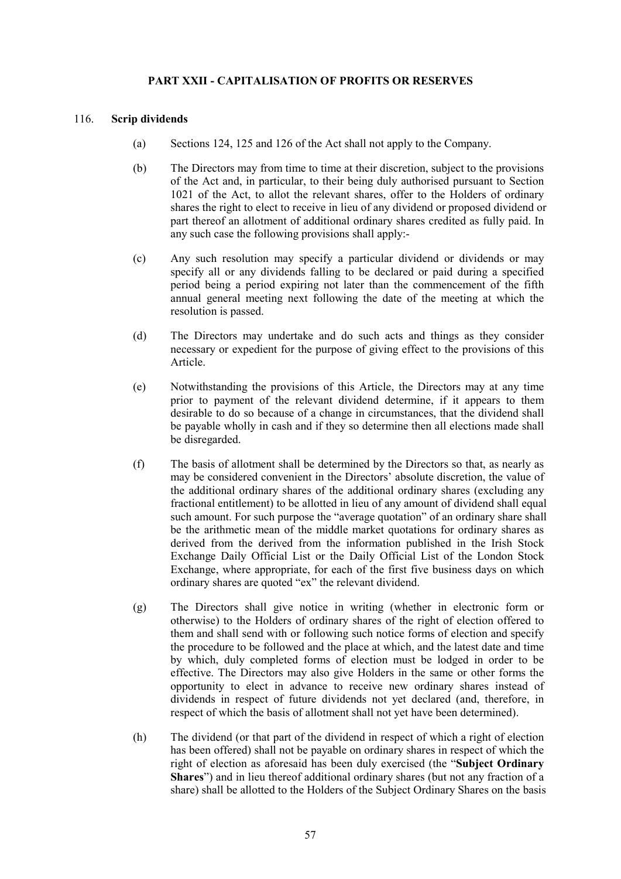## PART XXII - CAPITALISATION OF PROFITS OR RESERVES

116. **Scrip dividends**

(a) Sections 124, 125 and 126 of the Act shall not apply to the Company.

(b) The Directors may from time to time at their discretion, subject to the provisions of the Act and, in particular, to their being duly authorised pursuant to Section 1021 of the Act, to allot the relevant shares, offer to the Holders of ordinary shares the right to elect to receive in lieu of any dividend or proposed dividend or part thereof an allotment of additional ordinary shares credited as fully paid. In any such case the following provisions shall apply:-

(c) Any such resolution may specify a particular dividend or dividends or may specify all or any dividends falling to be declared or paid during a specified period being a period expiring not later than the commencement of the fifth annual general meeting next following the date of the meeting at which the resolution is passed.

(d) The Directors may undertake and do such acts and things as they consider necessary or expedient for the purpose of giving effect to the provisions of this Article.

(e) Notwithstanding the provisions of this Article, the Directors may at any time prior to payment of the relevant dividend determine, if it appears to them desirable to do so because of a change in circumstances, that the dividend shall be payable wholly in cash and if they so determine then all elections made shall be disregarded.

(f) The basis of allotment shall be determined by the Directors so that, as nearly as may be considered convenient in the Directors' absolute discretion, the value of the additional ordinary shares of the additional ordinary shares (excluding any fractional entitlement) to be allotted in lieu of any amount of dividend shall equal such amount. For such purpose the "average quotation" of an ordinary share shall be the arithmetic mean of the middle market quotations for ordinary shares as derived from the derived from the information published in the Irish Stock Exchange Daily Official List or the Daily Official List of the London Stock Exchange, where appropriate, for each of the first five business days on which ordinary shares are quoted "ex" the relevant dividend.

(g) The Directors shall give notice in writing (whether in electronic form or otherwise) to the Holders of ordinary shares of the right of election offered to them and shall send with or following such notice forms of election and specify the procedure to be followed and the place at which, and the latest date and time by which, duly completed forms of election must be lodged in order to be effective. The Directors may also give Holders in the same or other forms the opportunity to elect in advance to receive new ordinary shares instead of dividends in respect of future dividends not yet declared (and, therefore, in respect of which the basis of allotment shall not yet have been determined).

(h) The dividend (or that part of the dividend in respect of which a right of election has been offered) shall not be payable on ordinary shares in respect of which the right of election as aforesaid has been duly exercised (the "**Subject Ordinary Shares**") and in lieu thereof additional ordinary shares (but not any fraction of a share) shall be allotted to the Holders of the Subject Ordinary Shares on the basis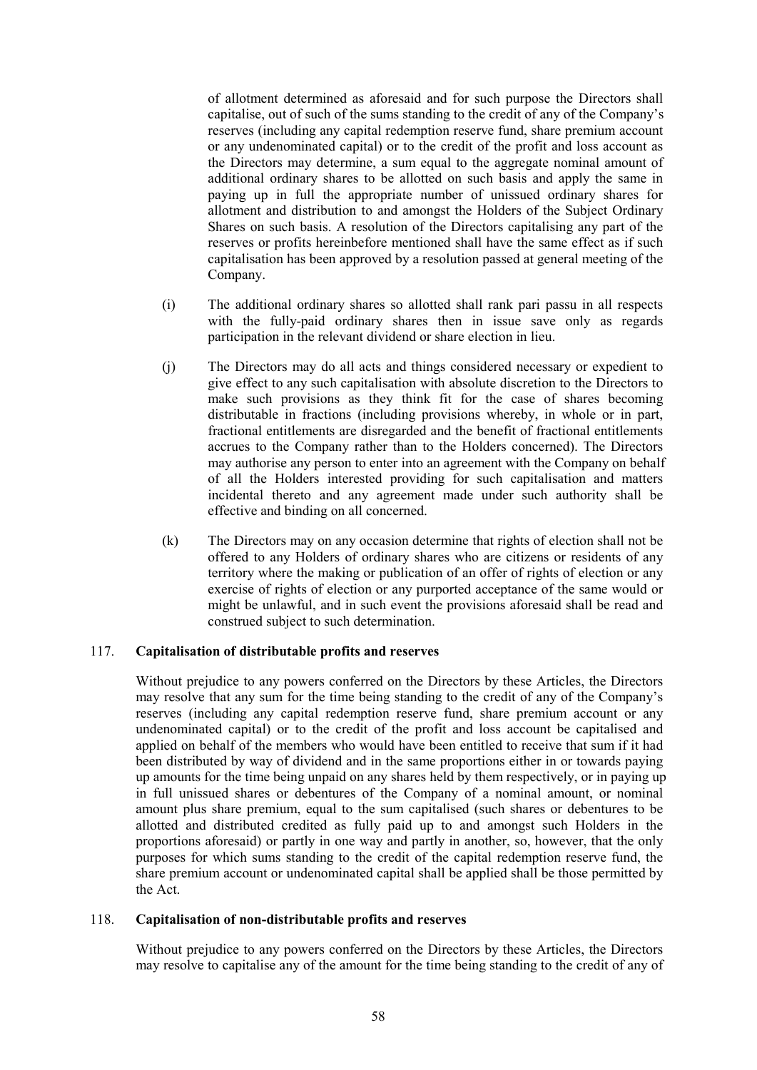of allotment determined as aforesaid and for such purpose the Directors shall capitalise, out of such of the sums standing to the credit of any of the Company's reserves (including any capital redemption reserve fund, share premium account or any undenominated capital) or to the credit of the profit and loss account as the Directors may determine, a sum equal to the aggregate nominal amount of additional ordinary shares to be allotted on such basis and apply the same in paying up in full the appropriate number of unissued ordinary shares for allotment and distribution to and amongst the Holders of the Subject Ordinary Shares on such basis. A resolution of the Directors capitalising any part of the reserves or profits hereinbefore mentioned shall have the same effect as if such capitalisation has been approved by a resolution passed at general meeting of the Company.

(i) The additional ordinary shares so allotted shall rank pari passu in all respects with the fully-paid ordinary shares then in issue save only as regards participation in the relevant dividend or share election in lieu.

(j) The Directors may do all acts and things considered necessary or expedient to give effect to any such capitalisation with absolute discretion to the Directors to make such provisions as they think fit for the case of shares becoming distributable in fractions (including provisions whereby, in whole or in part, fractional entitlements are disregarded and the benefit of fractional entitlements accrues to the Company rather than to the Holders concerned). The Directors may authorise any person to enter into an agreement with the Company on behalf of all the Holders interested providing for such capitalisation and matters incidental thereto and any agreement made under such authority shall be effective and binding on all concerned.

(k) The Directors may on any occasion determine that rights of election shall not be offered to any Holders of ordinary shares who are citizens or residents of any territory where the making or publication of an offer of rights of election or any exercise of rights of election or any purported acceptance of the same would or might be unlawful, and in such event the provisions aforesaid shall be read and construed subject to such determination.

### 117. Capitalisation of distributable profits and reserves

Without prejudice to any powers conferred on the Directors by these Articles, the Directors may resolve that any sum for the time being standing to the credit of any of the Company's reserves (including any capital redemption reserve fund, share premium account or any undenominated capital) or to the credit of the profit and loss account be capitalised and applied on behalf of the members who would have been entitled to receive that sum if it had been distributed by way of dividend and in the same proportions either in or towards paying up amounts for the time being unpaid on any shares held by them respectively, or in paying up in full unissued shares or debentures of the Company of a nominal amount, or nominal amount plus share premium, equal to the sum capitalised (such shares or debentures to be allotted and distributed credited as fully paid up to and amongst such Holders in the proportions aforesaid) or partly in one way and partly in another, so, however, that the only purposes for which sums standing to the credit of the capital redemption reserve fund, the share premium account or undenominated capital shall be applied shall be those permitted by the Act.

### 118. Capitalisation of non-distributable profits and reserves

Without prejudice to any powers conferred on the Directors by these Articles, the Directors may resolve to capitalise any of the amount for the time being standing to the credit of any of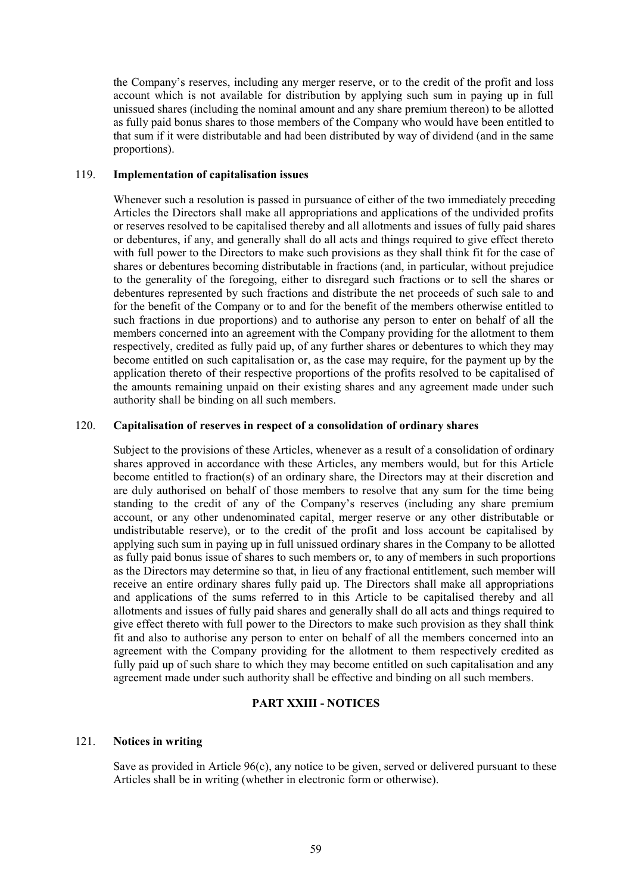the Company's reserves, including any merger reserve, or to the credit of the profit and loss account which is not available for distribution by applying such sum in paying up in full unissued shares (including the nominal amount and any share premium thereon) to be allotted as fully paid bonus shares to those members of the Company who would have been entitled to that sum if it were distributable and had been distributed by way of dividend (and in the same proportions).

119. **Implementation of capitalisation issues**

Whenever such a resolution is passed in pursuance of either of the two immediately preceding Articles the Directors shall make all appropriations and applications of the undivided profits or reserves resolved to be capitalised thereby and all allotments and issues of fully paid shares or debentures, if any, and generally shall do all acts and things required to give effect thereto with full power to the Directors to make such provisions as they shall think fit for the case of shares or debentures becoming distributable in fractions (and, in particular, without prejudice to the generality of the foregoing, either to disregard such fractions or to sell the shares or debentures represented by such fractions and distribute the net proceeds of such sale to and for the benefit of the Company or to and for the benefit of the members otherwise entitled to such fractions in due proportions) and to authorise any person to enter on behalf of all the members concerned into an agreement with the Company providing for the allotment to them respectively, credited as fully paid up, of any further shares or debentures to which they may become entitled on such capitalisation or, as the case may require, for the payment up by the application thereto of their respective proportions of the profits resolved to be capitalised of the amounts remaining unpaid on their existing shares and any agreement made under such authority shall be binding on all such members.

120. **Capitalisation of reserves in respect of a consolidation of ordinary shares**

Subject to the provisions of these Articles, whenever as a result of a consolidation of ordinary shares approved in accordance with these Articles, any members would, but for this Article become entitled to fraction(s) of an ordinary share, the Directors may at their discretion and are duly authorised on behalf of those members to resolve that any sum for the time being standing to the credit of any of the Company's reserves (including any share premium account, or any other undenominated capital, merger reserve or any other distributable or undistributable reserve), or to the credit of the profit and loss account be capitalised by applying such sum in paying up in full unissued ordinary shares in the Company to be allotted as fully paid bonus issue of shares to such members or, to any of members in such proportions as the Directors may determine so that, in lieu of any fractional entitlement, such member will receive an entire ordinary shares fully paid up. The Directors shall make all appropriations and applications of the sums referred to in this Article to be capitalised thereby and all allotments and issues of fully paid shares and generally shall do all acts and things required to give effect thereto with full power to the Directors to make such provision as they shall think fit and also to authorise any person to enter on behalf of all the members concerned into an agreement with the Company providing for the allotment to them respectively credited as fully paid up of such share to which they may become entitled on such capitalisation and any agreement made under such authority shall be effective and binding on all such members.

## PART XXIII - NOTICES

121. **Notices in writing**

Save as provided in Article 96(c), any notice to be given, served or delivered pursuant to these Articles shall be in writing (whether in electronic form or otherwise).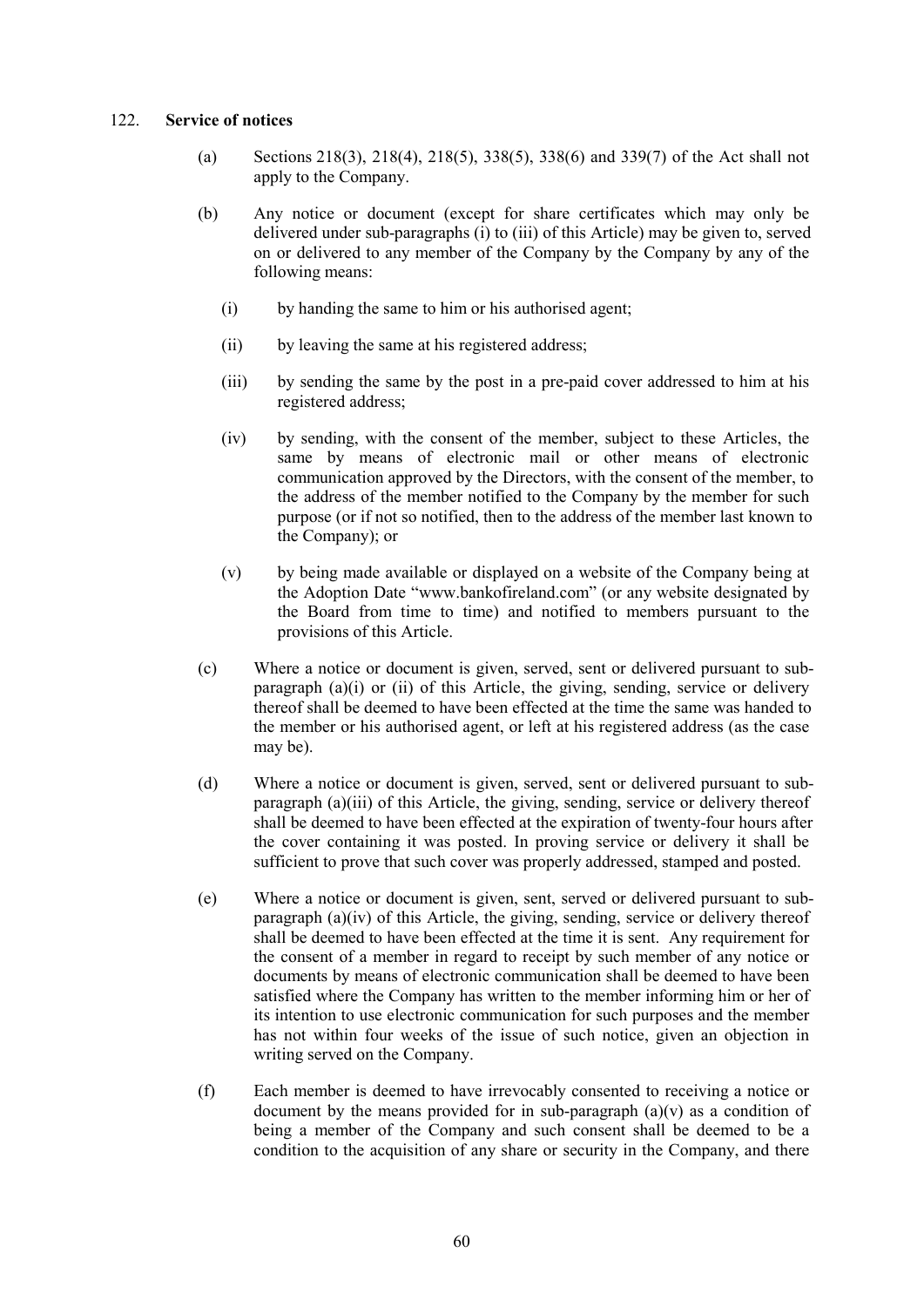122. **Service of notices**

(a) Sections 218(3), 218(4), 218(5), 338(5), 338(6) and 339(7) of the Act shall not apply to the Company.

(b) Any notice or document (except for share certificates which may only be delivered under sub-paragraphs (i) to (iii) of this Article) may be given to, served on or delivered to any member of the Company by the Company by any of the following means:

(i) by handing the same to him or his authorised agent;

(ii) by leaving the same at his registered address;

(iii) by sending the same by the post in a pre-paid cover addressed to him at his registered address;

(iv) by sending, with the consent of the member, subject to these Articles, the same by means of electronic mail or other means of electronic communication approved by the Directors, with the consent of the member, to the address of the member notified to the Company by the member for such purpose (or if not so notified, then to the address of the member last known to the Company); or

(v) by being made available or displayed on a website of the Company being at the Adoption Date "www.bankofireland.com" (or any website designated by the Board from time to time) and notified to members pursuant to the provisions of this Article.

(c) Where a notice or document is given, served, sent or delivered pursuant to sub-paragraph (a)(i) or (ii) of this Article, the giving, sending, service or delivery thereof shall be deemed to have been effected at the time the same was handed to the member or his authorised agent, or left at his registered address (as the case may be).

(d) Where a notice or document is given, served, sent or delivered pursuant to sub-paragraph (a)(iii) of this Article, the giving, sending, service or delivery thereof shall be deemed to have been effected at the expiration of twenty-four hours after the cover containing it was posted. In proving service or delivery it shall be sufficient to prove that such cover was properly addressed, stamped and posted.

(e) Where a notice or document is given, sent, served or delivered pursuant to sub-paragraph (a)(iv) of this Article, the giving, sending, service or delivery thereof shall be deemed to have been effected at the time it is sent. Any requirement for the consent of a member in regard to receipt by such member of any notice or documents by means of electronic communication shall be deemed to have been satisfied where the Company has written to the member informing him or her of its intention to use electronic communication for such purposes and the member has not within four weeks of the issue of such notice, given an objection in writing served on the Company.

(f) Each member is deemed to have irrevocably consented to receiving a notice or document by the means provided for in sub-paragraph (a)(v) as a condition of being a member of the Company and such consent shall be deemed to be a condition to the acquisition of any share or security in the Company, and there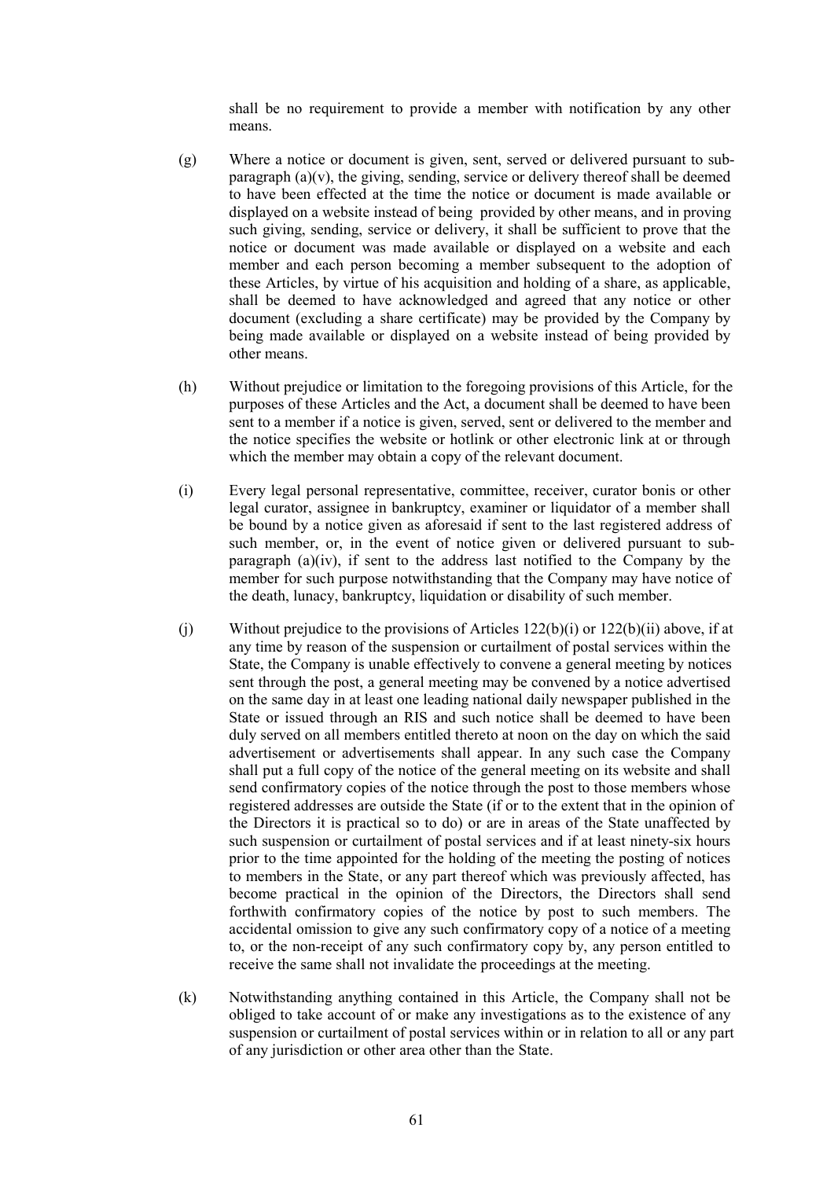shall be no requirement to provide a member with notification by any other means.

(g) Where a notice or document is given, sent, served or delivered pursuant to sub-paragraph (a)(v), the giving, sending, service or delivery thereof shall be deemed to have been effected at the time the notice or document is made available or displayed on a website instead of being provided by other means, and in proving such giving, sending, service or delivery, it shall be sufficient to prove that the notice or document was made available or displayed on a website and each member and each person becoming a member subsequent to the adoption of these Articles, by virtue of his acquisition and holding of a share, as applicable, shall be deemed to have acknowledged and agreed that any notice or other document (excluding a share certificate) may be provided by the Company by being made available or displayed on a website instead of being provided by other means.

(h) Without prejudice or limitation to the foregoing provisions of this Article, for the purposes of these Articles and the Act, a document shall be deemed to have been sent to a member if a notice is given, served, sent or delivered to the member and the notice specifies the website or hotlink or other electronic link at or through which the member may obtain a copy of the relevant document.

(i) Every legal personal representative, committee, receiver, curator bonis or other legal curator, assignee in bankruptcy, examiner or liquidator of a member shall be bound by a notice given as aforesaid if sent to the last registered address of such member, or, in the event of notice given or delivered pursuant to sub-paragraph (a)(iv), if sent to the address last notified to the Company by the member for such purpose notwithstanding that the Company may have notice of the death, lunacy, bankruptcy, liquidation or disability of such member.

(j) Without prejudice to the provisions of Articles 122(b)(i) or 122(b)(ii) above, if at any time by reason of the suspension or curtailment of postal services within the State, the Company is unable effectively to convene a general meeting by notices sent through the post, a general meeting may be convened by a notice advertised on the same day in at least one leading national daily newspaper published in the State or issued through an RIS and such notice shall be deemed to have been duly served on all members entitled thereto at noon on the day on which the said advertisement or advertisements shall appear. In any such case the Company shall put a full copy of the notice of the general meeting on its website and shall send confirmatory copies of the notice through the post to those members whose registered addresses are outside the State (if or to the extent that in the opinion of the Directors it is practical so to do) or are in areas of the State unaffected by such suspension or curtailment of postal services and if at least ninety-six hours prior to the time appointed for the holding of the meeting the posting of notices to members in the State, or any part thereof which was previously affected, has become practical in the opinion of the Directors, the Directors shall send forthwith confirmatory copies of the notice by post to such members. The accidental omission to give any such confirmatory copy of a notice of a meeting to, or the non-receipt of any such confirmatory copy by, any person entitled to receive the same shall not invalidate the proceedings at the meeting.

(k) Notwithstanding anything contained in this Article, the Company shall not be obliged to take account of or make any investigations as to the existence of any suspension or curtailment of postal services within or in relation to all or any part of any jurisdiction or other area other than the State.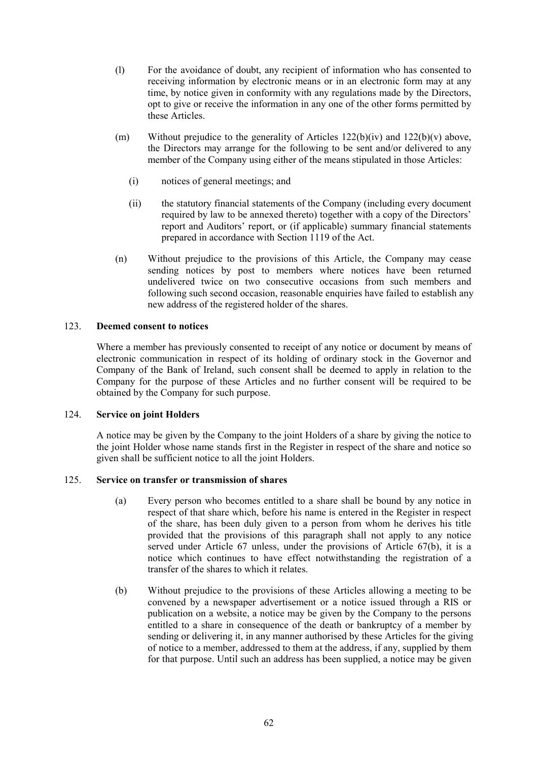(l) For the avoidance of doubt, any recipient of information who has consented to receiving information by electronic means or in an electronic form may at any time, by notice given in conformity with any regulations made by the Directors, opt to give or receive the information in any one of the other forms permitted by these Articles.

(m) Without prejudice to the generality of Articles 122(b)(iv) and 122(b)(v) above, the Directors may arrange for the following to be sent and/or delivered to any member of the Company using either of the means stipulated in those Articles:

(i) notices of general meetings; and

(ii) the statutory financial statements of the Company (including every document required by law to be annexed thereto) together with a copy of the Directors' report and Auditors' report, or (if applicable) summary financial statements prepared in accordance with Section 1119 of the Act.

(n) Without prejudice to the provisions of this Article, the Company may cease sending notices by post to members where notices have been returned undelivered twice on two consecutive occasions from such members and following such second occasion, reasonable enquiries have failed to establish any new address of the registered holder of the shares.

123. **Deemed consent to notices**

Where a member has previously consented to receipt of any notice or document by means of electronic communication in respect of its holding of ordinary stock in the Governor and Company of the Bank of Ireland, such consent shall be deemed to apply in relation to the Company for the purpose of these Articles and no further consent will be required to be obtained by the Company for such purpose.

124. **Service on joint Holders**

A notice may be given by the Company to the joint Holders of a share by giving the notice to the joint Holder whose name stands first in the Register in respect of the share and notice so given shall be sufficient notice to all the joint Holders.

125. **Service on transfer or transmission of shares**

(a) Every person who becomes entitled to a share shall be bound by any notice in respect of that share which, before his name is entered in the Register in respect of the share, has been duly given to a person from whom he derives his title provided that the provisions of this paragraph shall not apply to any notice served under Article 67 unless, under the provisions of Article 67(b), it is a notice which continues to have effect notwithstanding the registration of a transfer of the shares to which it relates.

(b) Without prejudice to the provisions of these Articles allowing a meeting to be convened by a newspaper advertisement or a notice issued through a RIS or publication on a website, a notice may be given by the Company to the persons entitled to a share in consequence of the death or bankruptcy of a member by sending or delivering it, in any manner authorised by these Articles for the giving of notice to a member, addressed to them at the address, if any, supplied by them for that purpose. Until such an address has been supplied, a notice may be given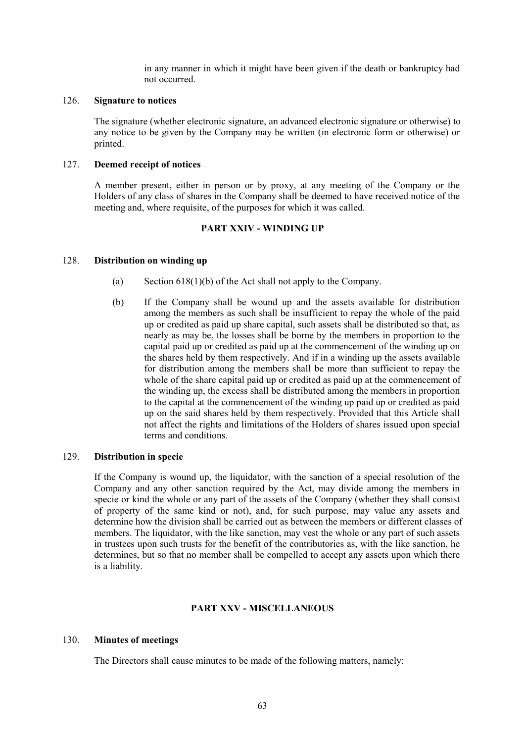in any manner in which it might have been given if the death or bankruptcy had not occurred.

126. **Signature to notices**

The signature (whether electronic signature, an advanced electronic signature or otherwise) to any notice to be given by the Company may be written (in electronic form or otherwise) or printed.

127. **Deemed receipt of notices**

A member present, either in person or by proxy, at any meeting of the Company or the Holders of any class of shares in the Company shall be deemed to have received notice of the meeting and, where requisite, of the purposes for which it was called.

## PART XXIV - WINDING UP

128. **Distribution on winding up**

(a) Section 618(1)(b) of the Act shall not apply to the Company.

(b) If the Company shall be wound up and the assets available for distribution among the members as such shall be insufficient to repay the whole of the paid up or credited as paid up share capital, such assets shall be distributed so that, as nearly as may be, the losses shall be borne by the members in proportion to the capital paid up or credited as paid up at the commencement of the winding up on the shares held by them respectively. And if in a winding up the assets available for distribution among the members shall be more than sufficient to repay the whole of the share capital paid up or credited as paid up at the commencement of the winding up, the excess shall be distributed among the members in proportion to the capital at the commencement of the winding up paid up or credited as paid up on the said shares held by them respectively. Provided that this Article shall not affect the rights and limitations of the Holders of shares issued upon special terms and conditions.

129. **Distribution in specie**

If the Company is wound up, the liquidator, with the sanction of a special resolution of the Company and any other sanction required by the Act, may divide among the members in specie or kind the whole or any part of the assets of the Company (whether they shall consist of property of the same kind or not), and, for such purpose, may value any assets and determine how the division shall be carried out as between the members or different classes of members. The liquidator, with the like sanction, may vest the whole or any part of such assets in trustees upon such trusts for the benefit of the contributories as, with the like sanction, he determines, but so that no member shall be compelled to accept any assets upon which there is a liability.

## PART XXV - MISCELLANEOUS

130. **Minutes of meetings**

The Directors shall cause minutes to be made of the following matters, namely: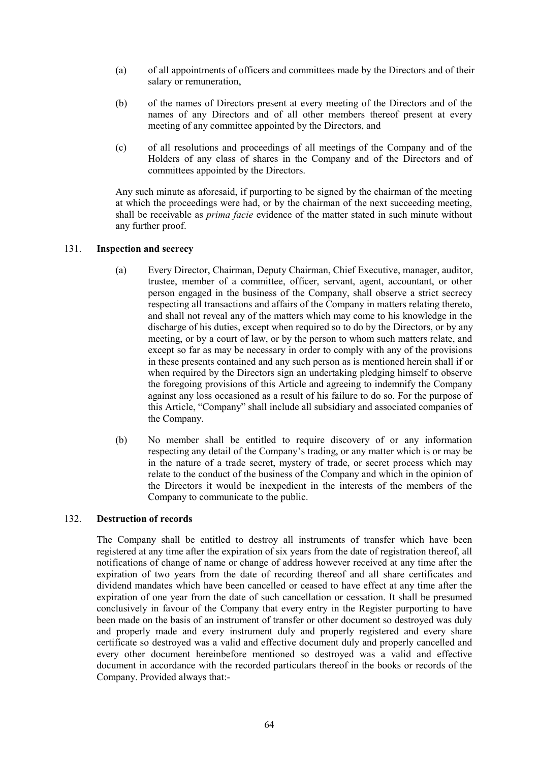(a) of all appointments of officers and committees made by the Directors and of their salary or remuneration,

(b) of the names of Directors present at every meeting of the Directors and of the names of any Directors and of all other members thereof present at every meeting of any committee appointed by the Directors, and

(c) of all resolutions and proceedings of all meetings of the Company and of the Holders of any class of shares in the Company and of the Directors and of committees appointed by the Directors.

Any such minute as aforesaid, if purporting to be signed by the chairman of the meeting at which the proceedings were had, or by the chairman of the next succeeding meeting, shall be receivable as *prima facie* evidence of the matter stated in such minute without any further proof.

131. **Inspection and secrecy**

(a) Every Director, Chairman, Deputy Chairman, Chief Executive, manager, auditor, trustee, member of a committee, officer, servant, agent, accountant, or other person engaged in the business of the Company, shall observe a strict secrecy respecting all transactions and affairs of the Company in matters relating thereto, and shall not reveal any of the matters which may come to his knowledge in the discharge of his duties, except when required so to do by the Directors, or by any meeting, or by a court of law, or by the person to whom such matters relate, and except so far as may be necessary in order to comply with any of the provisions in these presents contained and any such person as is mentioned herein shall if or when required by the Directors sign an undertaking pledging himself to observe the foregoing provisions of this Article and agreeing to indemnify the Company against any loss occasioned as a result of his failure to do so. For the purpose of this Article, "Company" shall include all subsidiary and associated companies of the Company.

(b) No member shall be entitled to require discovery of or any information respecting any detail of the Company's trading, or any matter which is or may be in the nature of a trade secret, mystery of trade, or secret process which may relate to the conduct of the business of the Company and which in the opinion of the Directors it would be inexpedient in the interests of the members of the Company to communicate to the public.

132. **Destruction of records**

The Company shall be entitled to destroy all instruments of transfer which have been registered at any time after the expiration of six years from the date of registration thereof, all notifications of change of name or change of address however received at any time after the expiration of two years from the date of recording thereof and all share certificates and dividend mandates which have been cancelled or ceased to have effect at any time after the expiration of one year from the date of such cancellation or cessation. It shall be presumed conclusively in favour of the Company that every entry in the Register purporting to have been made on the basis of an instrument of transfer or other document so destroyed was duly and properly made and every instrument duly and properly registered and every share certificate so destroyed was a valid and effective document duly and properly cancelled and every other document hereinbefore mentioned so destroyed was a valid and effective document in accordance with the recorded particulars thereof in the books or records of the Company. Provided always that:-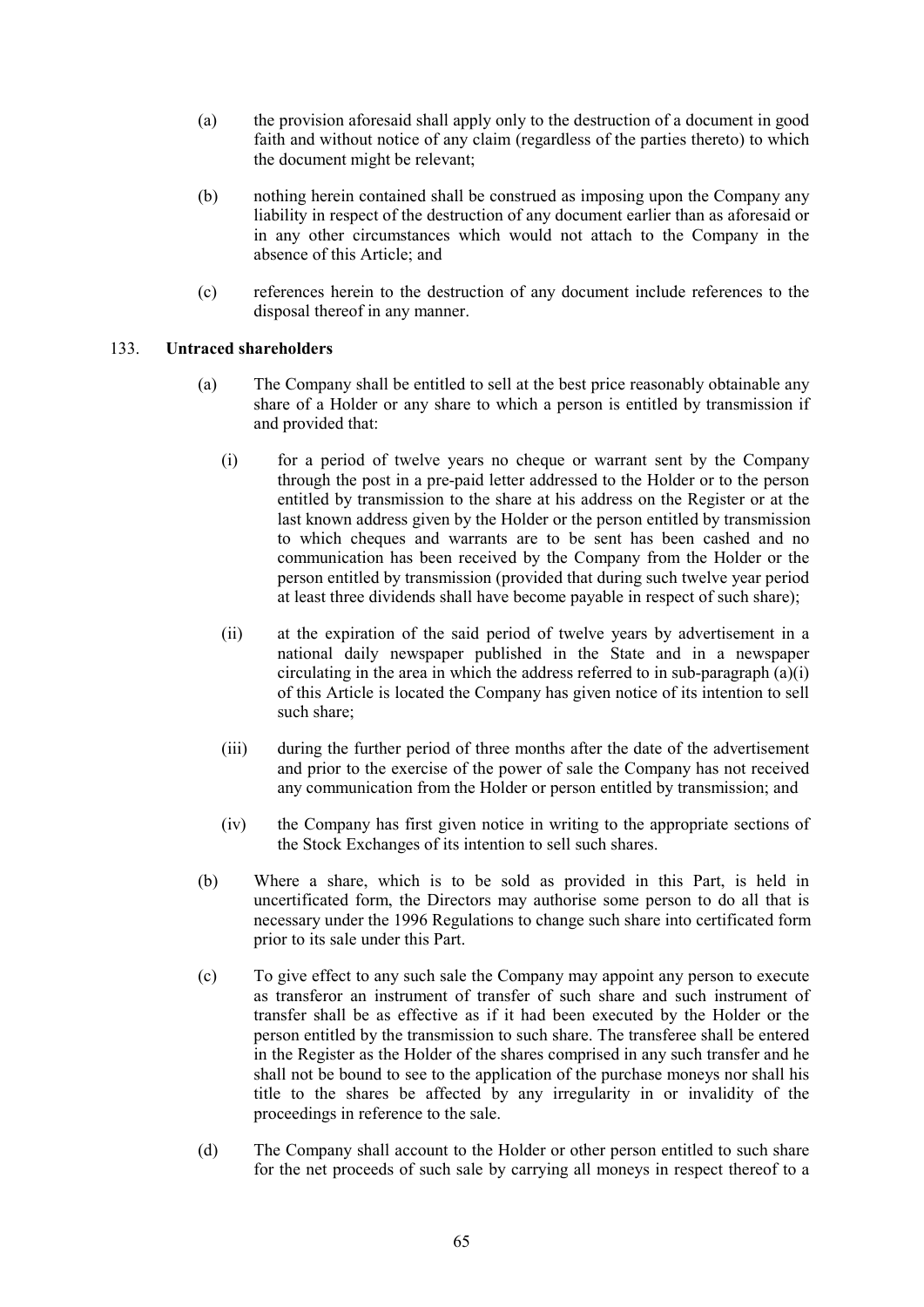(a) the provision aforesaid shall apply only to the destruction of a document in good faith and without notice of any claim (regardless of the parties thereto) to which the document might be relevant;

(b) nothing herein contained shall be construed as imposing upon the Company any liability in respect of the destruction of any document earlier than as aforesaid or in any other circumstances which would not attach to the Company in the absence of this Article; and

(c) references herein to the destruction of any document include references to the disposal thereof in any manner.

133. **Untraced shareholders**

(a) The Company shall be entitled to sell at the best price reasonably obtainable any share of a Holder or any share to which a person is entitled by transmission if and provided that:

(i) for a period of twelve years no cheque or warrant sent by the Company through the post in a pre-paid letter addressed to the Holder or to the person entitled by transmission to the share at his address on the Register or at the last known address given by the Holder or the person entitled by transmission to which cheques and warrants are to be sent has been cashed and no communication has been received by the Company from the Holder or the person entitled by transmission (provided that during such twelve year period at least three dividends shall have become payable in respect of such share);

(ii) at the expiration of the said period of twelve years by advertisement in a national daily newspaper published in the State and in a newspaper circulating in the area in which the address referred to in sub-paragraph (a)(i) of this Article is located the Company has given notice of its intention to sell such share;

(iii) during the further period of three months after the date of the advertisement and prior to the exercise of the power of sale the Company has not received any communication from the Holder or person entitled by transmission; and

(iv) the Company has first given notice in writing to the appropriate sections of the Stock Exchanges of its intention to sell such shares.

(b) Where a share, which is to be sold as provided in this Part, is held in uncertificated form, the Directors may authorise some person to do all that is necessary under the 1996 Regulations to change such share into certificated form prior to its sale under this Part.

(c) To give effect to any such sale the Company may appoint any person to execute as transferor an instrument of transfer of such share and such instrument of transfer shall be as effective as if it had been executed by the Holder or the person entitled by the transmission to such share. The transferee shall be entered in the Register as the Holder of the shares comprised in any such transfer and he shall not be bound to see to the application of the purchase moneys nor shall his title to the shares be affected by any irregularity in or invalidity of the proceedings in reference to the sale.

(d) The Company shall account to the Holder or other person entitled to such share for the net proceeds of such sale by carrying all moneys in respect thereof to a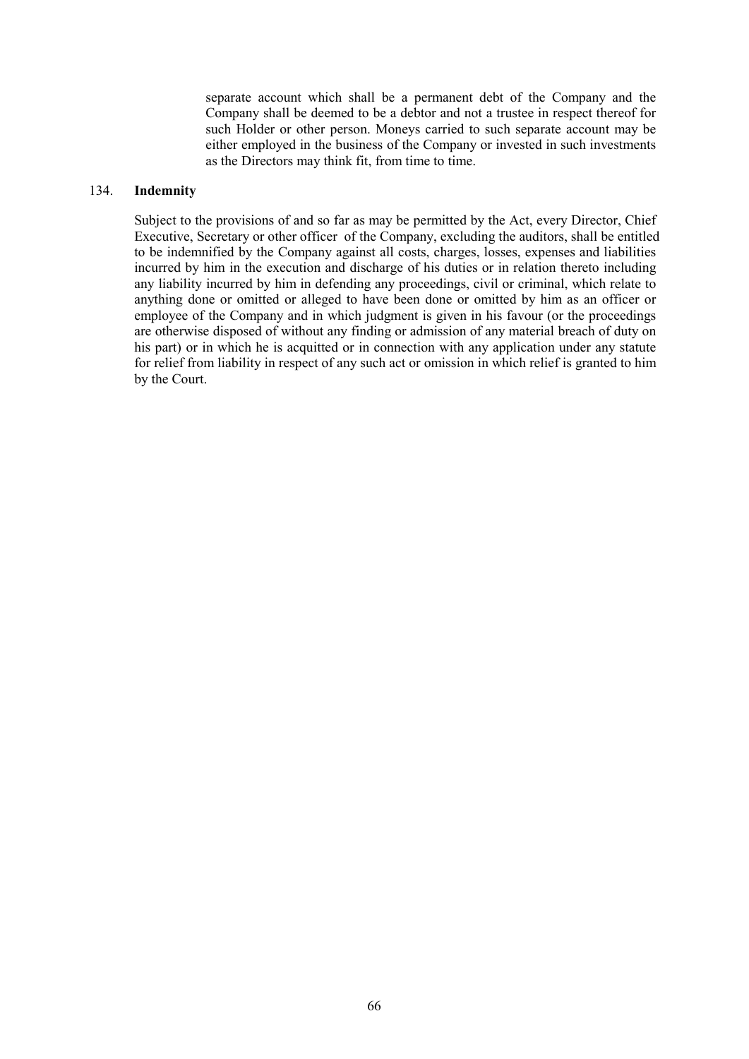separate account which shall be a permanent debt of the Company and the Company shall be deemed to be a debtor and not a trustee in respect thereof for such Holder or other person. Moneys carried to such separate account may be either employed in the business of the Company or invested in such investments as the Directors may think fit, from time to time.

## 134. **Indemnity**

Subject to the provisions of and so far as may be permitted by the Act, every Director, Chief Executive, Secretary or other officer of the Company, excluding the auditors, shall be entitled to be indemnified by the Company against all costs, charges, losses, expenses and liabilities incurred by him in the execution and discharge of his duties or in relation thereto including any liability incurred by him in defending any proceedings, civil or criminal, which relate to anything done or omitted or alleged to have been done or omitted by him as an officer or employee of the Company and in which judgment is given in his favour (or the proceedings are otherwise disposed of without any finding or admission of any material breach of duty on his part) or in which he is acquitted or in connection with any application under any statute for relief from liability in respect of any such act or omission in which relief is granted to him by the Court.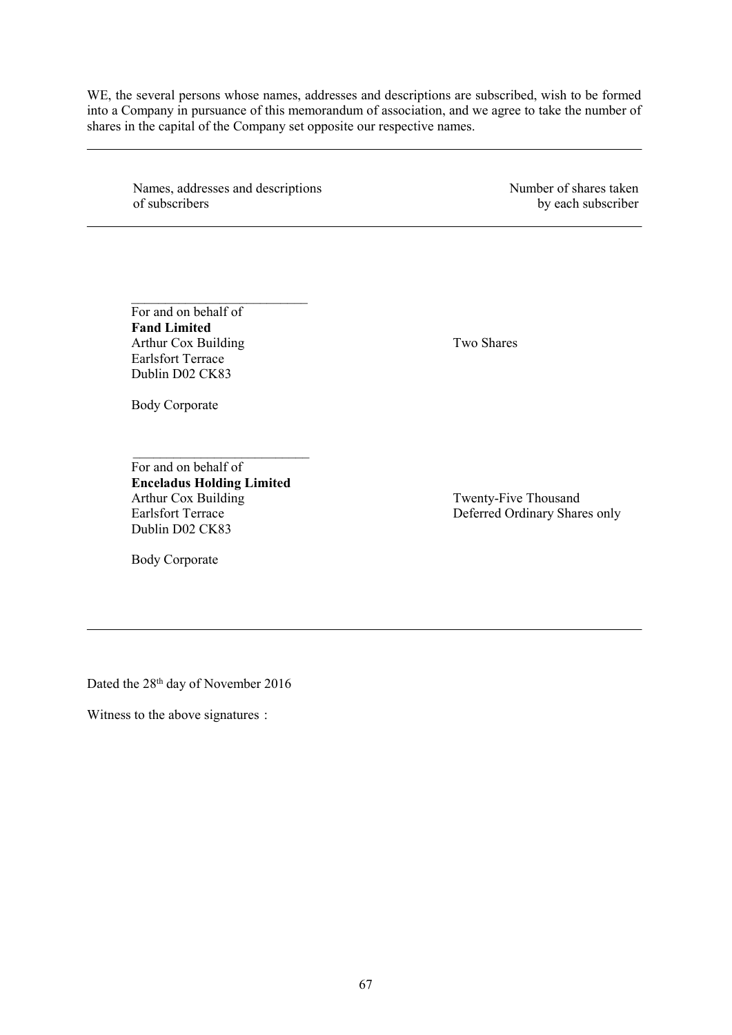WE, the several persons whose names, addresses and descriptions are subscribed, wish to be formed into a Company in pursuance of this memorandum of association, and we agree to take the number of shares in the capital of the Company set opposite our respective names.

---

| Names, addresses and descriptions of subscribers | Number of shares taken by each subscriber |
| --- | --- |
| \_\_\_\_\_\_\_\_\_\_\_\_\_\_\_\_\_\_\_\_\_\_\_\_\_\_<br>For and on behalf of<br>**Fand Limited**<br>Arthur Cox Building<br>Earlsfort Terrace<br>Dublin D02 CK83<br><br>Body Corporate | Two Shares |
| \_\_\_\_\_\_\_\_\_\_\_\_\_\_\_\_\_\_\_\_\_\_\_\_\_\_<br>For and on behalf of<br>**Enceladus Holding Limited**<br>Arthur Cox Building<br>Earlsfort Terrace<br>Dublin D02 CK83<br><br>Body Corporate | Twenty-Five Thousand Deferred Ordinary Shares only |

---

Dated the 28th day of November 2016

Witness to the above signatures :